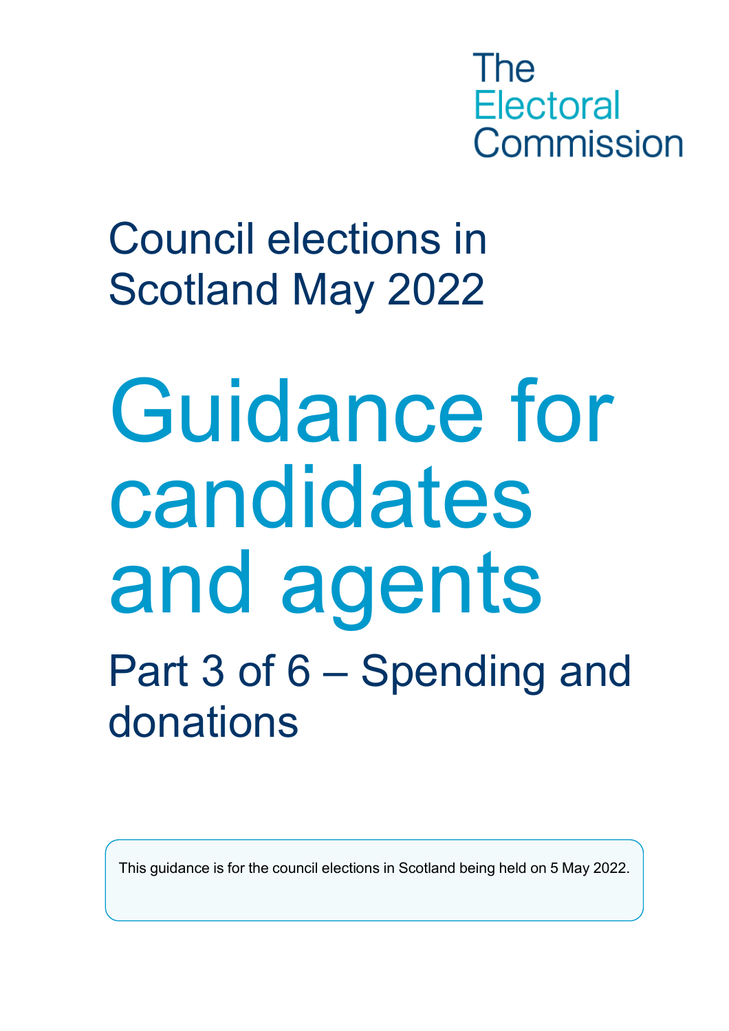The Electoral Commission

Council elections in Scotland May 2022

# Guidance for candidates and agents

## Part 3 of 6 – Spending and donations

This guidance is for the council elections in Scotland being held on 5 May 2022.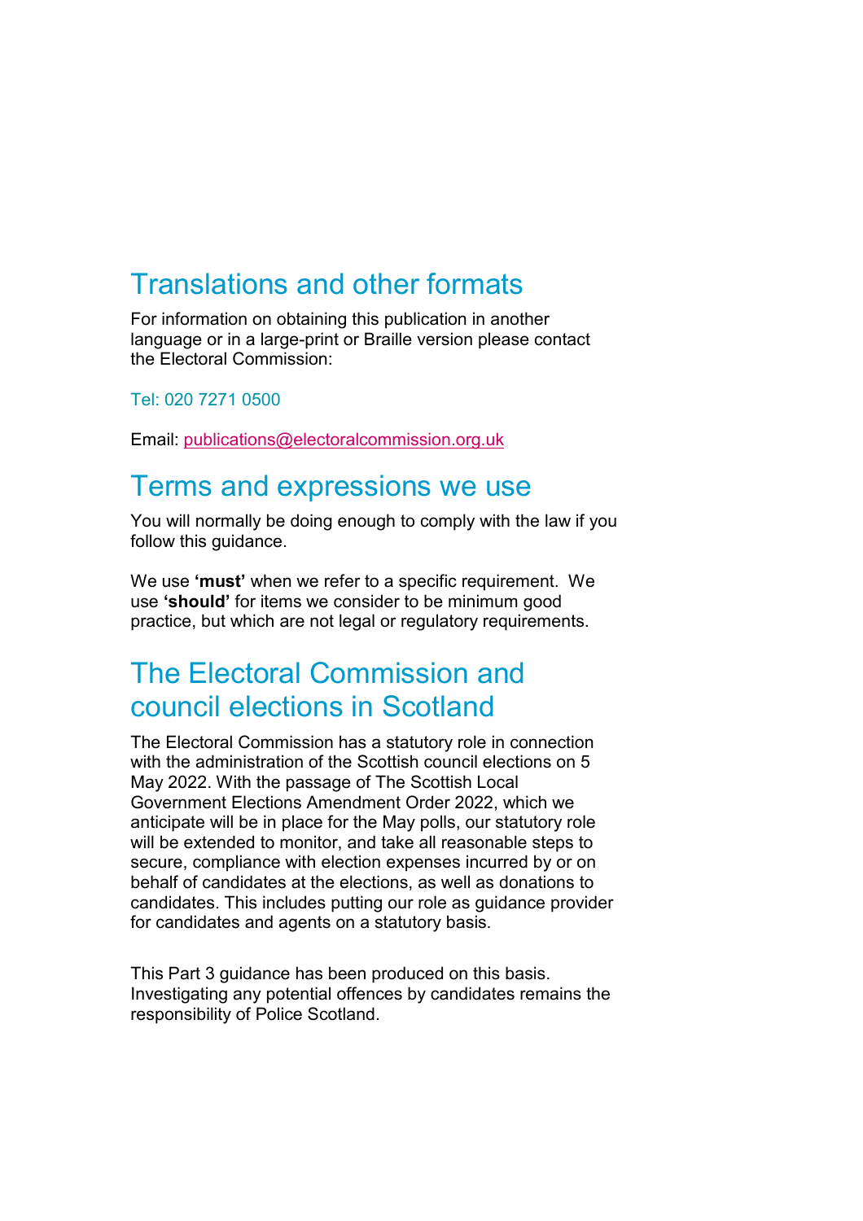## Translations and other formats

For information on obtaining this publication in another language or in a large-print or Braille version please contact the Electoral Commission:

Tel: 020 7271 0500

Email: publications@electoralcommission.org.uk

## Terms and expressions we use

You will normally be doing enough to comply with the law if you follow this guidance.

We use **'must'** when we refer to a specific requirement. We use **'should'** for items we consider to be minimum good practice, but which are not legal or regulatory requirements.

## The Electoral Commission and council elections in Scotland

The Electoral Commission has a statutory role in connection with the administration of the Scottish council elections on 5 May 2022. With the passage of The Scottish Local Government Elections Amendment Order 2022, which we anticipate will be in place for the May polls, our statutory role will be extended to monitor, and take all reasonable steps to secure, compliance with election expenses incurred by or on behalf of candidates at the elections, as well as donations to candidates. This includes putting our role as guidance provider for candidates and agents on a statutory basis.

This Part 3 guidance has been produced on this basis. Investigating any potential offences by candidates remains the responsibility of Police Scotland.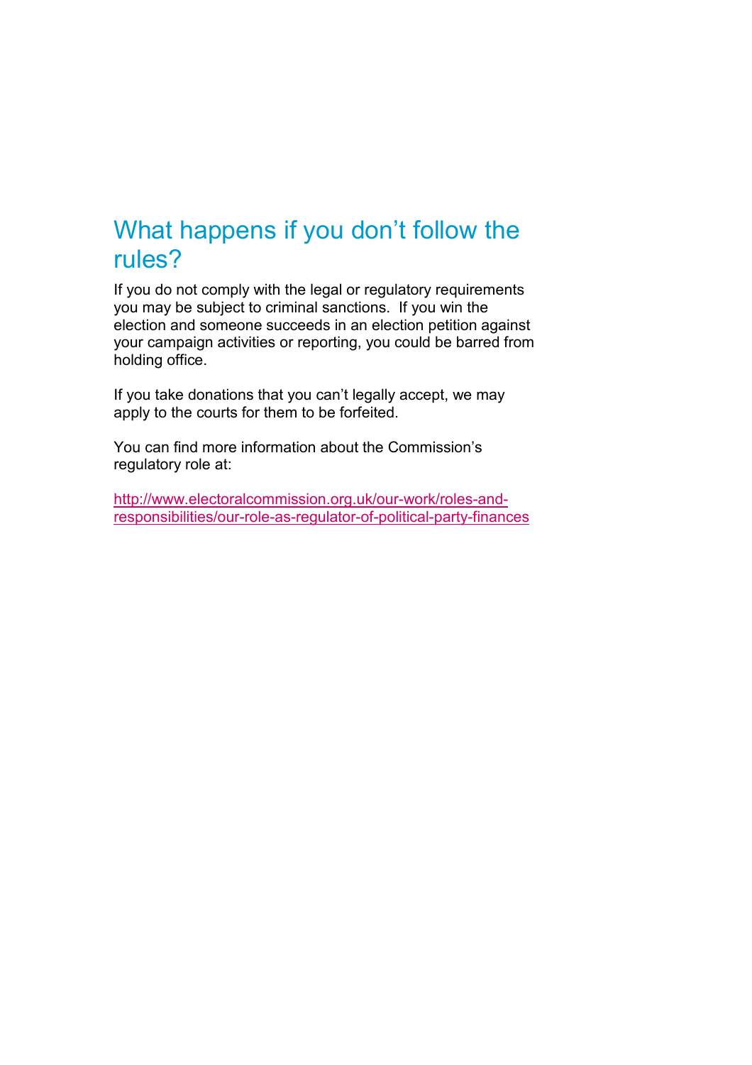# What happens if you don't follow the rules?

If you do not comply with the legal or regulatory requirements you may be subject to criminal sanctions. If you win the election and someone succeeds in an election petition against your campaign activities or reporting, you could be barred from holding office.

If you take donations that you can't legally accept, we may apply to the courts for them to be forfeited.

You can find more information about the Commission's regulatory role at:

[http://www.electoralcommission.org.uk/our-work/roles-and-responsibilities/our-role-as-regulator-of-political-party-finances](http://www.electoralcommission.org.uk/our-work/roles-and-responsibilities/our-role-as-regulator-of-political-party-finances)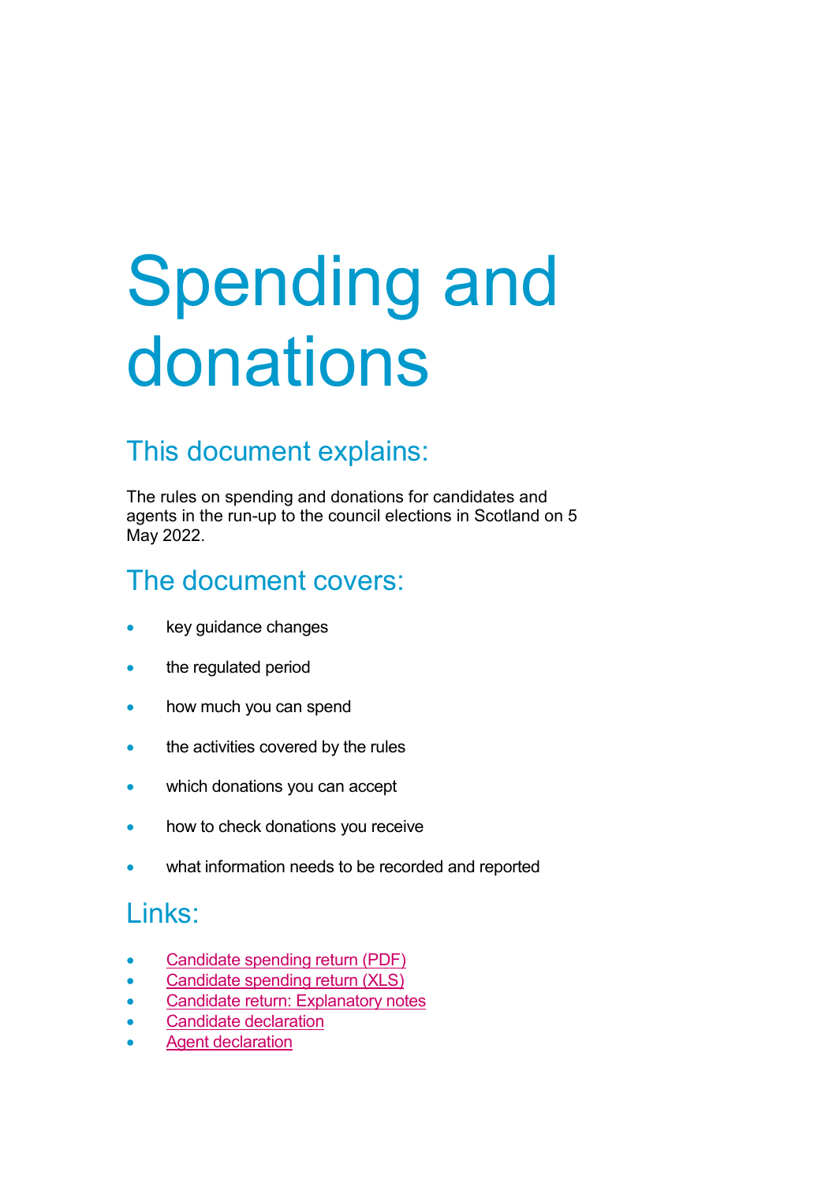# Spending and donations

## This document explains:

The rules on spending and donations for candidates and agents in the run-up to the council elections in Scotland on 5 May 2022.

## The document covers:

- key guidance changes
- the regulated period
- how much you can spend
- the activities covered by the rules
- which donations you can accept
- how to check donations you receive
- what information needs to be recorded and reported

## Links:

- Candidate spending return (PDF)
- Candidate spending return (XLS)
- Candidate return: Explanatory notes
- Candidate declaration
- Agent declaration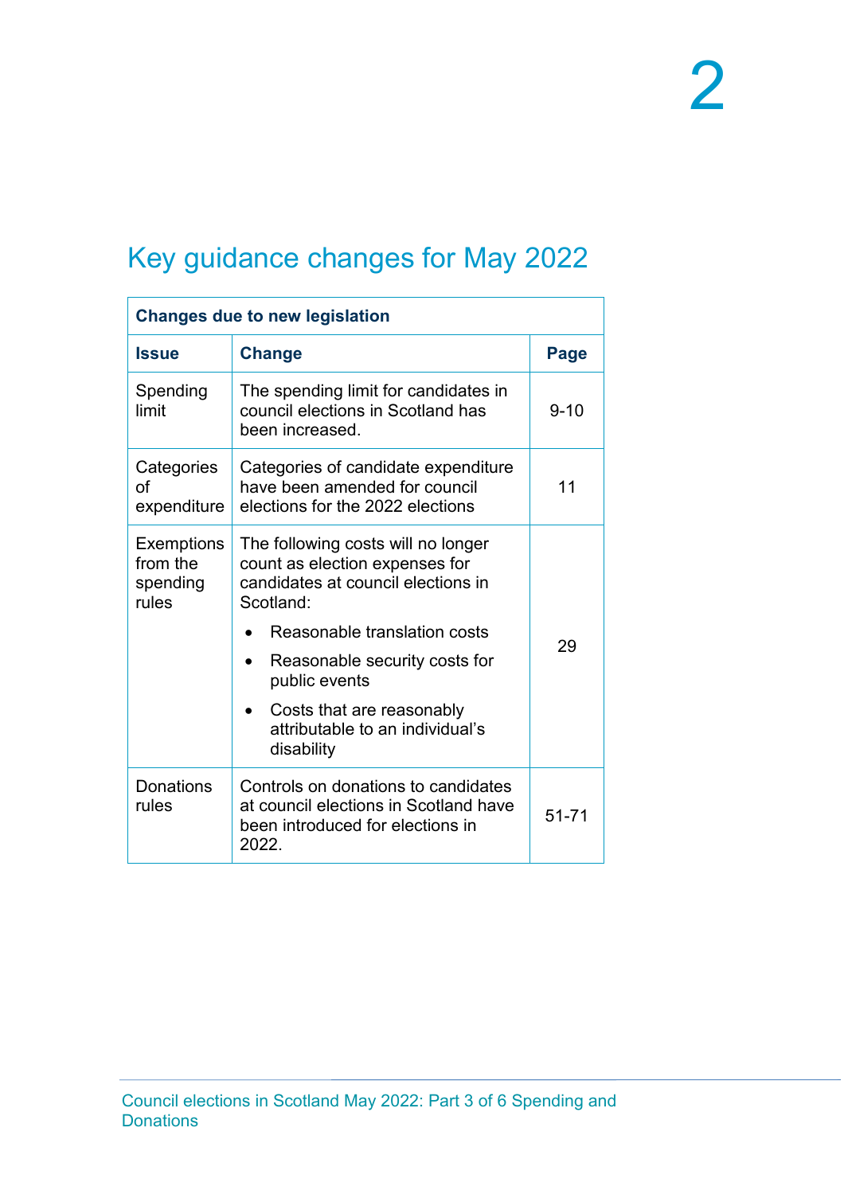# Key guidance changes for May 2022

| Changes due to new legislation | | |
|---|---|---|
| **Issue** | **Change** | **Page** |
| Spending limit | The spending limit for candidates in council elections in Scotland has been increased. | 9-10 |
| Categories of expenditure | Categories of candidate expenditure have been amended for council elections for the 2022 elections | 11 |
| Exemptions from the spending rules | The following costs will no longer count as election expenses for candidates at council elections in Scotland: <br>• Reasonable translation costs <br>• Reasonable security costs for public events <br>• Costs that are reasonably attributable to an individual's disability | 29 |
| Donations rules | Controls on donations to candidates at council elections in Scotland have been introduced for elections in 2022. | 51-71 |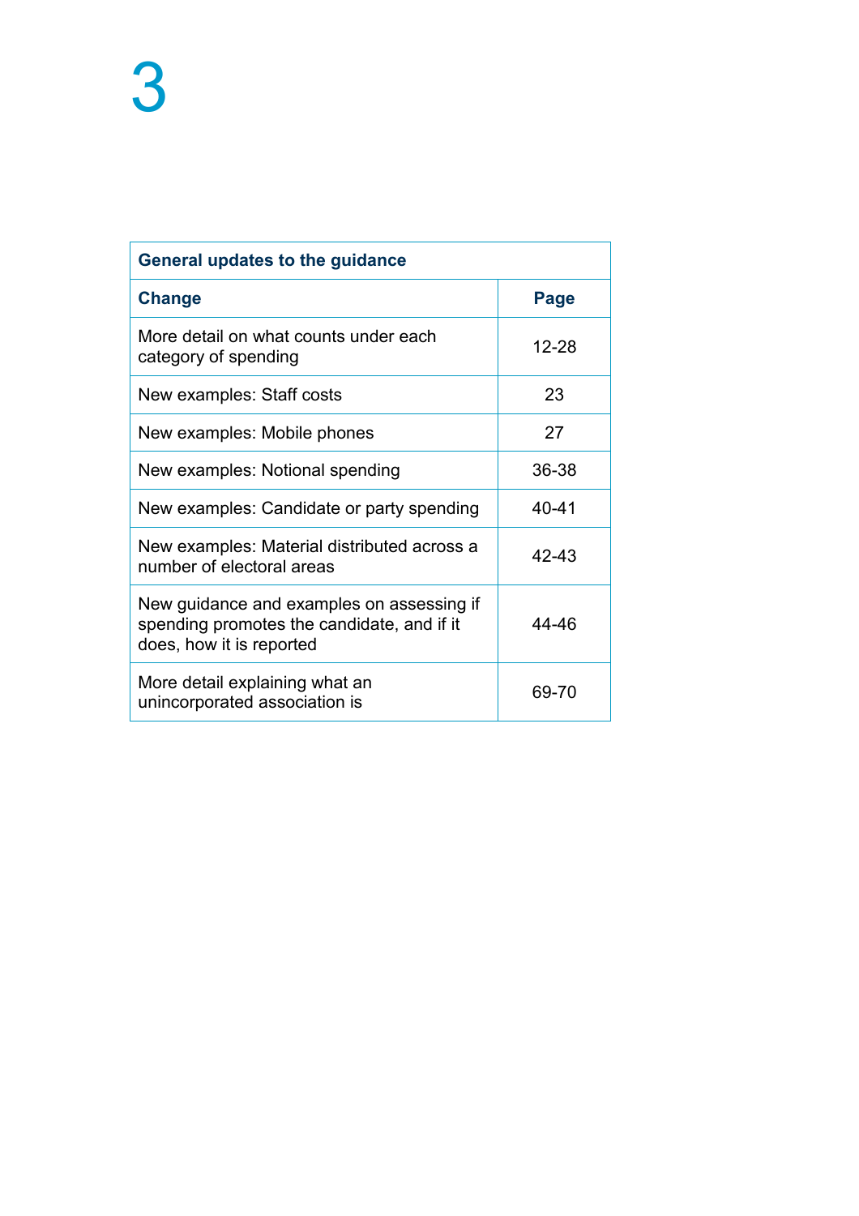| General updates to the guidance | |
|---|---|
| **Change** | **Page** |
| More detail on what counts under each category of spending | 12-28 |
| New examples: Staff costs | 23 |
| New examples: Mobile phones | 27 |
| New examples: Notional spending | 36-38 |
| New examples: Candidate or party spending | 40-41 |
| New examples: Material distributed across a number of electoral areas | 42-43 |
| New guidance and examples on assessing if spending promotes the candidate, and if it does, how it is reported | 44-46 |
| More detail explaining what an unincorporated association is | 69-70 |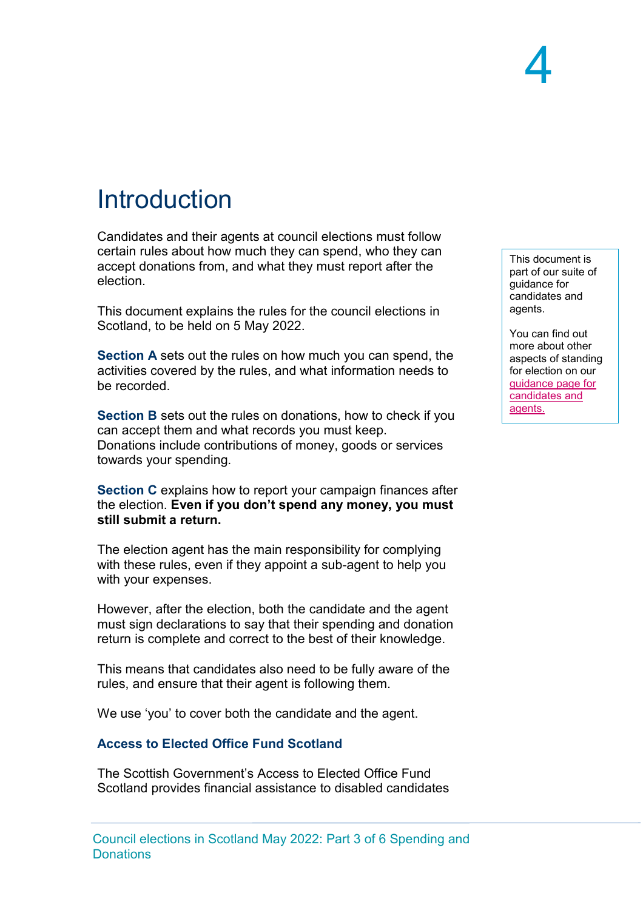# Introduction

Candidates and their agents at council elections must follow certain rules about how much they can spend, who they can accept donations from, and what they must report after the election.

This document explains the rules for the council elections in Scotland, to be held on 5 May 2022.

**Section A** sets out the rules on how much you can spend, the activities covered by the rules, and what information needs to be recorded.

**Section B** sets out the rules on donations, how to check if you can accept them and what records you must keep. Donations include contributions of money, goods or services towards your spending.

**Section C** explains how to report your campaign finances after the election. **Even if you don't spend any money, you must still submit a return.**

The election agent has the main responsibility for complying with these rules, even if they appoint a sub-agent to help you with your expenses.

However, after the election, both the candidate and the agent must sign declarations to say that their spending and donation return is complete and correct to the best of their knowledge.

This means that candidates also need to be fully aware of the rules, and ensure that their agent is following them.

We use 'you' to cover both the candidate and the agent.

> This document is part of our suite of guidance for candidates and agents.
>
> You can find out more about other aspects of standing for election on our guidance page for candidates and agents.

### Access to Elected Office Fund Scotland

The Scottish Government's Access to Elected Office Fund Scotland provides financial assistance to disabled candidates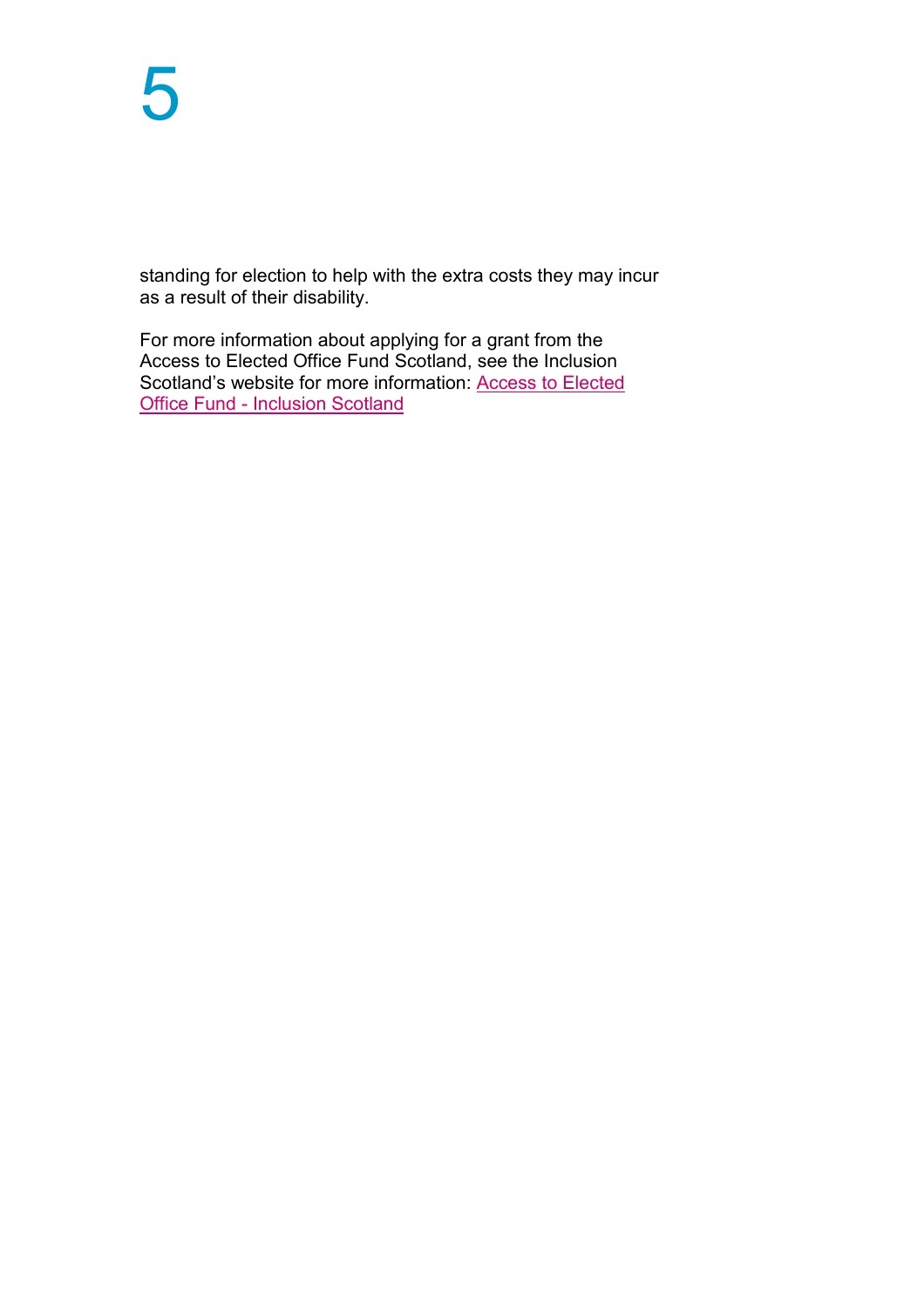standing for election to help with the extra costs they may incur as a result of their disability.

For more information about applying for a grant from the Access to Elected Office Fund Scotland, see the Inclusion Scotland's website for more information: Access to Elected Office Fund - Inclusion Scotland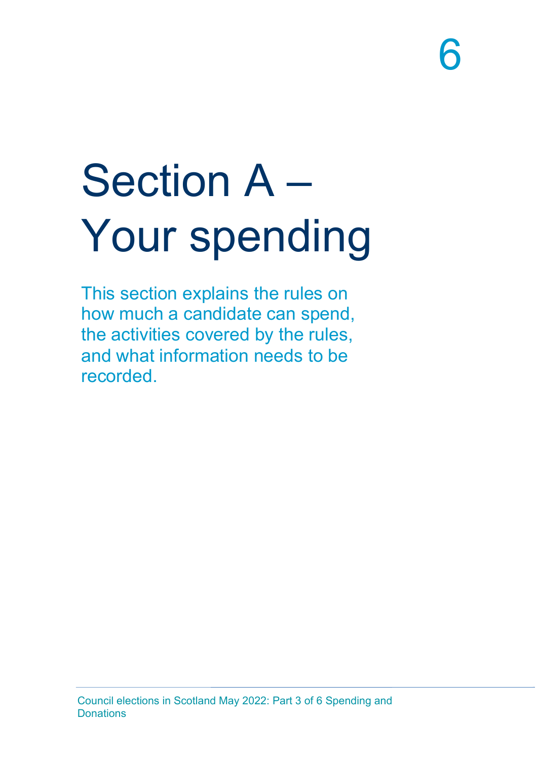# Section A – Your spending

This section explains the rules on how much a candidate can spend, the activities covered by the rules, and what information needs to be recorded.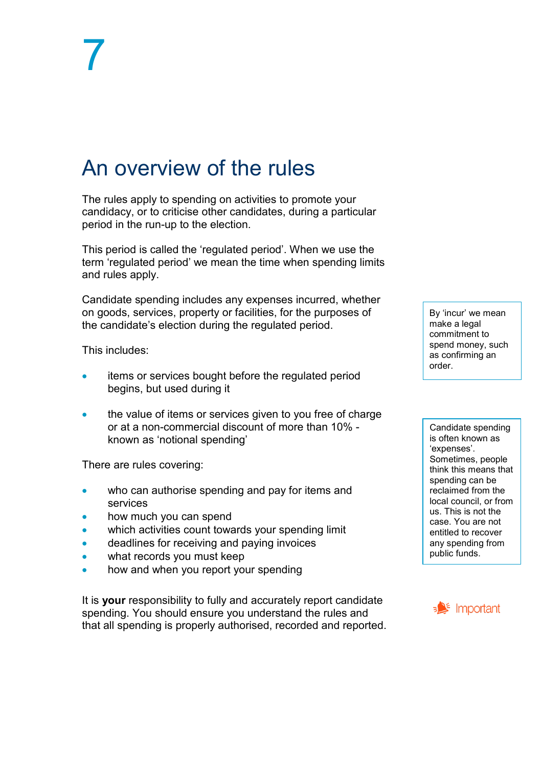# 7

## An overview of the rules

The rules apply to spending on activities to promote your candidacy, or to criticise other candidates, during a particular period in the run-up to the election.

This period is called the 'regulated period'. When we use the term 'regulated period' we mean the time when spending limits and rules apply.

Candidate spending includes any expenses incurred, whether on goods, services, property or facilities, for the purposes of the candidate's election during the regulated period.

> By 'incur' we mean make a legal commitment to spend money, such as confirming an order.

This includes:

- items or services bought before the regulated period begins, but used during it
- the value of items or services given to you free of charge or at a non-commercial discount of more than 10% - known as 'notional spending'

> Candidate spending is often known as 'expenses'. Sometimes, people think this means that spending can be reclaimed from the local council, or from us. This is not the case. You are not entitled to recover any spending from public funds.

There are rules covering:

- who can authorise spending and pay for items and services
- how much you can spend
- which activities count towards your spending limit
- deadlines for receiving and paying invoices
- what records you must keep
- how and when you report your spending

Important

It is **your** responsibility to fully and accurately report candidate spending. You should ensure you understand the rules and that all spending is properly authorised, recorded and reported.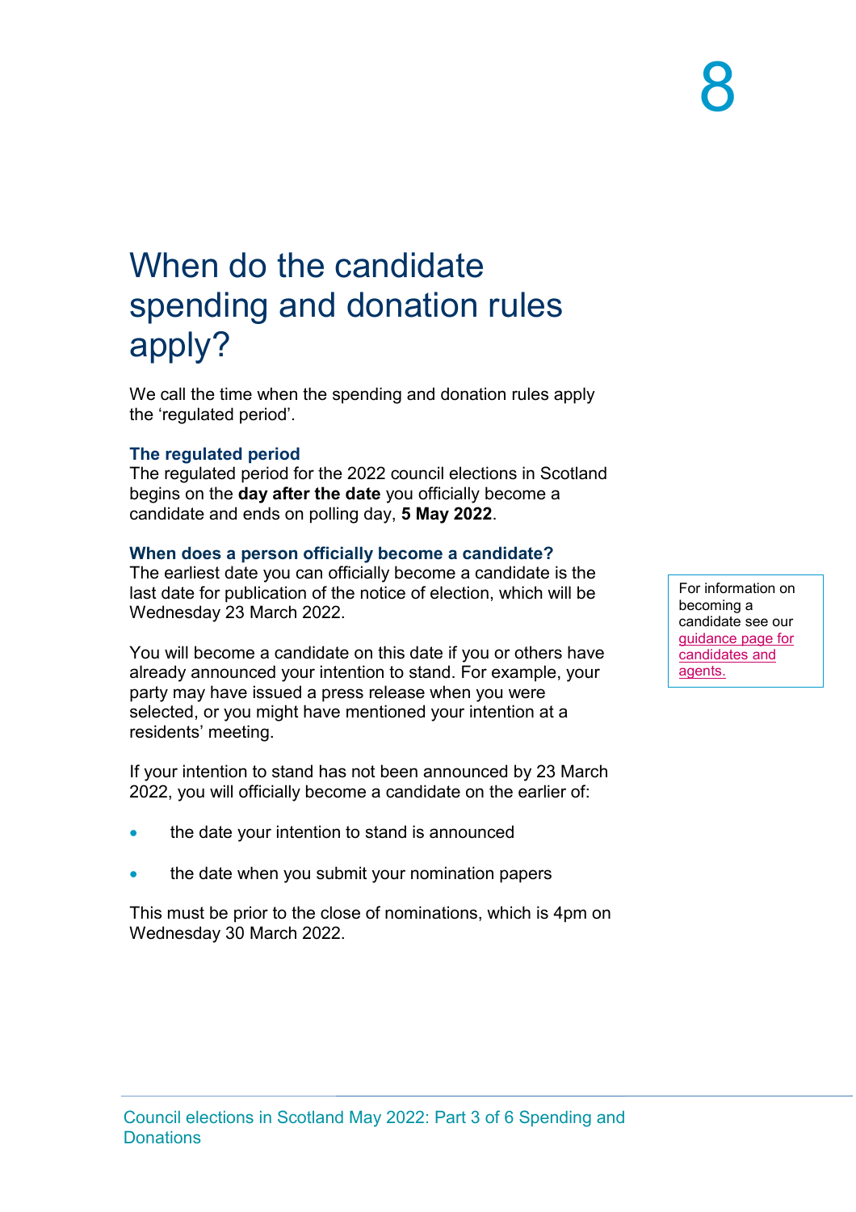# When do the candidate spending and donation rules apply?

We call the time when the spending and donation rules apply the 'regulated period'.

### The regulated period

The regulated period for the 2022 council elections in Scotland begins on the **day after the date** you officially become a candidate and ends on polling day, **5 May 2022**.

### When does a person officially become a candidate?

The earliest date you can officially become a candidate is the last date for publication of the notice of election, which will be Wednesday 23 March 2022.

For information on becoming a candidate see our guidance page for candidates and agents.

You will become a candidate on this date if you or others have already announced your intention to stand. For example, your party may have issued a press release when you were selected, or you might have mentioned your intention at a residents' meeting.

If your intention to stand has not been announced by 23 March 2022, you will officially become a candidate on the earlier of:

- the date your intention to stand is announced
- the date when you submit your nomination papers

This must be prior to the close of nominations, which is 4pm on Wednesday 30 March 2022.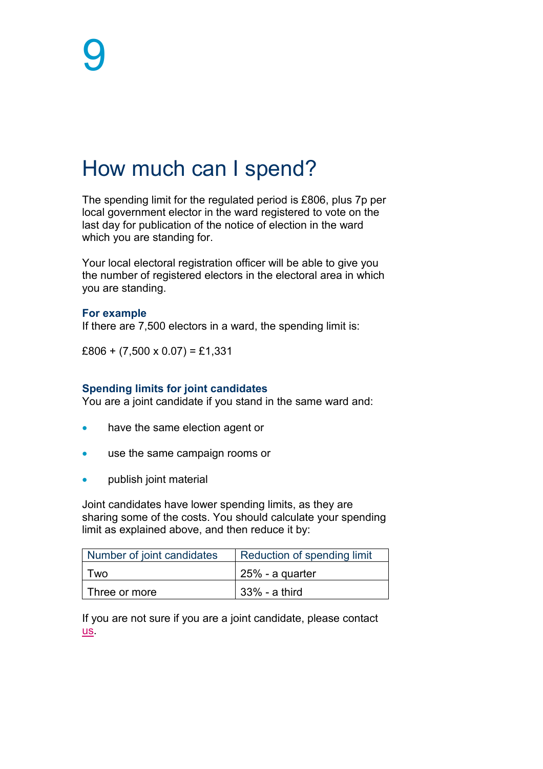# 9

## How much can I spend?

The spending limit for the regulated period is £806, plus 7p per local government elector in the ward registered to vote on the last day for publication of the notice of election in the ward which you are standing for.

Your local electoral registration officer will be able to give you the number of registered electors in the electoral area in which you are standing.

**For example**

If there are 7,500 electors in a ward, the spending limit is:

£806 + (7,500 x 0.07) = £1,331

### Spending limits for joint candidates

You are a joint candidate if you stand in the same ward and:

- have the same election agent or
- use the same campaign rooms or
- publish joint material

Joint candidates have lower spending limits, as they are sharing some of the costs. You should calculate your spending limit as explained above, and then reduce it by:

| Number of joint candidates | Reduction of spending limit |
|---|---|
| Two | 25% - a quarter |
| Three or more | 33% - a third |

If you are not sure if you are a joint candidate, please contact us.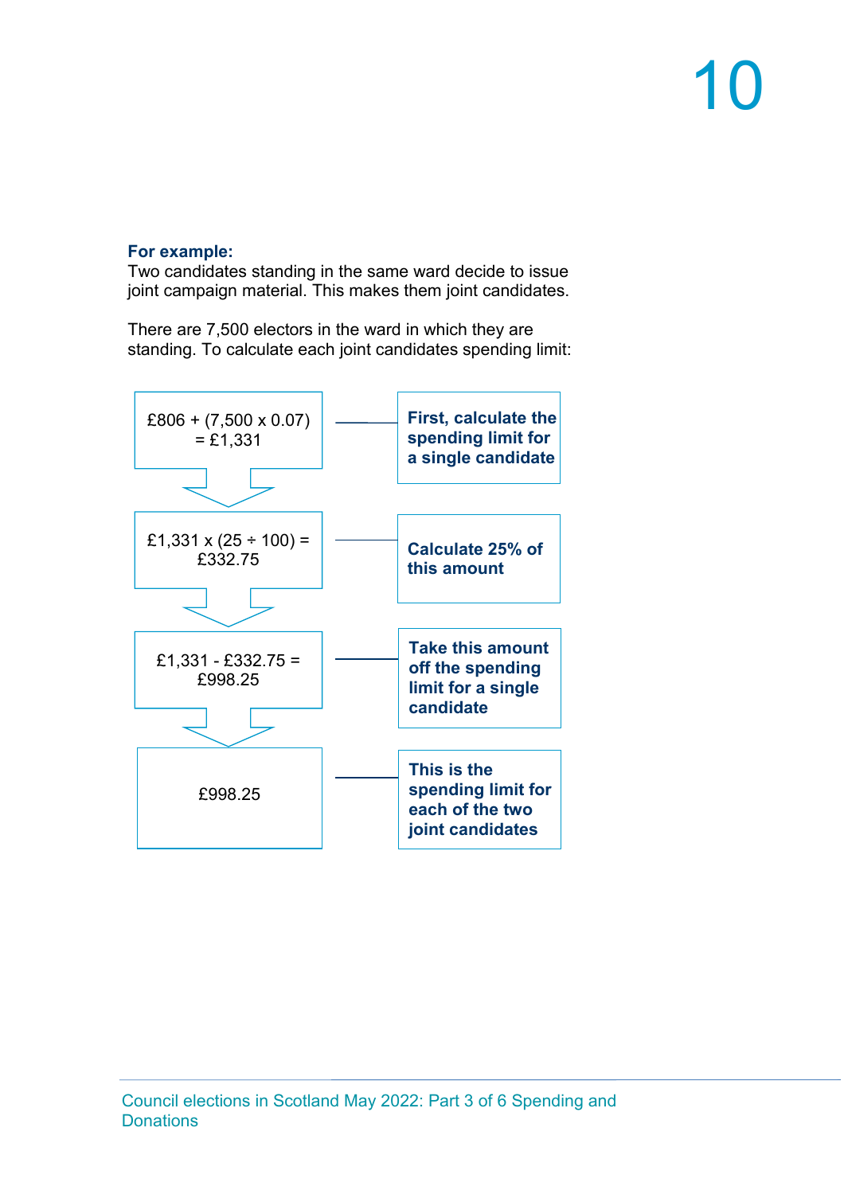**For example:**
Two candidates standing in the same ward decide to issue joint campaign material. This makes them joint candidates.

There are 7,500 electors in the ward in which they are standing. To calculate each joint candidates spending limit:

| Calculation | Step |
| --- | --- |
| £806 + (7,500 x 0.07) = £1,331 | **First, calculate the spending limit for a single candidate** |
| £1,331 x (25 ÷ 100) = £332.75 | **Calculate 25% of this amount** |
| £1,331 - £332.75 = £998.25 | **Take this amount off the spending limit for a single candidate** |
| £998.25 | **This is the spending limit for each of the two joint candidates** |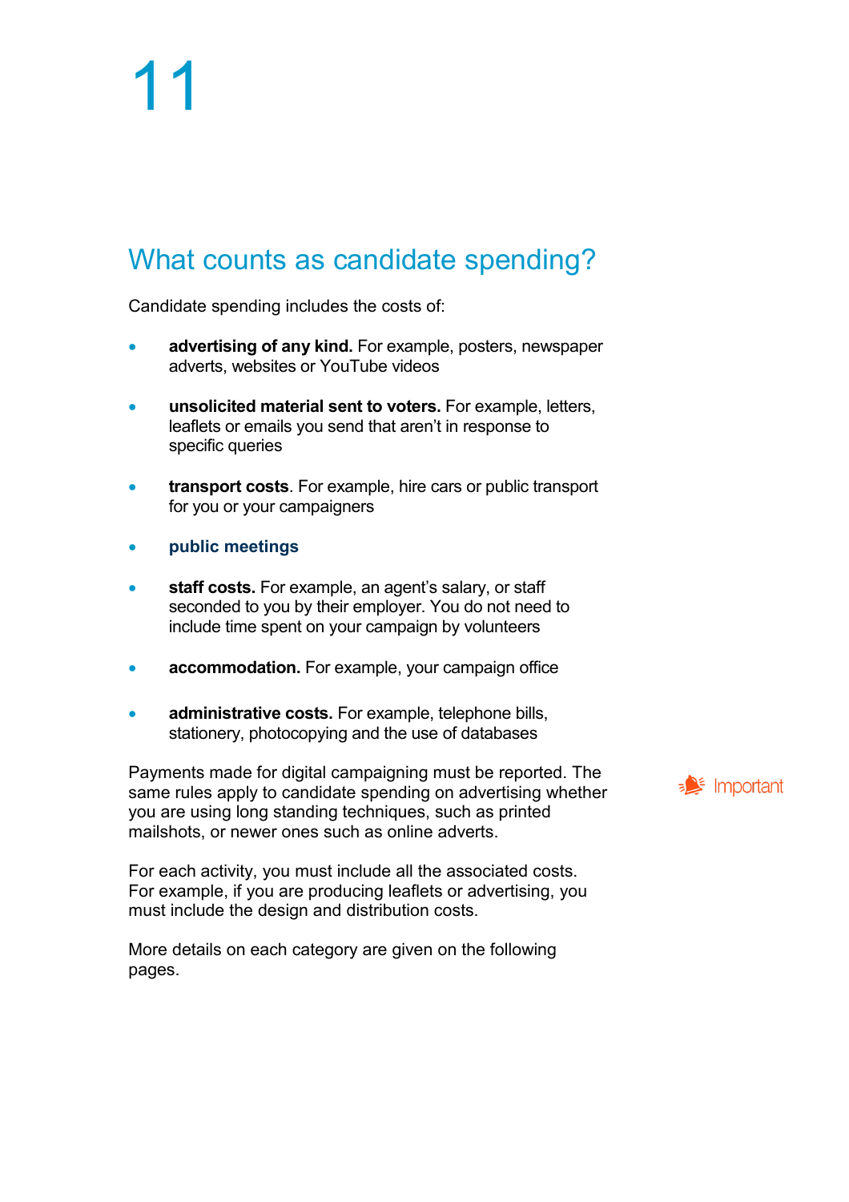# 11

## What counts as candidate spending?

Candidate spending includes the costs of:

- **advertising of any kind.** For example, posters, newspaper adverts, websites or YouTube videos
- **unsolicited material sent to voters.** For example, letters, leaflets or emails you send that aren't in response to specific queries
- **transport costs**. For example, hire cars or public transport for you or your campaigners
- **public meetings**
- **staff costs.** For example, an agent's salary, or staff seconded to you by their employer. You do not need to include time spent on your campaign by volunteers
- **accommodation.** For example, your campaign office
- **administrative costs.** For example, telephone bills, stationery, photocopying and the use of databases

Important

Payments made for digital campaigning must be reported. The same rules apply to candidate spending on advertising whether you are using long standing techniques, such as printed mailshots, or newer ones such as online adverts.

For each activity, you must include all the associated costs. For example, if you are producing leaflets or advertising, you must include the design and distribution costs.

More details on each category are given on the following pages.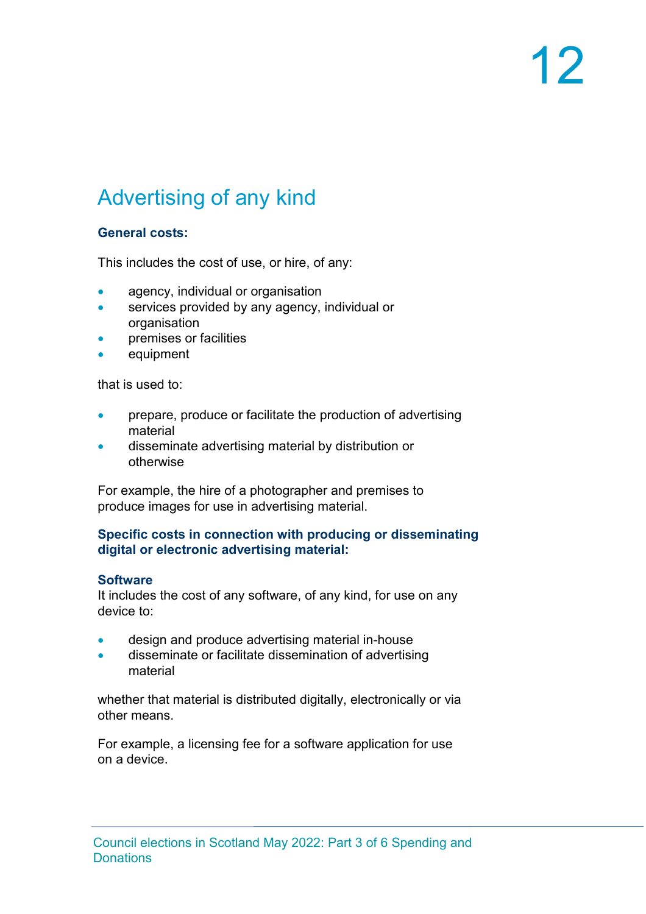## Advertising of any kind

**General costs:**

This includes the cost of use, or hire, of any:

- agency, individual or organisation
- services provided by any agency, individual or organisation
- premises or facilities
- equipment

that is used to:

- prepare, produce or facilitate the production of advertising material
- disseminate advertising material by distribution or otherwise

For example, the hire of a photographer and premises to produce images for use in advertising material.

**Specific costs in connection with producing or disseminating digital or electronic advertising material:**

**Software**
It includes the cost of any software, of any kind, for use on any device to:

- design and produce advertising material in-house
- disseminate or facilitate dissemination of advertising material

whether that material is distributed digitally, electronically or via other means.

For example, a licensing fee for a software application for use on a device.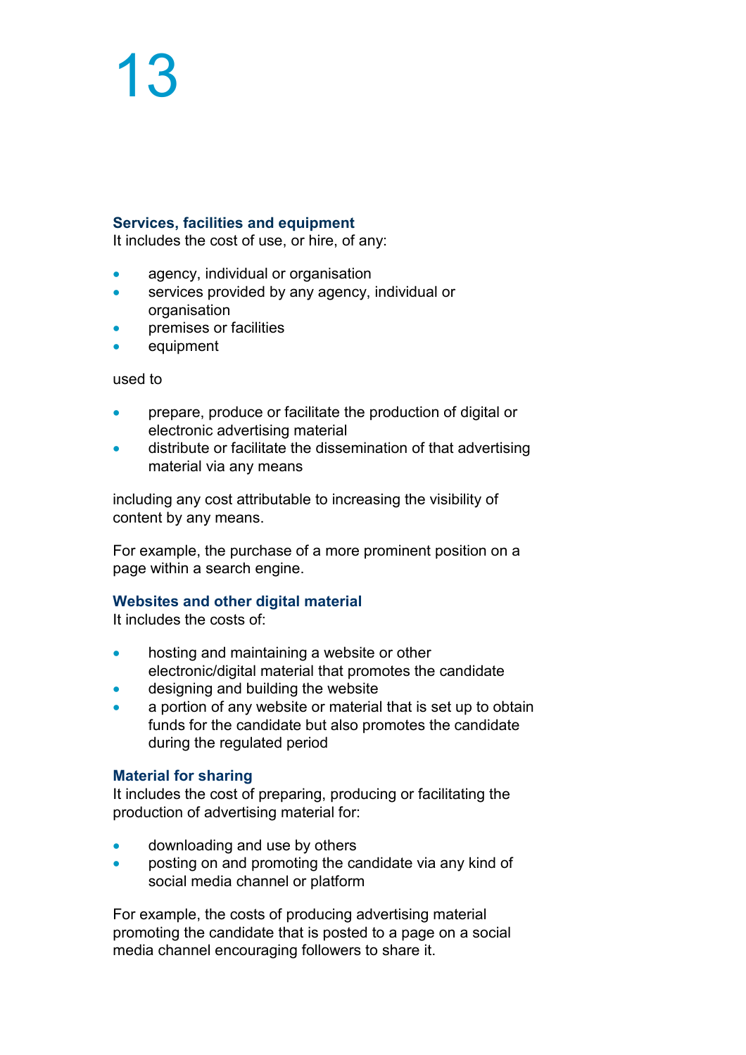### Services, facilities and equipment

It includes the cost of use, or hire, of any:

- agency, individual or organisation
- services provided by any agency, individual or organisation
- premises or facilities
- equipment

used to

- prepare, produce or facilitate the production of digital or electronic advertising material
- distribute or facilitate the dissemination of that advertising material via any means

including any cost attributable to increasing the visibility of content by any means.

For example, the purchase of a more prominent position on a page within a search engine.

### Websites and other digital material

It includes the costs of:

- hosting and maintaining a website or other electronic/digital material that promotes the candidate
- designing and building the website
- a portion of any website or material that is set up to obtain funds for the candidate but also promotes the candidate during the regulated period

### Material for sharing

It includes the cost of preparing, producing or facilitating the production of advertising material for:

- downloading and use by others
- posting on and promoting the candidate via any kind of social media channel or platform

For example, the costs of producing advertising material promoting the candidate that is posted to a page on a social media channel encouraging followers to share it.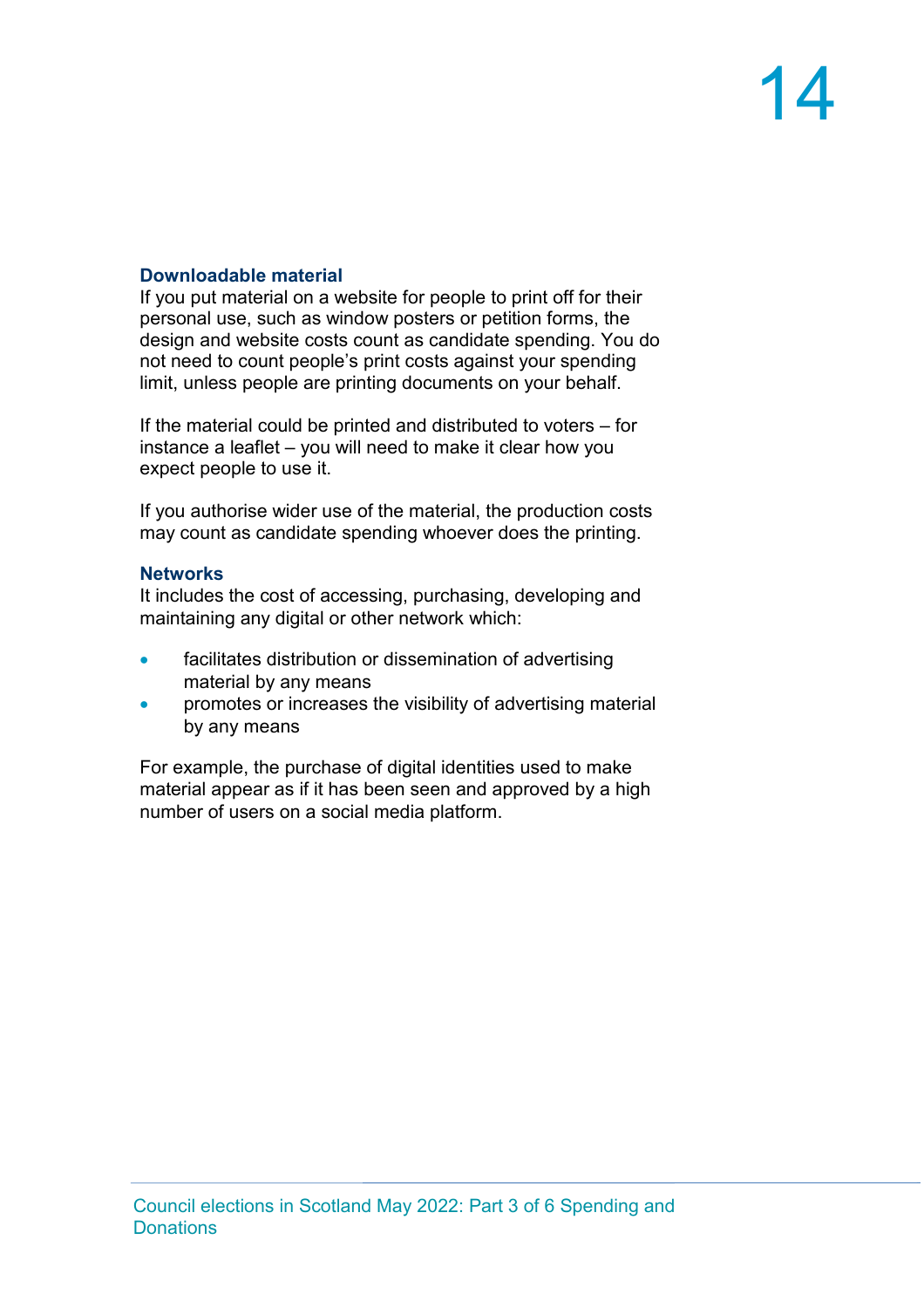### Downloadable material

If you put material on a website for people to print off for their personal use, such as window posters or petition forms, the design and website costs count as candidate spending. You do not need to count people's print costs against your spending limit, unless people are printing documents on your behalf.

If the material could be printed and distributed to voters – for instance a leaflet – you will need to make it clear how you expect people to use it.

If you authorise wider use of the material, the production costs may count as candidate spending whoever does the printing.

### Networks

It includes the cost of accessing, purchasing, developing and maintaining any digital or other network which:

- facilitates distribution or dissemination of advertising material by any means
- promotes or increases the visibility of advertising material by any means

For example, the purchase of digital identities used to make material appear as if it has been seen and approved by a high number of users on a social media platform.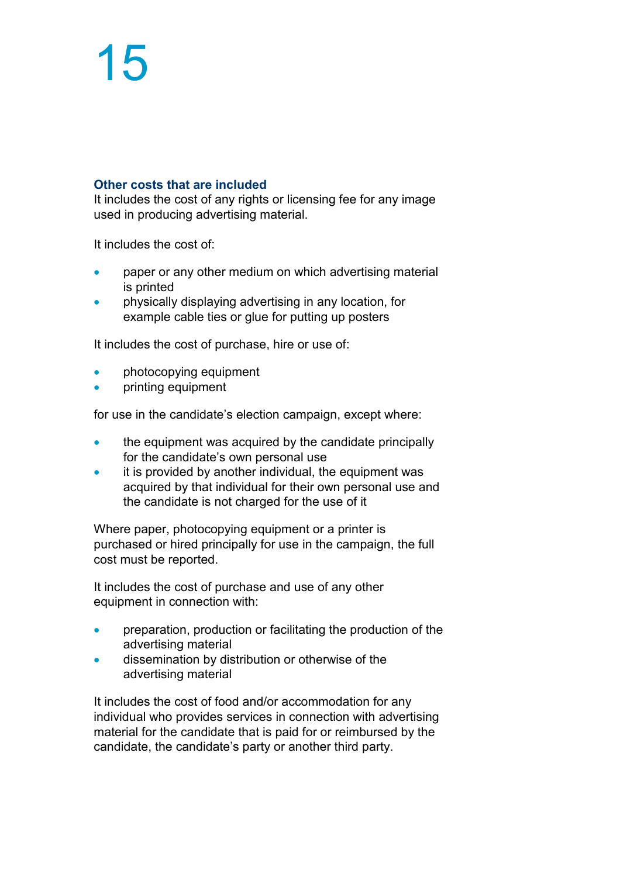### Other costs that are included

It includes the cost of any rights or licensing fee for any image used in producing advertising material.

It includes the cost of:

- paper or any other medium on which advertising material is printed
- physically displaying advertising in any location, for example cable ties or glue for putting up posters

It includes the cost of purchase, hire or use of:

- photocopying equipment
- printing equipment

for use in the candidate's election campaign, except where:

- the equipment was acquired by the candidate principally for the candidate's own personal use
- it is provided by another individual, the equipment was acquired by that individual for their own personal use and the candidate is not charged for the use of it

Where paper, photocopying equipment or a printer is purchased or hired principally for use in the campaign, the full cost must be reported.

It includes the cost of purchase and use of any other equipment in connection with:

- preparation, production or facilitating the production of the advertising material
- dissemination by distribution or otherwise of the advertising material

It includes the cost of food and/or accommodation for any individual who provides services in connection with advertising material for the candidate that is paid for or reimbursed by the candidate, the candidate's party or another third party.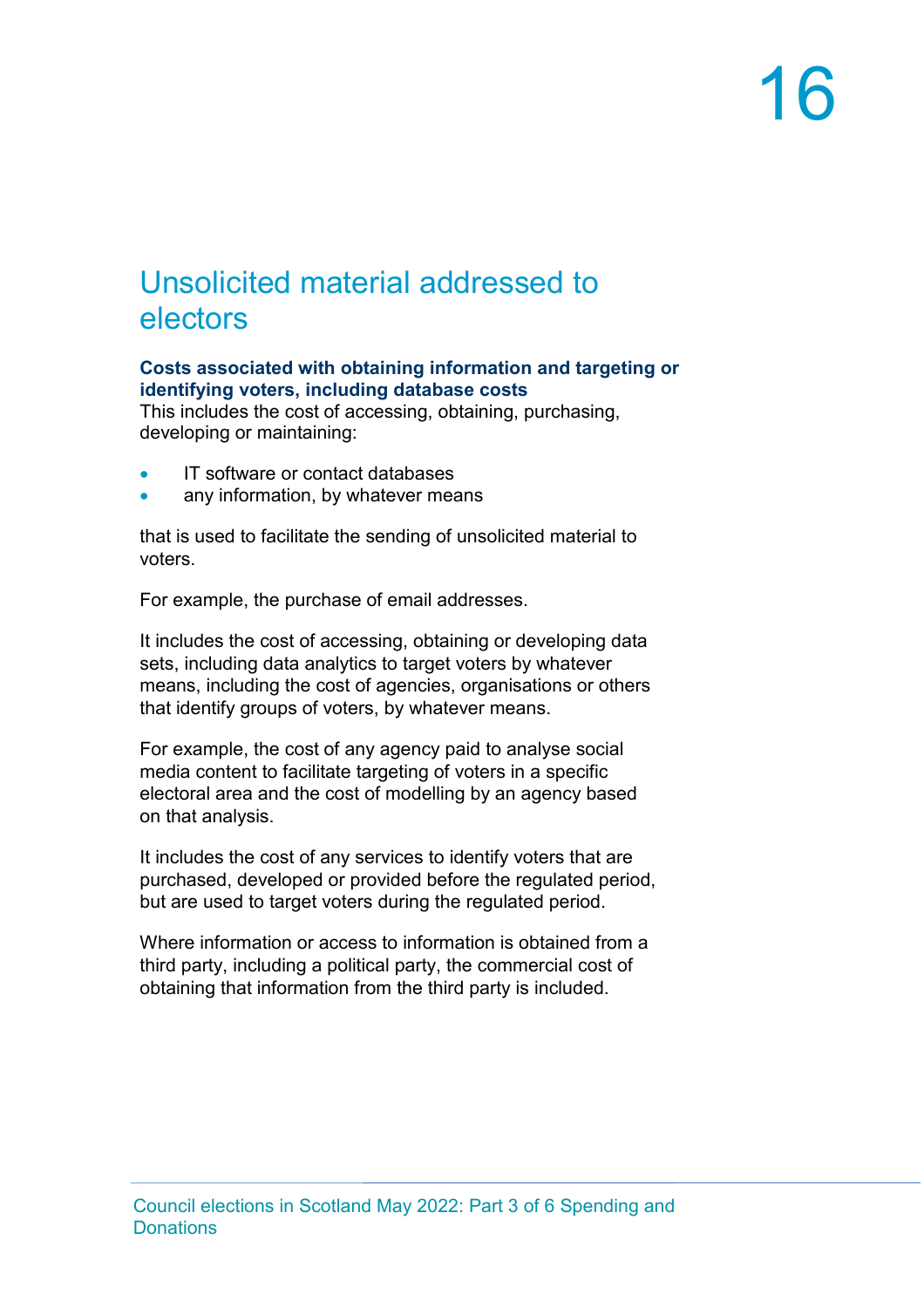# Unsolicited material addressed to electors

**Costs associated with obtaining information and targeting or identifying voters, including database costs**
This includes the cost of accessing, obtaining, purchasing, developing or maintaining:

- IT software or contact databases
- any information, by whatever means

that is used to facilitate the sending of unsolicited material to voters.

For example, the purchase of email addresses.

It includes the cost of accessing, obtaining or developing data sets, including data analytics to target voters by whatever means, including the cost of agencies, organisations or others that identify groups of voters, by whatever means.

For example, the cost of any agency paid to analyse social media content to facilitate targeting of voters in a specific electoral area and the cost of modelling by an agency based on that analysis.

It includes the cost of any services to identify voters that are purchased, developed or provided before the regulated period, but are used to target voters during the regulated period.

Where information or access to information is obtained from a third party, including a political party, the commercial cost of obtaining that information from the third party is included.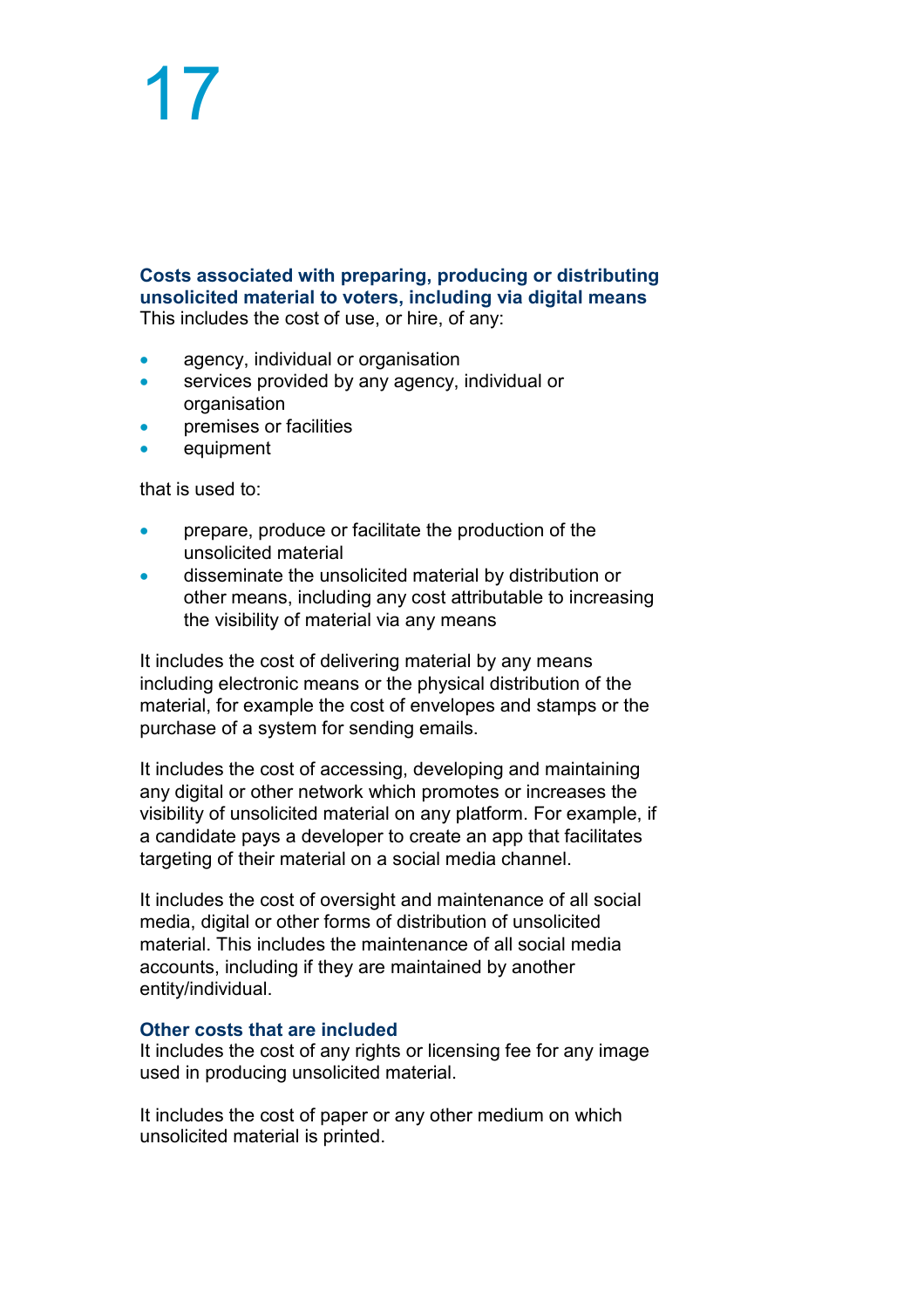### Costs associated with preparing, producing or distributing unsolicited material to voters, including via digital means

This includes the cost of use, or hire, of any:

- agency, individual or organisation
- services provided by any agency, individual or organisation
- premises or facilities
- equipment

that is used to:

- prepare, produce or facilitate the production of the unsolicited material
- disseminate the unsolicited material by distribution or other means, including any cost attributable to increasing the visibility of material via any means

It includes the cost of delivering material by any means including electronic means or the physical distribution of the material, for example the cost of envelopes and stamps or the purchase of a system for sending emails.

It includes the cost of accessing, developing and maintaining any digital or other network which promotes or increases the visibility of unsolicited material on any platform. For example, if a candidate pays a developer to create an app that facilitates targeting of their material on a social media channel.

It includes the cost of oversight and maintenance of all social media, digital or other forms of distribution of unsolicited material. This includes the maintenance of all social media accounts, including if they are maintained by another entity/individual.

### Other costs that are included

It includes the cost of any rights or licensing fee for any image used in producing unsolicited material.

It includes the cost of paper or any other medium on which unsolicited material is printed.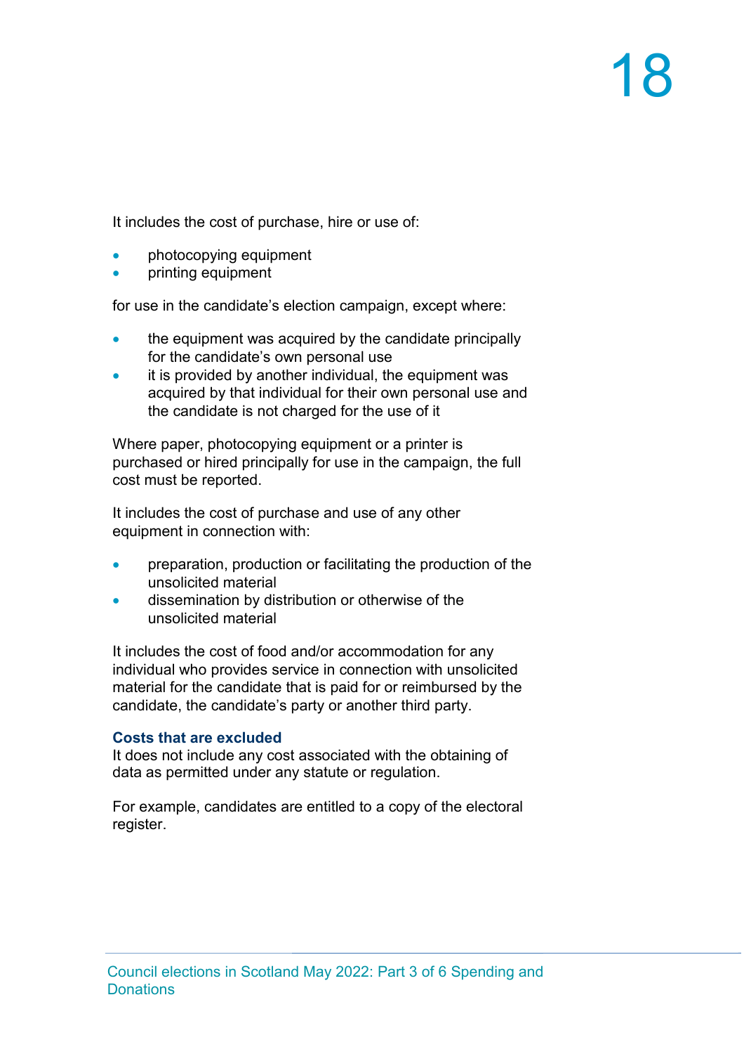It includes the cost of purchase, hire or use of:

- photocopying equipment
- printing equipment

for use in the candidate's election campaign, except where:

- the equipment was acquired by the candidate principally for the candidate's own personal use
- it is provided by another individual, the equipment was acquired by that individual for their own personal use and the candidate is not charged for the use of it

Where paper, photocopying equipment or a printer is purchased or hired principally for use in the campaign, the full cost must be reported.

It includes the cost of purchase and use of any other equipment in connection with:

- preparation, production or facilitating the production of the unsolicited material
- dissemination by distribution or otherwise of the unsolicited material

It includes the cost of food and/or accommodation for any individual who provides service in connection with unsolicited material for the candidate that is paid for or reimbursed by the candidate, the candidate's party or another third party.

### Costs that are excluded

It does not include any cost associated with the obtaining of data as permitted under any statute or regulation.

For example, candidates are entitled to a copy of the electoral register.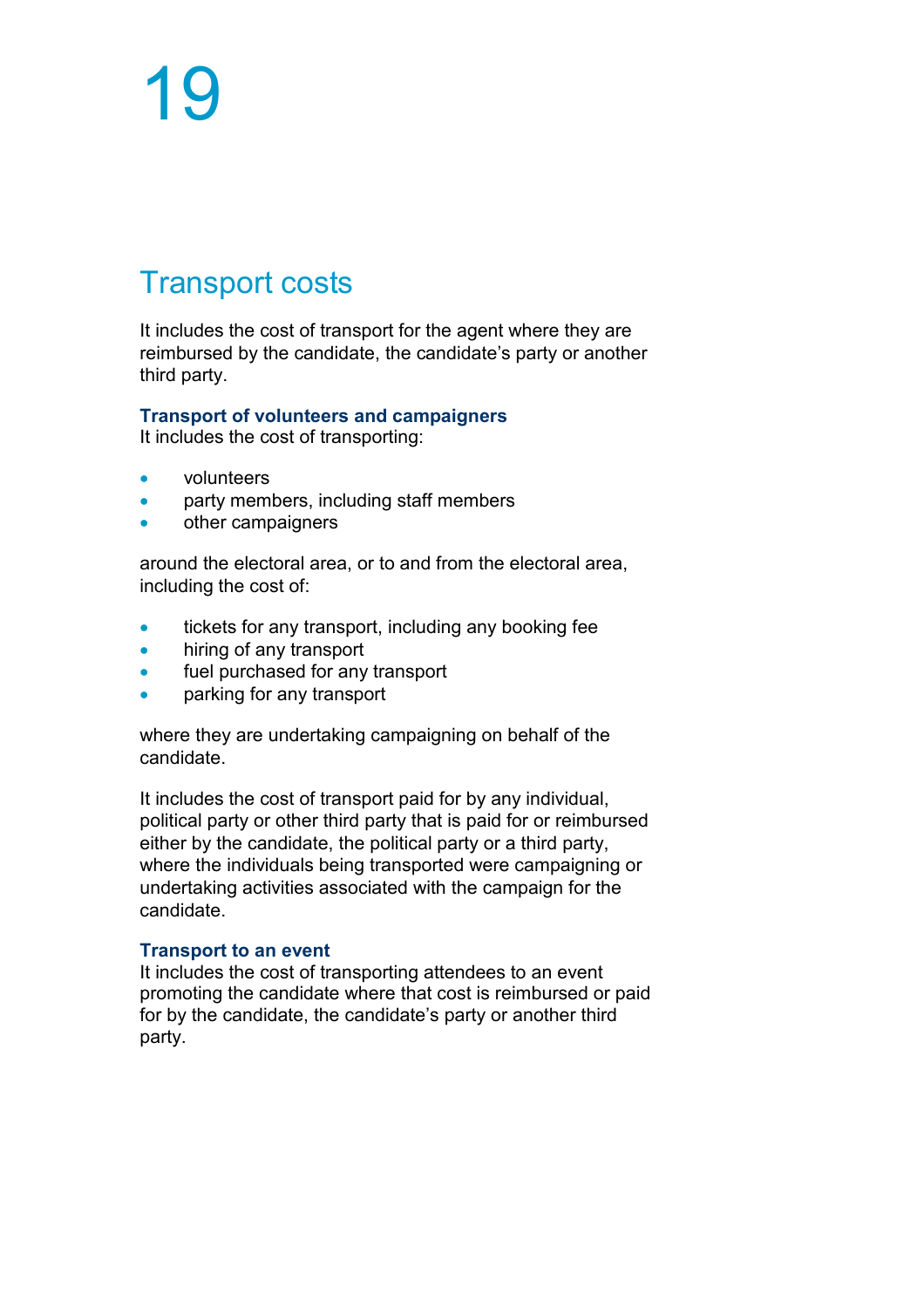# 19

## Transport costs

It includes the cost of transport for the agent where they are reimbursed by the candidate, the candidate's party or another third party.

### Transport of volunteers and campaigners

It includes the cost of transporting:

- volunteers
- party members, including staff members
- other campaigners

around the electoral area, or to and from the electoral area, including the cost of:

- tickets for any transport, including any booking fee
- hiring of any transport
- fuel purchased for any transport
- parking for any transport

where they are undertaking campaigning on behalf of the candidate.

It includes the cost of transport paid for by any individual, political party or other third party that is paid for or reimbursed either by the candidate, the political party or a third party, where the individuals being transported were campaigning or undertaking activities associated with the campaign for the candidate.

### Transport to an event

It includes the cost of transporting attendees to an event promoting the candidate where that cost is reimbursed or paid for by the candidate, the candidate's party or another third party.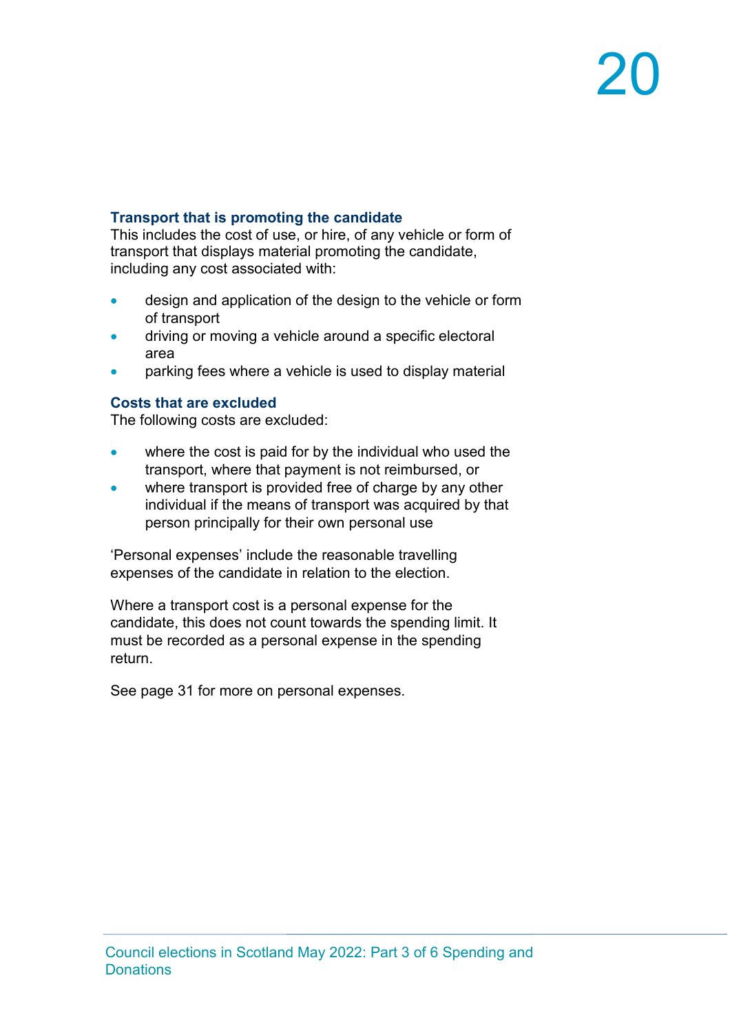### Transport that is promoting the candidate

This includes the cost of use, or hire, of any vehicle or form of transport that displays material promoting the candidate, including any cost associated with:

- design and application of the design to the vehicle or form of transport
- driving or moving a vehicle around a specific electoral area
- parking fees where a vehicle is used to display material

### Costs that are excluded

The following costs are excluded:

- where the cost is paid for by the individual who used the transport, where that payment is not reimbursed, or
- where transport is provided free of charge by any other individual if the means of transport was acquired by that person principally for their own personal use

'Personal expenses' include the reasonable travelling expenses of the candidate in relation to the election.

Where a transport cost is a personal expense for the candidate, this does not count towards the spending limit. It must be recorded as a personal expense in the spending return.

See page 31 for more on personal expenses.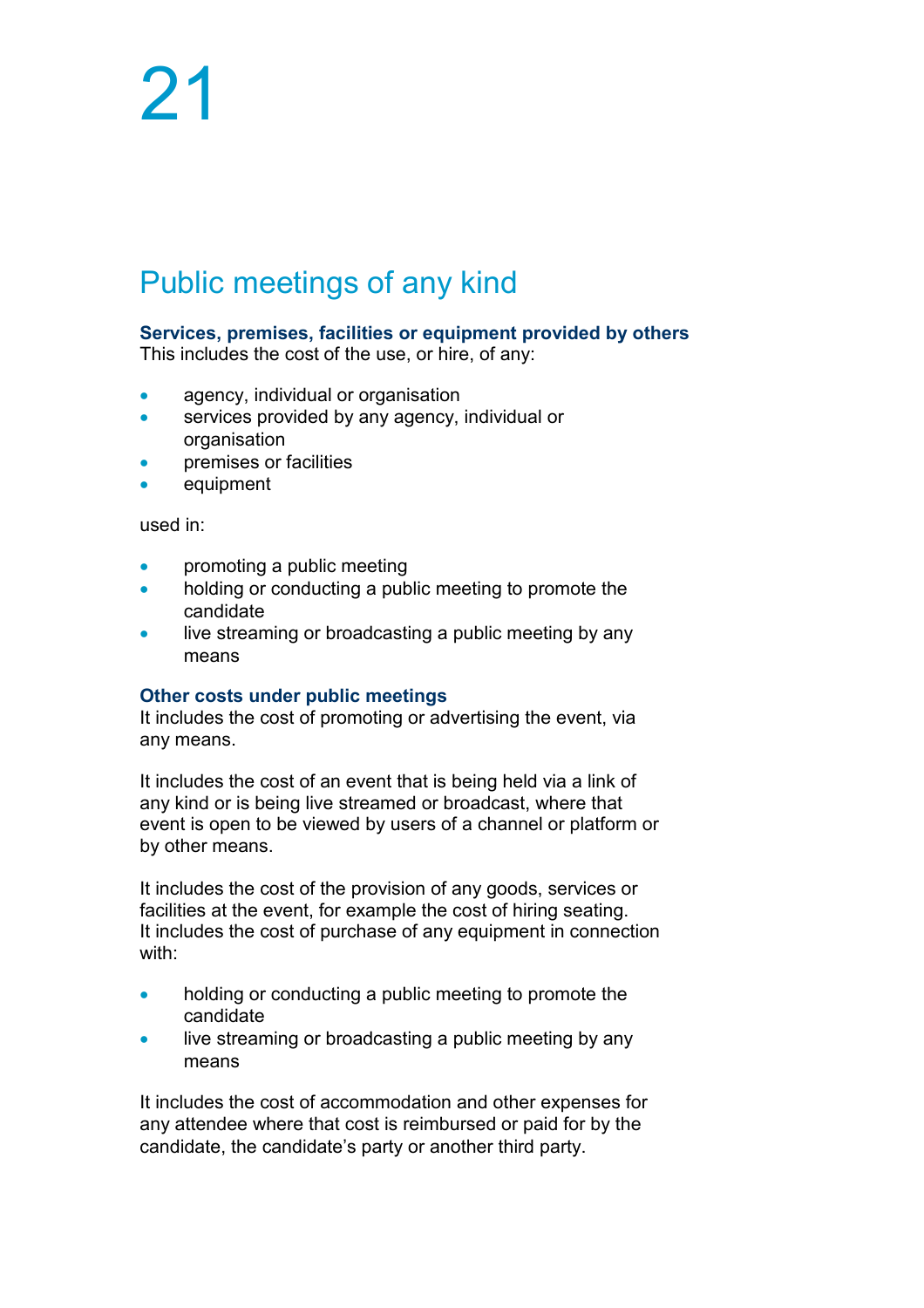# 21

## Public meetings of any kind

**Services, premises, facilities or equipment provided by others**
This includes the cost of the use, or hire, of any:

- agency, individual or organisation
- services provided by any agency, individual or organisation
- premises or facilities
- equipment

used in:

- promoting a public meeting
- holding or conducting a public meeting to promote the candidate
- live streaming or broadcasting a public meeting by any means

**Other costs under public meetings**
It includes the cost of promoting or advertising the event, via any means.

It includes the cost of an event that is being held via a link of any kind or is being live streamed or broadcast, where that event is open to be viewed by users of a channel or platform or by other means.

It includes the cost of the provision of any goods, services or facilities at the event, for example the cost of hiring seating. It includes the cost of purchase of any equipment in connection with:

- holding or conducting a public meeting to promote the candidate
- live streaming or broadcasting a public meeting by any means

It includes the cost of accommodation and other expenses for any attendee where that cost is reimbursed or paid for by the candidate, the candidate's party or another third party.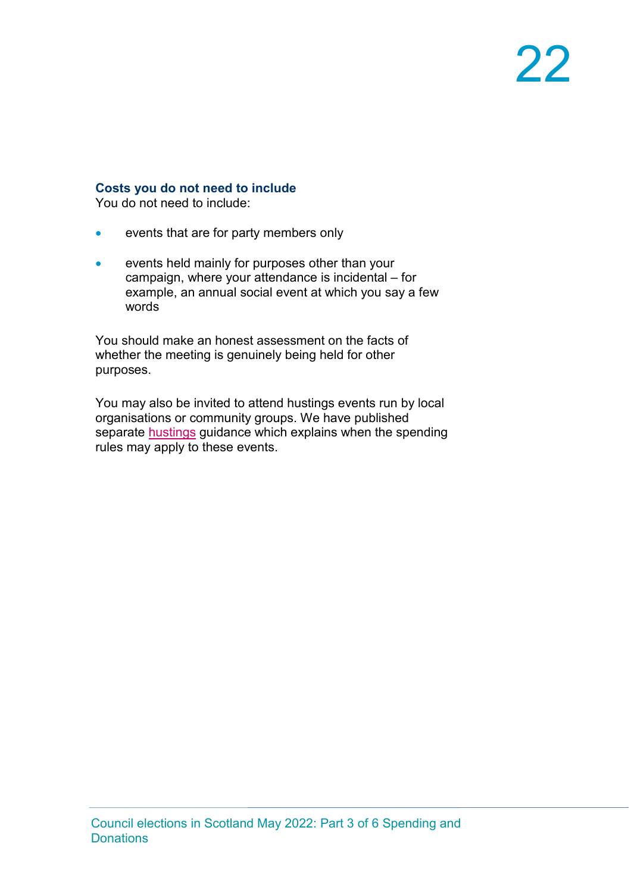### Costs you do not need to include

You do not need to include:

- events that are for party members only
- events held mainly for purposes other than your campaign, where your attendance is incidental – for example, an annual social event at which you say a few words

You should make an honest assessment on the facts of whether the meeting is genuinely being held for other purposes.

You may also be invited to attend hustings events run by local organisations or community groups. We have published separate hustings guidance which explains when the spending rules may apply to these events.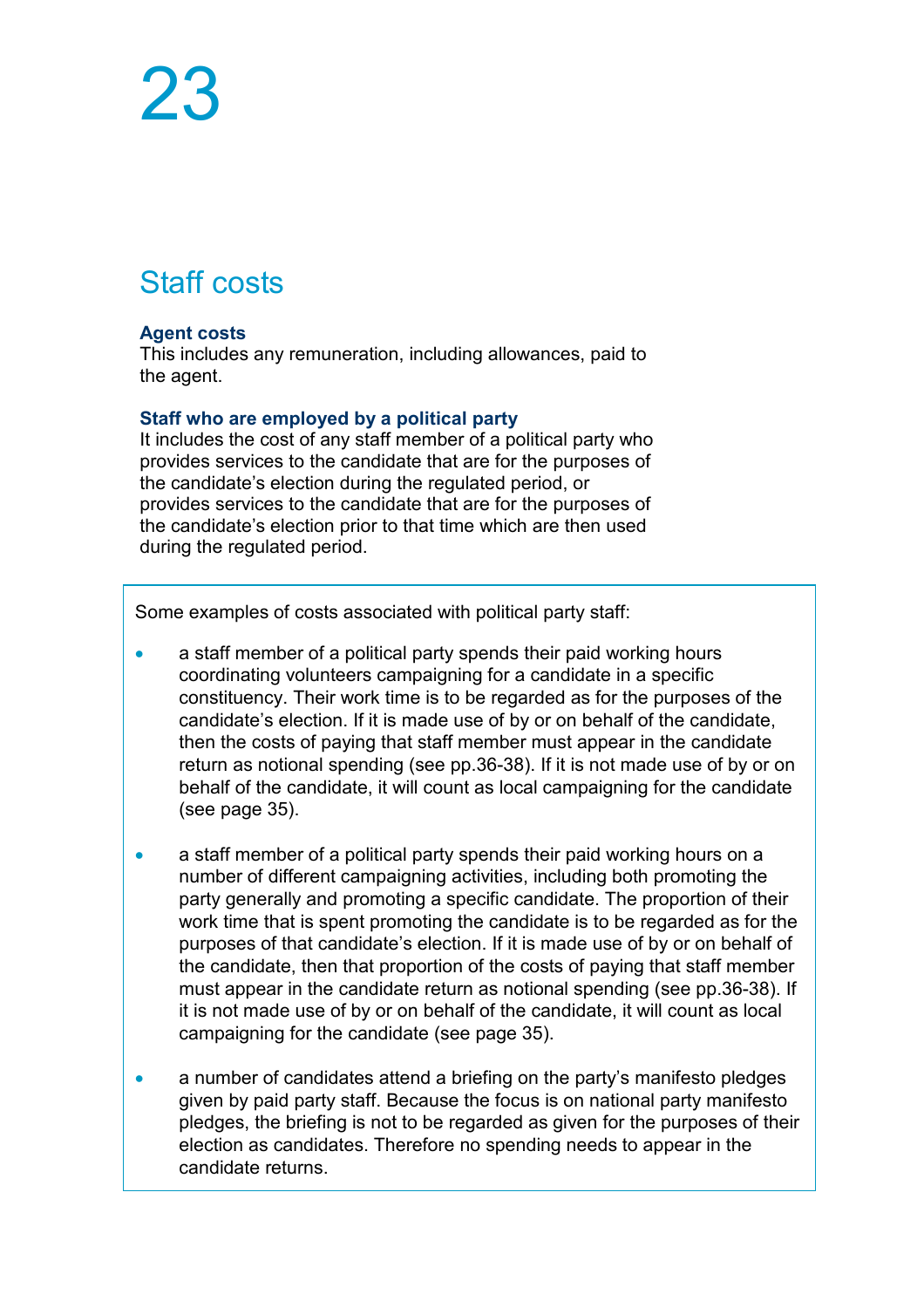## Staff costs

### Agent costs

This includes any remuneration, including allowances, paid to the agent.

### Staff who are employed by a political party

It includes the cost of any staff member of a political party who provides services to the candidate that are for the purposes of the candidate's election during the regulated period, or provides services to the candidate that are for the purposes of the candidate's election prior to that time which are then used during the regulated period.

> Some examples of costs associated with political party staff:
>
> - a staff member of a political party spends their paid working hours coordinating volunteers campaigning for a candidate in a specific constituency. Their work time is to be regarded as for the purposes of the candidate's election. If it is made use of by or on behalf of the candidate, then the costs of paying that staff member must appear in the candidate return as notional spending (see pp.36-38). If it is not made use of by or on behalf of the candidate, it will count as local campaigning for the candidate (see page 35).
>
> - a staff member of a political party spends their paid working hours on a number of different campaigning activities, including both promoting the party generally and promoting a specific candidate. The proportion of their work time that is spent promoting the candidate is to be regarded as for the purposes of that candidate's election. If it is made use of by or on behalf of the candidate, then that proportion of the costs of paying that staff member must appear in the candidate return as notional spending (see pp.36-38). If it is not made use of by or on behalf of the candidate, it will count as local campaigning for the candidate (see page 35).
>
> - a number of candidates attend a briefing on the party's manifesto pledges given by paid party staff. Because the focus is on national party manifesto pledges, the briefing is not to be regarded as given for the purposes of their election as candidates. Therefore no spending needs to appear in the candidate returns.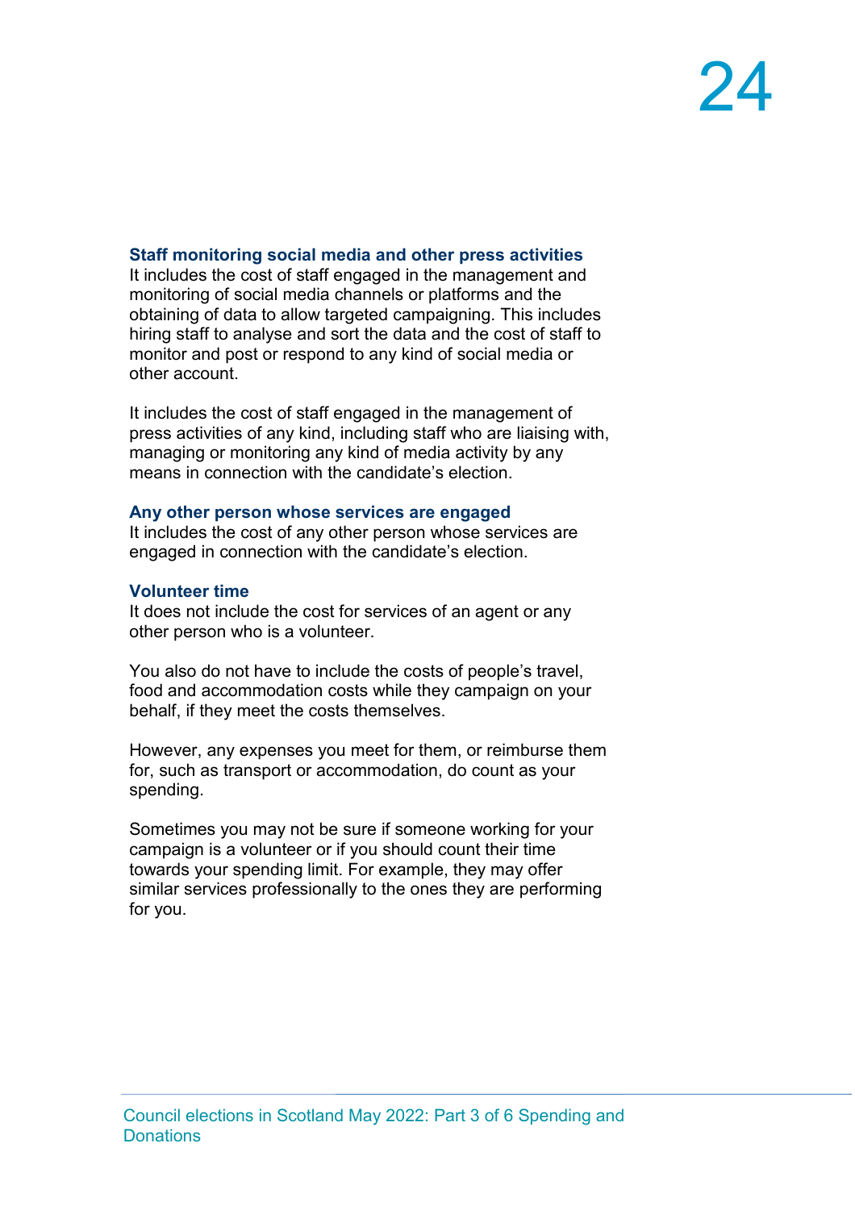### Staff monitoring social media and other press activities

It includes the cost of staff engaged in the management and monitoring of social media channels or platforms and the obtaining of data to allow targeted campaigning. This includes hiring staff to analyse and sort the data and the cost of staff to monitor and post or respond to any kind of social media or other account.

It includes the cost of staff engaged in the management of press activities of any kind, including staff who are liaising with, managing or monitoring any kind of media activity by any means in connection with the candidate's election.

### Any other person whose services are engaged

It includes the cost of any other person whose services are engaged in connection with the candidate's election.

### Volunteer time

It does not include the cost for services of an agent or any other person who is a volunteer.

You also do not have to include the costs of people's travel, food and accommodation costs while they campaign on your behalf, if they meet the costs themselves.

However, any expenses you meet for them, or reimburse them for, such as transport or accommodation, do count as your spending.

Sometimes you may not be sure if someone working for your campaign is a volunteer or if you should count their time towards your spending limit. For example, they may offer similar services professionally to the ones they are performing for you.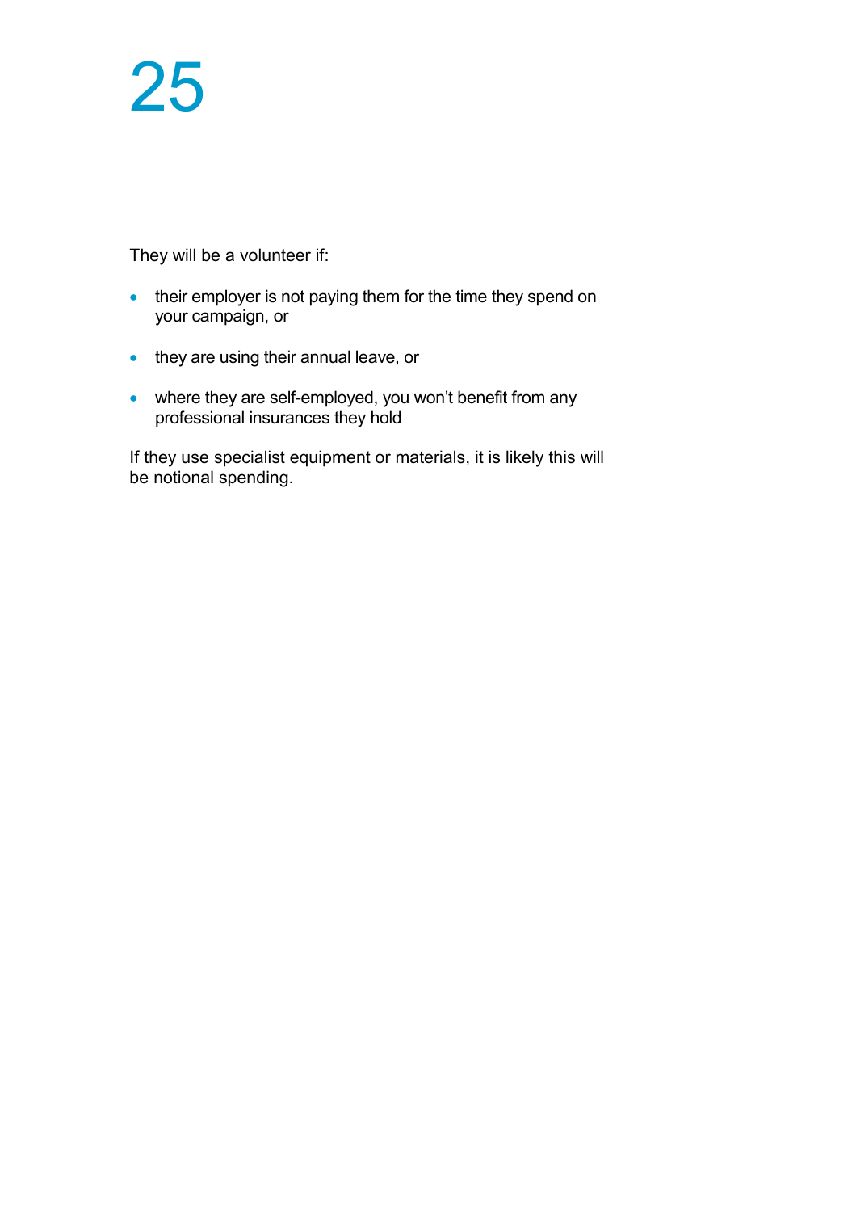They will be a volunteer if:

- their employer is not paying them for the time they spend on your campaign, or
- they are using their annual leave, or
- where they are self-employed, you won't benefit from any professional insurances they hold

If they use specialist equipment or materials, it is likely this will be notional spending.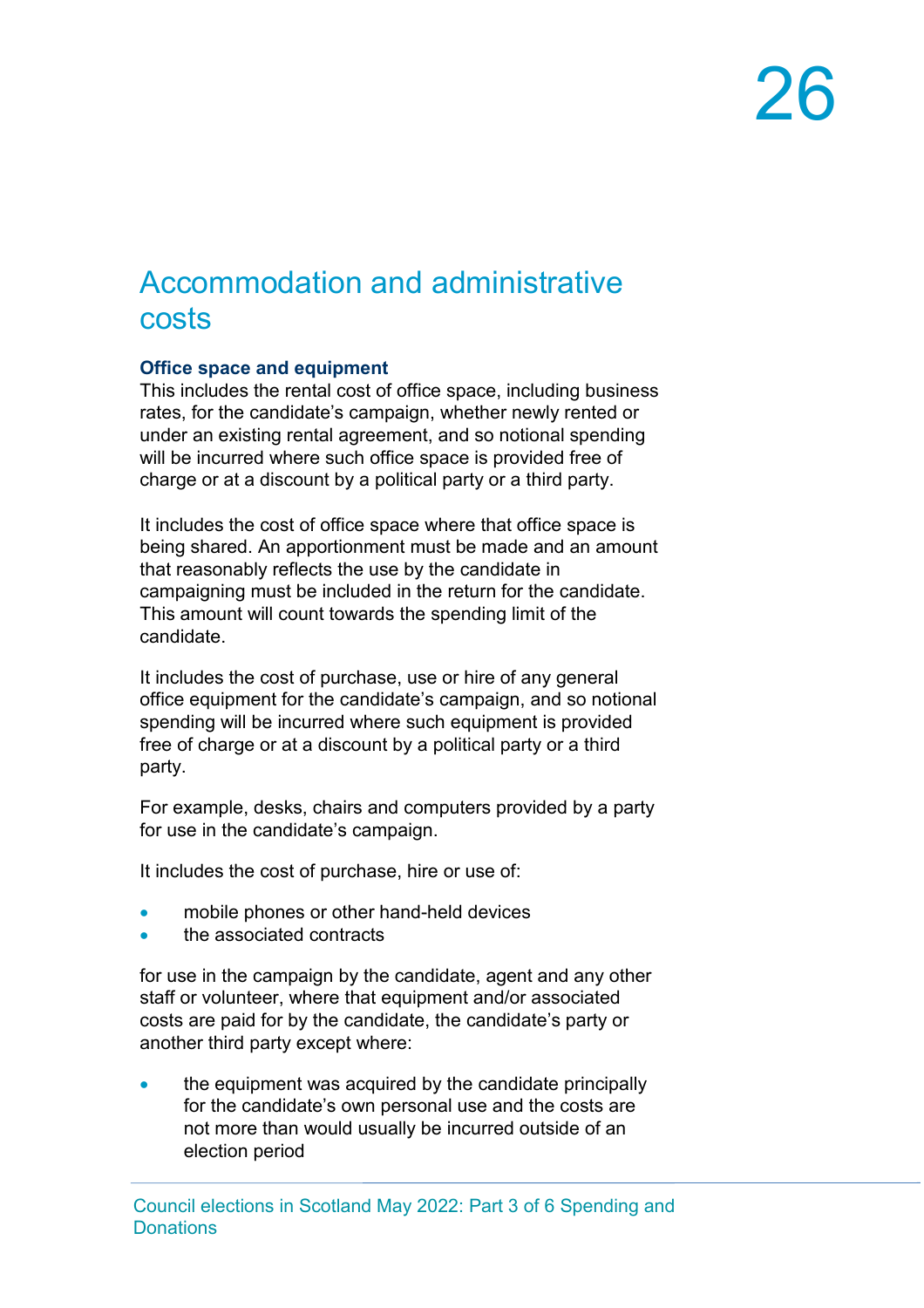# Accommodation and administrative costs

**Office space and equipment**

This includes the rental cost of office space, including business rates, for the candidate's campaign, whether newly rented or under an existing rental agreement, and so notional spending will be incurred where such office space is provided free of charge or at a discount by a political party or a third party.

It includes the cost of office space where that office space is being shared. An apportionment must be made and an amount that reasonably reflects the use by the candidate in campaigning must be included in the return for the candidate. This amount will count towards the spending limit of the candidate.

It includes the cost of purchase, use or hire of any general office equipment for the candidate's campaign, and so notional spending will be incurred where such equipment is provided free of charge or at a discount by a political party or a third party.

For example, desks, chairs and computers provided by a party for use in the candidate's campaign.

It includes the cost of purchase, hire or use of:

- mobile phones or other hand-held devices
- the associated contracts

for use in the campaign by the candidate, agent and any other staff or volunteer, where that equipment and/or associated costs are paid for by the candidate, the candidate's party or another third party except where:

- the equipment was acquired by the candidate principally for the candidate's own personal use and the costs are not more than would usually be incurred outside of an election period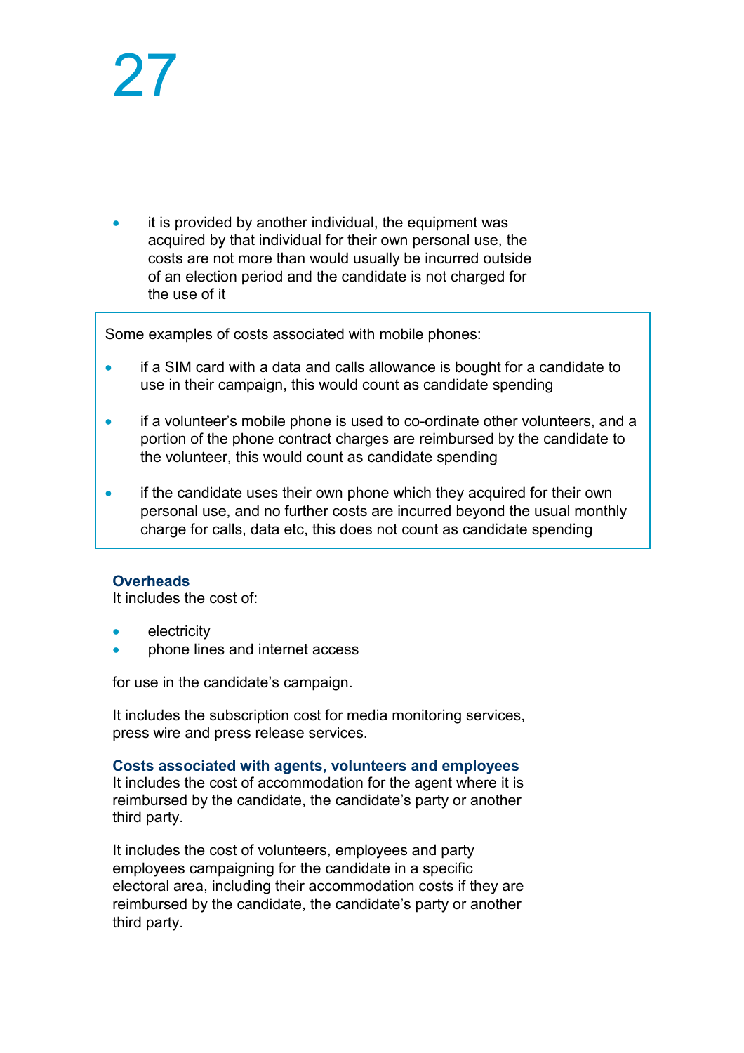- it is provided by another individual, the equipment was acquired by that individual for their own personal use, the costs are not more than would usually be incurred outside of an election period and the candidate is not charged for the use of it

> Some examples of costs associated with mobile phones:
>
> - if a SIM card with a data and calls allowance is bought for a candidate to use in their campaign, this would count as candidate spending
> - if a volunteer's mobile phone is used to co-ordinate other volunteers, and a portion of the phone contract charges are reimbursed by the candidate to the volunteer, this would count as candidate spending
> - if the candidate uses their own phone which they acquired for their own personal use, and no further costs are incurred beyond the usual monthly charge for calls, data etc, this does not count as candidate spending

**Overheads**

It includes the cost of:

- electricity
- phone lines and internet access

for use in the candidate's campaign.

It includes the subscription cost for media monitoring services, press wire and press release services.

**Costs associated with agents, volunteers and employees**

It includes the cost of accommodation for the agent where it is reimbursed by the candidate, the candidate's party or another third party.

It includes the cost of volunteers, employees and party employees campaigning for the candidate in a specific electoral area, including their accommodation costs if they are reimbursed by the candidate, the candidate's party or another third party.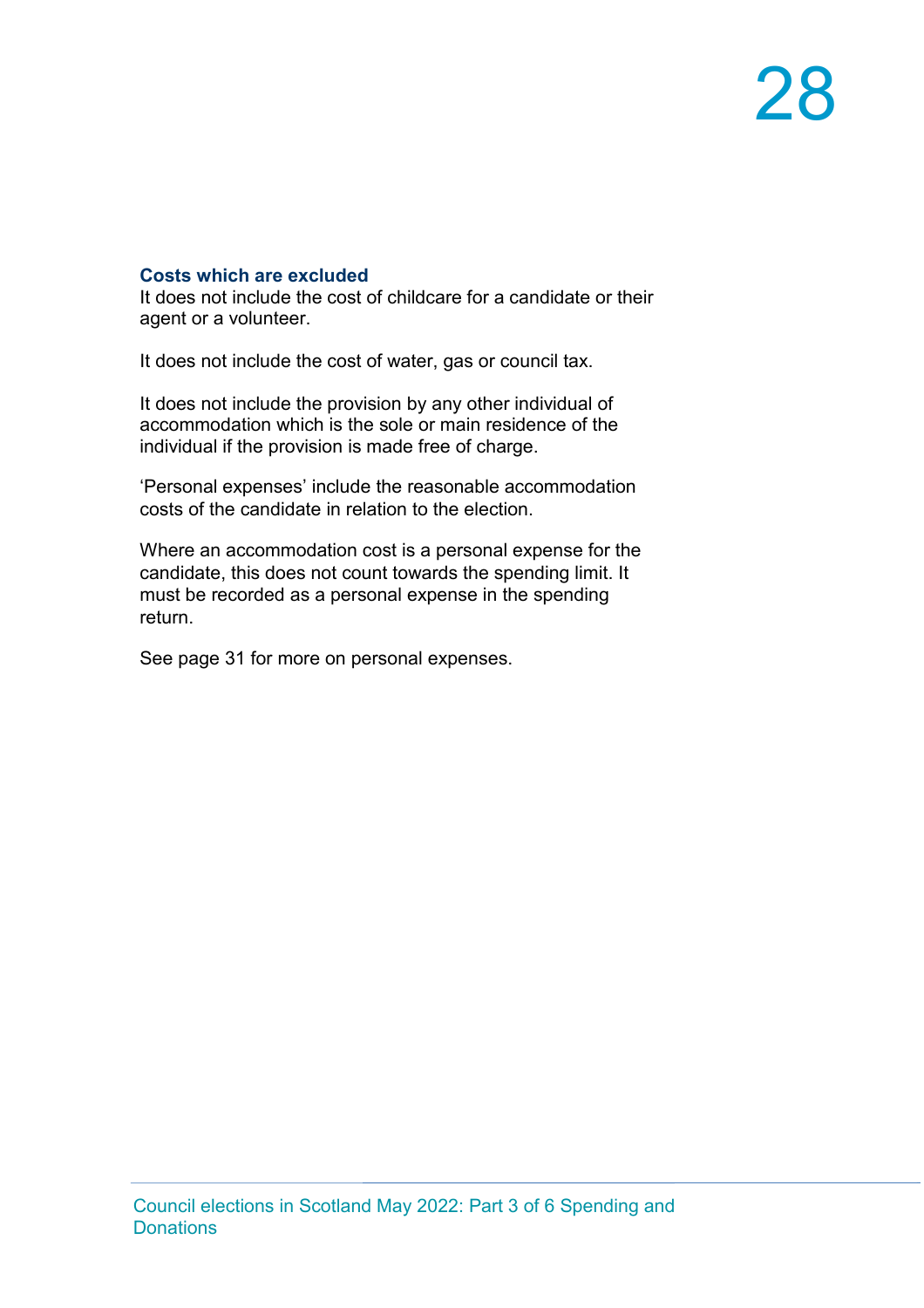### Costs which are excluded

It does not include the cost of childcare for a candidate or their agent or a volunteer.

It does not include the cost of water, gas or council tax.

It does not include the provision by any other individual of accommodation which is the sole or main residence of the individual if the provision is made free of charge.

'Personal expenses' include the reasonable accommodation costs of the candidate in relation to the election.

Where an accommodation cost is a personal expense for the candidate, this does not count towards the spending limit. It must be recorded as a personal expense in the spending return.

See page 31 for more on personal expenses.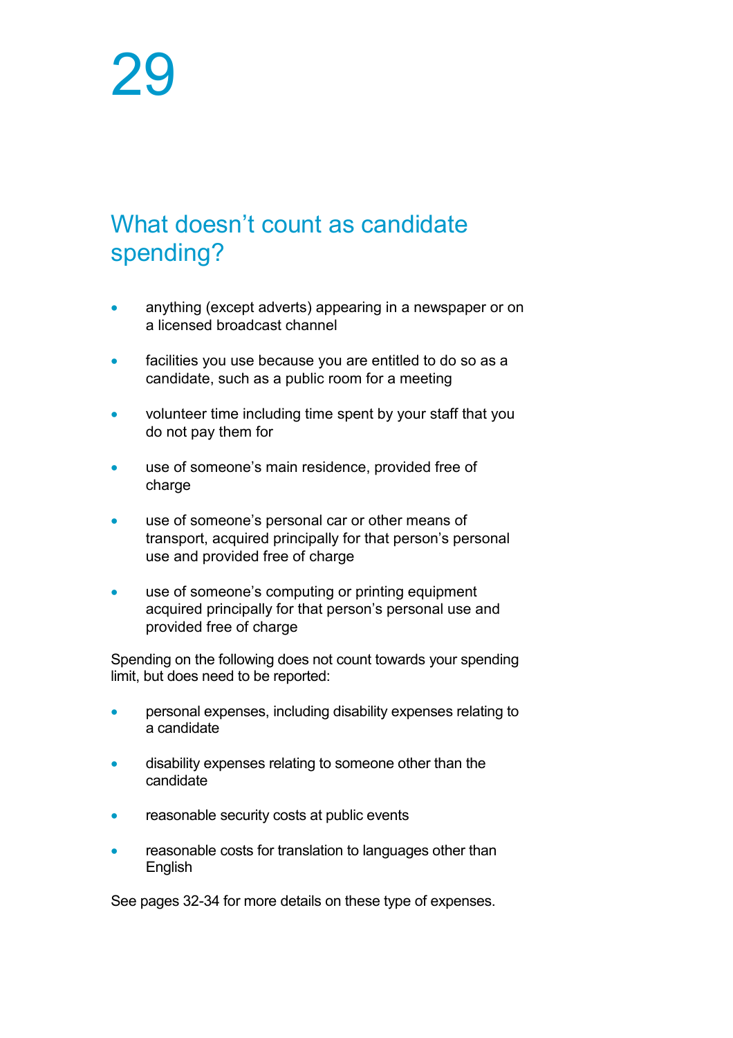## What doesn’t count as candidate spending?

- anything (except adverts) appearing in a newspaper or on a licensed broadcast channel
- facilities you use because you are entitled to do so as a candidate, such as a public room for a meeting
- volunteer time including time spent by your staff that you do not pay them for
- use of someone’s main residence, provided free of charge
- use of someone’s personal car or other means of transport, acquired principally for that person’s personal use and provided free of charge
- use of someone’s computing or printing equipment acquired principally for that person’s personal use and provided free of charge

Spending on the following does not count towards your spending limit, but does need to be reported:

- personal expenses, including disability expenses relating to a candidate
- disability expenses relating to someone other than the candidate
- reasonable security costs at public events
- reasonable costs for translation to languages other than English

See pages 32-34 for more details on these type of expenses.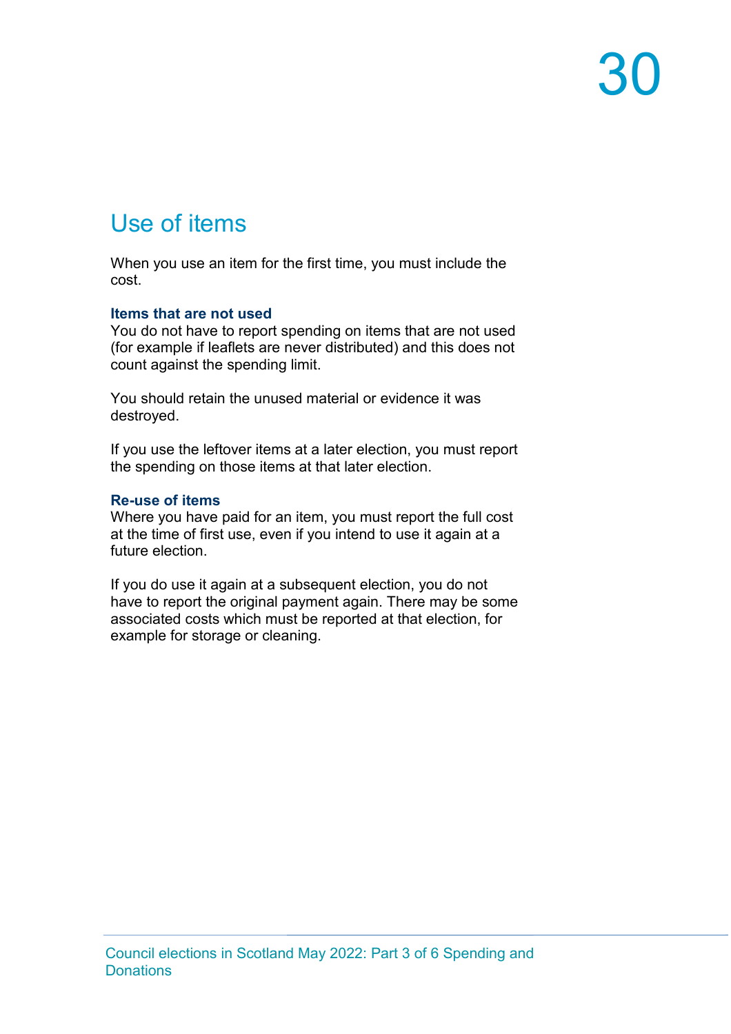## Use of items

When you use an item for the first time, you must include the cost.

### Items that are not used

You do not have to report spending on items that are not used (for example if leaflets are never distributed) and this does not count against the spending limit.

You should retain the unused material or evidence it was destroyed.

If you use the leftover items at a later election, you must report the spending on those items at that later election.

### Re-use of items

Where you have paid for an item, you must report the full cost at the time of first use, even if you intend to use it again at a future election.

If you do use it again at a subsequent election, you do not have to report the original payment again. There may be some associated costs which must be reported at that election, for example for storage or cleaning.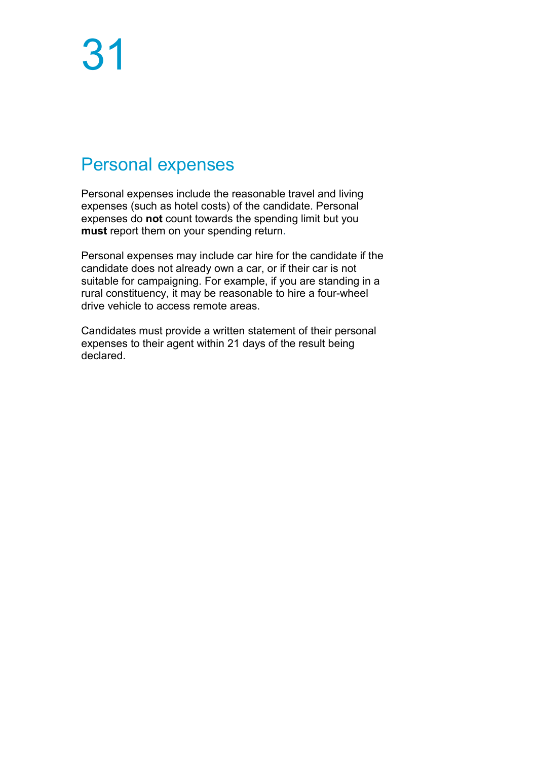# 31

## Personal expenses

Personal expenses include the reasonable travel and living expenses (such as hotel costs) of the candidate. Personal expenses do **not** count towards the spending limit but you **must** report them on your spending return.

Personal expenses may include car hire for the candidate if the candidate does not already own a car, or if their car is not suitable for campaigning. For example, if you are standing in a rural constituency, it may be reasonable to hire a four-wheel drive vehicle to access remote areas.

Candidates must provide a written statement of their personal expenses to their agent within 21 days of the result being declared.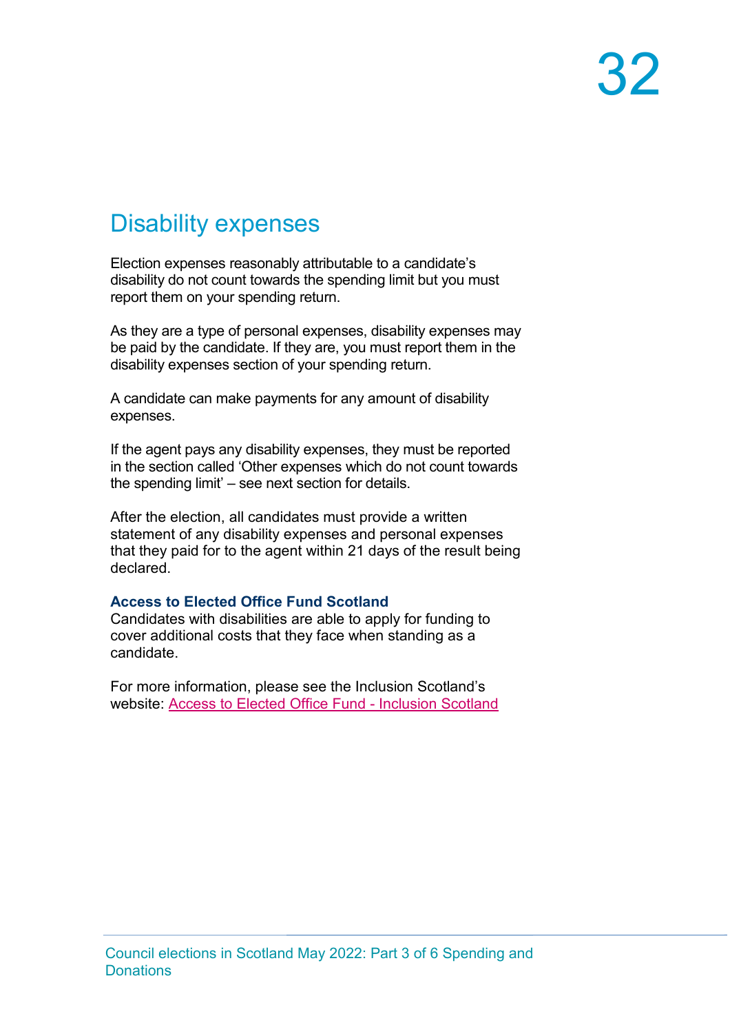## Disability expenses

Election expenses reasonably attributable to a candidate's disability do not count towards the spending limit but you must report them on your spending return.

As they are a type of personal expenses, disability expenses may be paid by the candidate. If they are, you must report them in the disability expenses section of your spending return.

A candidate can make payments for any amount of disability expenses.

If the agent pays any disability expenses, they must be reported in the section called 'Other expenses which do not count towards the spending limit' – see next section for details.

After the election, all candidates must provide a written statement of any disability expenses and personal expenses that they paid for to the agent within 21 days of the result being declared.

**Access to Elected Office Fund Scotland**

Candidates with disabilities are able to apply for funding to cover additional costs that they face when standing as a candidate.

For more information, please see the Inclusion Scotland's website: Access to Elected Office Fund - Inclusion Scotland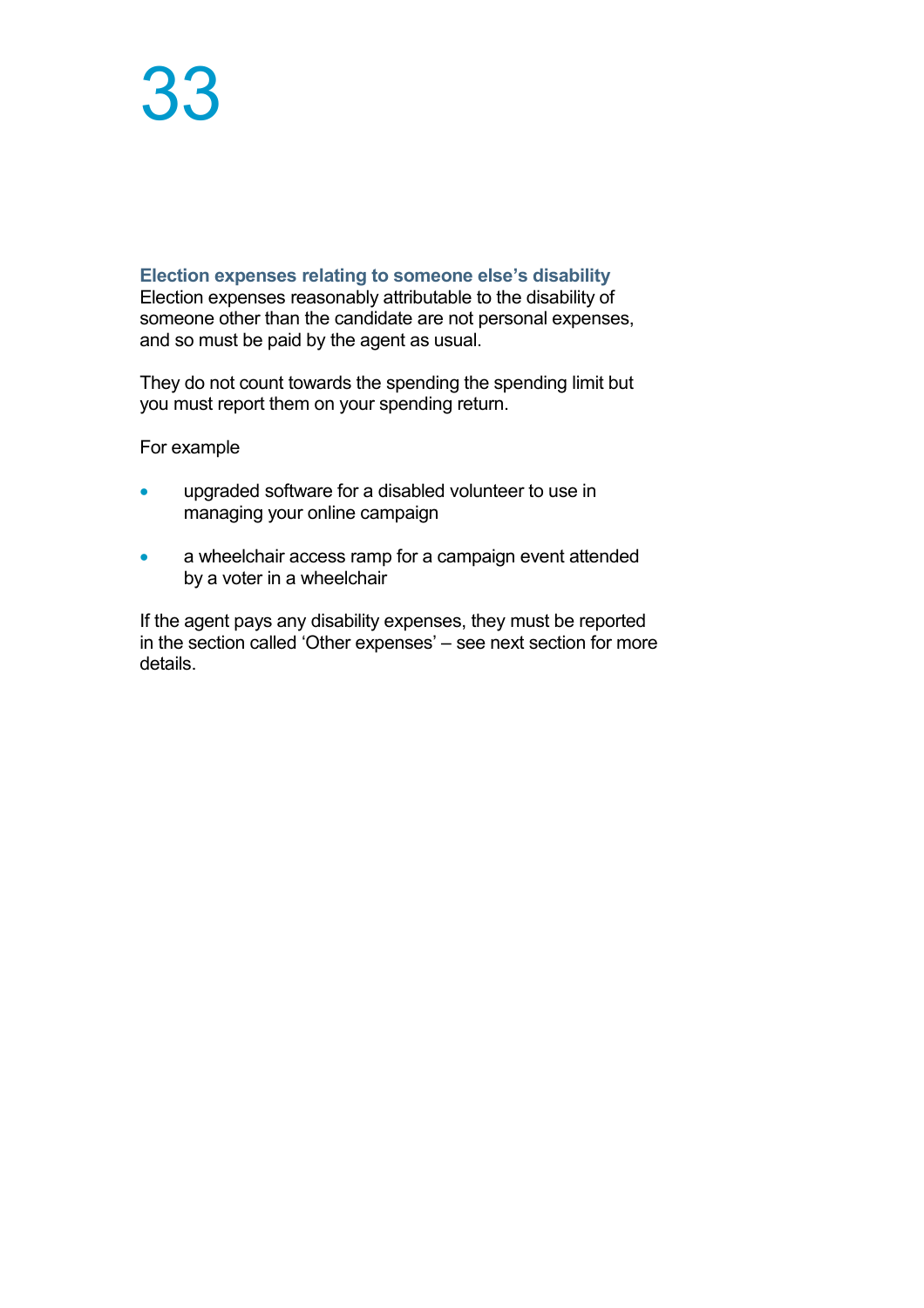### Election expenses relating to someone else's disability

Election expenses reasonably attributable to the disability of someone other than the candidate are not personal expenses, and so must be paid by the agent as usual.

They do not count towards the spending the spending limit but you must report them on your spending return.

For example

- upgraded software for a disabled volunteer to use in managing your online campaign
- a wheelchair access ramp for a campaign event attended by a voter in a wheelchair

If the agent pays any disability expenses, they must be reported in the section called 'Other expenses' – see next section for more details.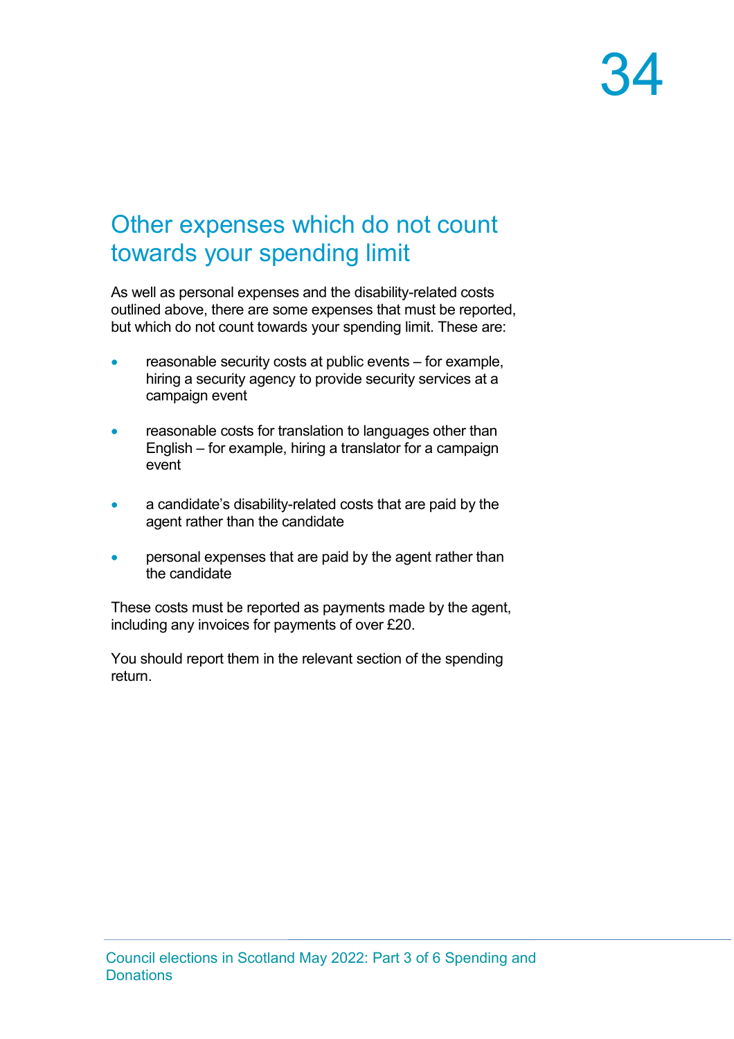## Other expenses which do not count towards your spending limit

As well as personal expenses and the disability-related costs outlined above, there are some expenses that must be reported, but which do not count towards your spending limit. These are:

- reasonable security costs at public events – for example, hiring a security agency to provide security services at a campaign event
- reasonable costs for translation to languages other than English – for example, hiring a translator for a campaign event
- a candidate's disability-related costs that are paid by the agent rather than the candidate
- personal expenses that are paid by the agent rather than the candidate

These costs must be reported as payments made by the agent, including any invoices for payments of over £20.

You should report them in the relevant section of the spending return.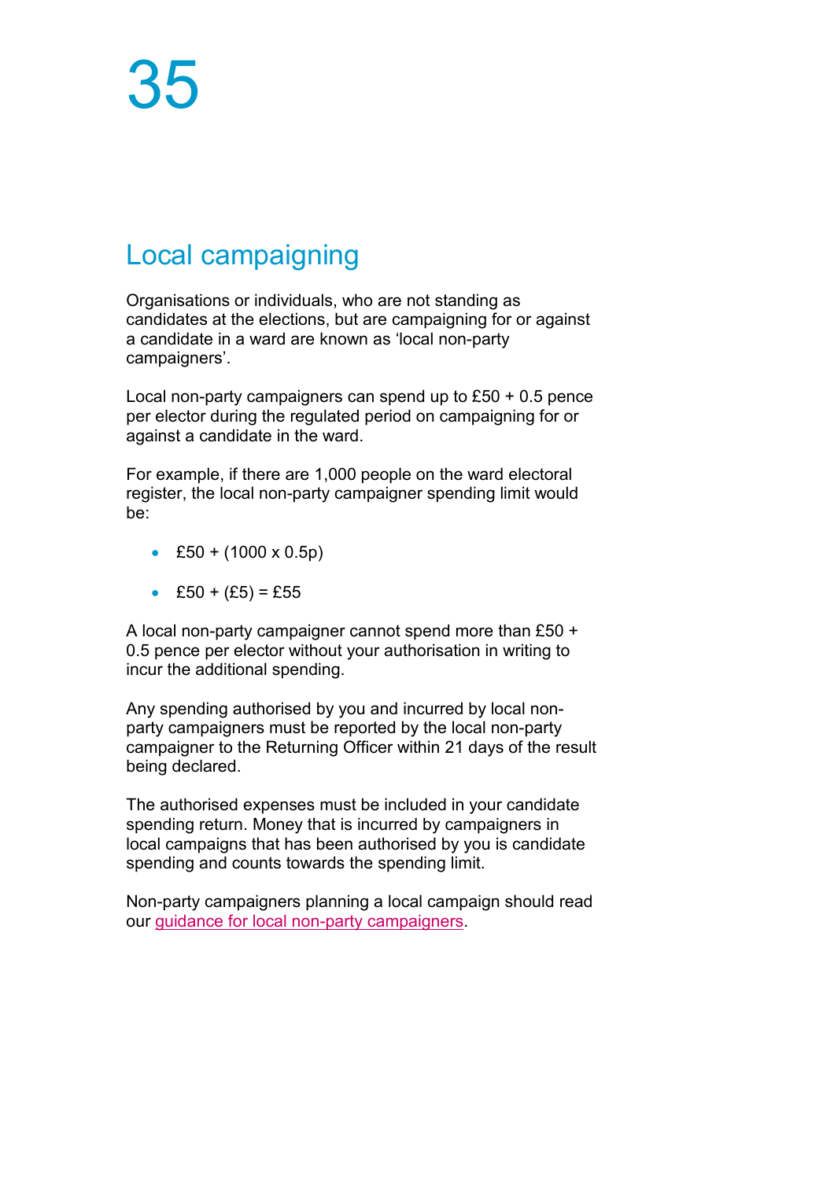## Local campaigning

Organisations or individuals, who are not standing as candidates at the elections, but are campaigning for or against a candidate in a ward are known as 'local non-party campaigners'.

Local non-party campaigners can spend up to £50 + 0.5 pence per elector during the regulated period on campaigning for or against a candidate in the ward.

For example, if there are 1,000 people on the ward electoral register, the local non-party campaigner spending limit would be:

- £50 + (1000 x 0.5p)
- £50 + (£5) = £55

A local non-party campaigner cannot spend more than £50 + 0.5 pence per elector without your authorisation in writing to incur the additional spending.

Any spending authorised by you and incurred by local non-party campaigners must be reported by the local non-party campaigner to the Returning Officer within 21 days of the result being declared.

The authorised expenses must be included in your candidate spending return. Money that is incurred by campaigners in local campaigns that has been authorised by you is candidate spending and counts towards the spending limit.

Non-party campaigners planning a local campaign should read our guidance for local non-party campaigners.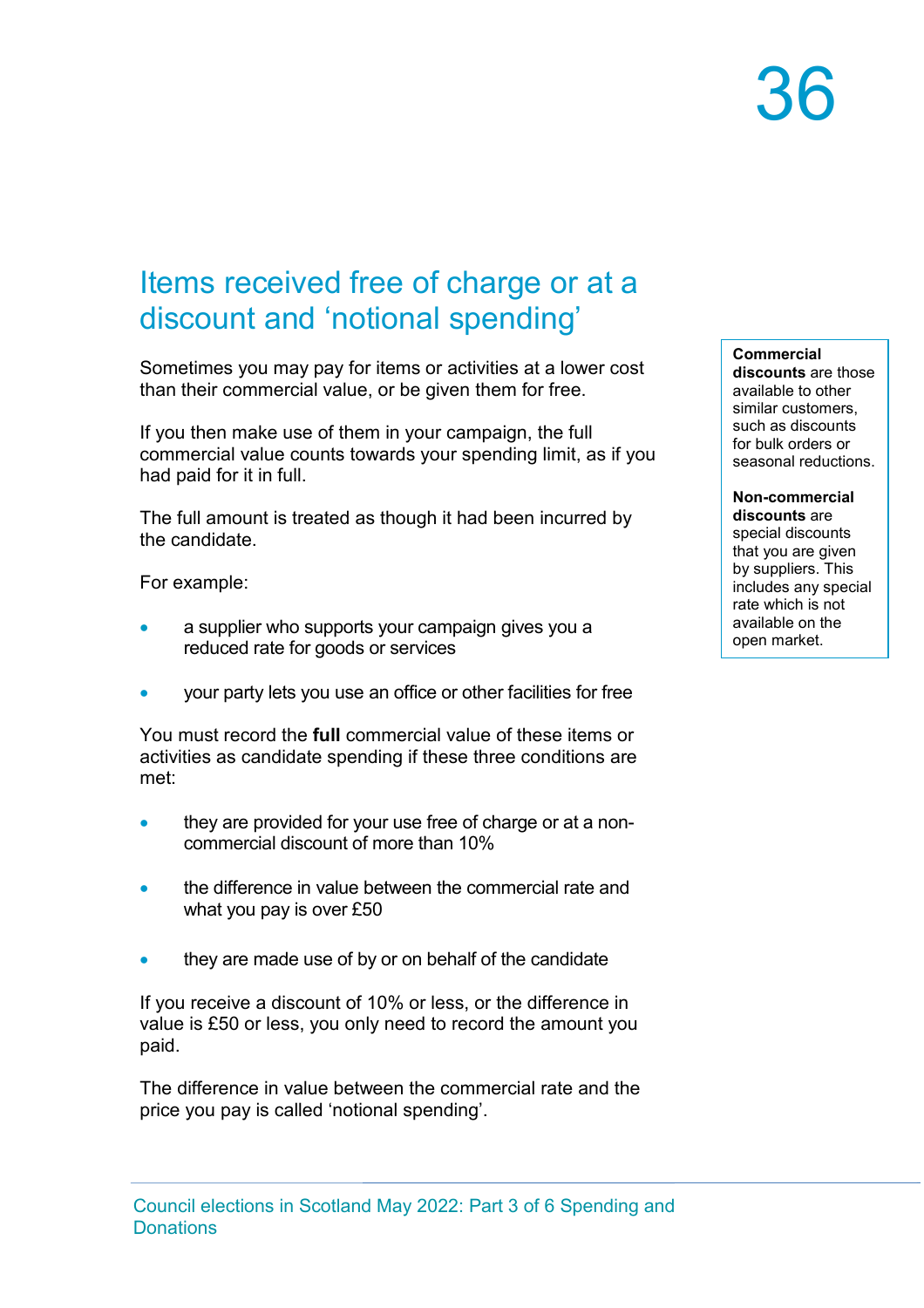## Items received free of charge or at a discount and 'notional spending'

Sometimes you may pay for items or activities at a lower cost than their commercial value, or be given them for free.

If you then make use of them in your campaign, the full commercial value counts towards your spending limit, as if you had paid for it in full.

The full amount is treated as though it had been incurred by the candidate.

For example:

- a supplier who supports your campaign gives you a reduced rate for goods or services
- your party lets you use an office or other facilities for free

You must record the **full** commercial value of these items or activities as candidate spending if these three conditions are met:

- they are provided for your use free of charge or at a non-commercial discount of more than 10%
- the difference in value between the commercial rate and what you pay is over £50
- they are made use of by or on behalf of the candidate

If you receive a discount of 10% or less, or the difference in value is £50 or less, you only need to record the amount you paid.

The difference in value between the commercial rate and the price you pay is called 'notional spending'.

**Commercial discounts** are those available to other similar customers, such as discounts for bulk orders or seasonal reductions.

**Non-commercial discounts** are special discounts that you are given by suppliers. This includes any special rate which is not available on the open market.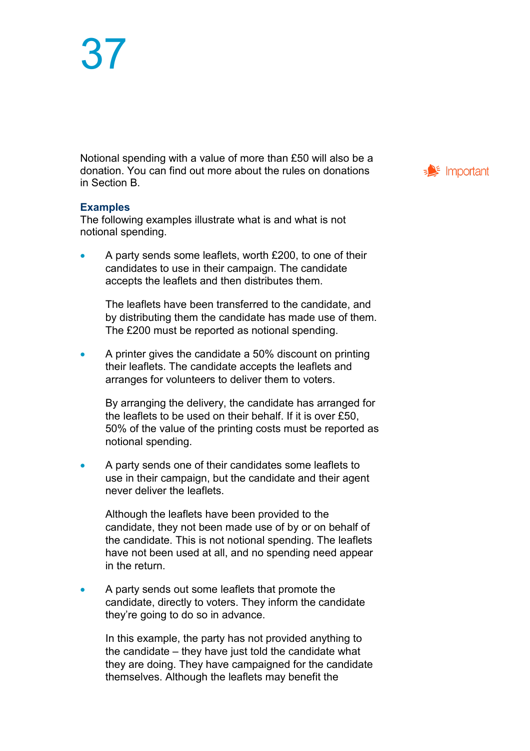Notional spending with a value of more than £50 will also be a donation. You can find out more about the rules on donations in Section B.

Important

### Examples

The following examples illustrate what is and what is not notional spending.

- A party sends some leaflets, worth £200, to one of their candidates to use in their campaign. The candidate accepts the leaflets and then distributes them.

  The leaflets have been transferred to the candidate, and by distributing them the candidate has made use of them. The £200 must be reported as notional spending.

- A printer gives the candidate a 50% discount on printing their leaflets. The candidate accepts the leaflets and arranges for volunteers to deliver them to voters.

  By arranging the delivery, the candidate has arranged for the leaflets to be used on their behalf. If it is over £50, 50% of the value of the printing costs must be reported as notional spending.

- A party sends one of their candidates some leaflets to use in their campaign, but the candidate and their agent never deliver the leaflets.

  Although the leaflets have been provided to the candidate, they not been made use of by or on behalf of the candidate. This is not notional spending. The leaflets have not been used at all, and no spending need appear in the return.

- A party sends out some leaflets that promote the candidate, directly to voters. They inform the candidate they're going to do so in advance.

  In this example, the party has not provided anything to the candidate – they have just told the candidate what they are doing. They have campaigned for the candidate themselves. Although the leaflets may benefit the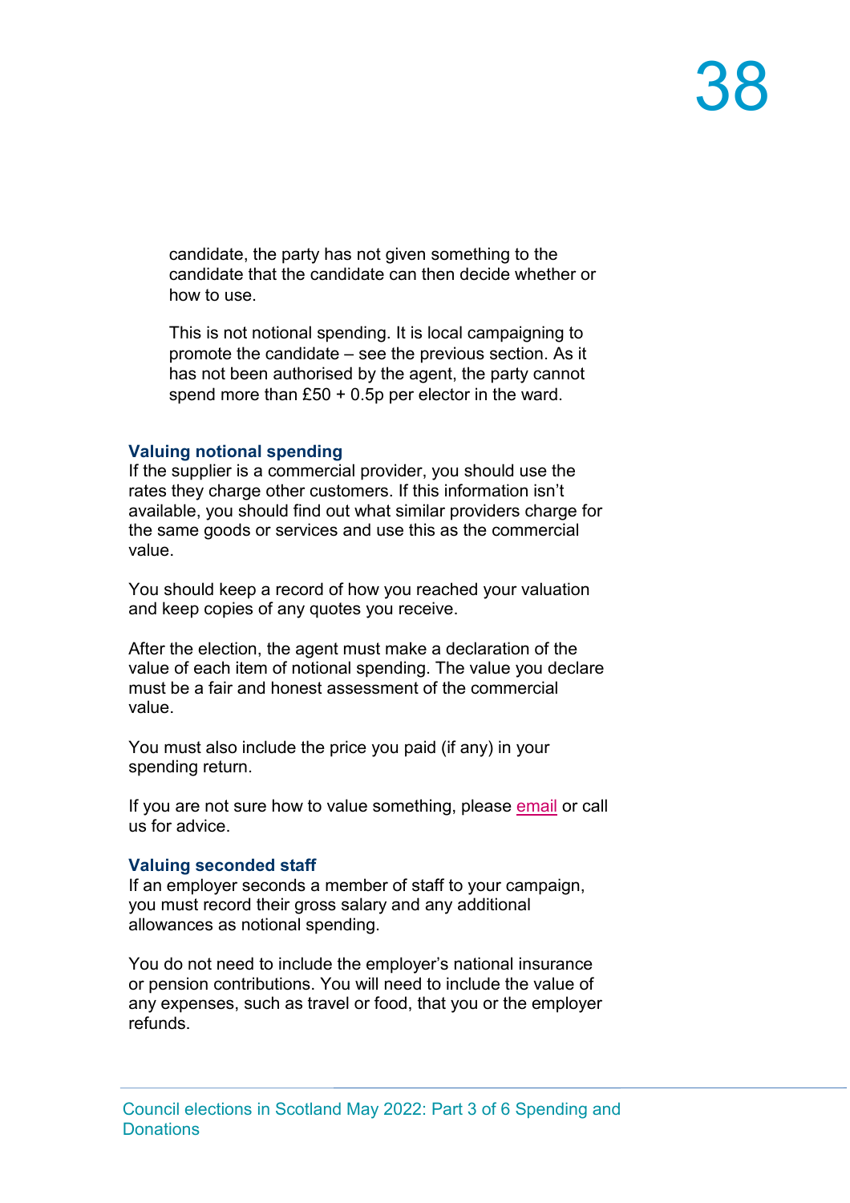candidate, the party has not given something to the candidate that the candidate can then decide whether or how to use.

This is not notional spending. It is local campaigning to promote the candidate – see the previous section. As it has not been authorised by the agent, the party cannot spend more than £50 + 0.5p per elector in the ward.

### Valuing notional spending

If the supplier is a commercial provider, you should use the rates they charge other customers. If this information isn't available, you should find out what similar providers charge for the same goods or services and use this as the commercial value.

You should keep a record of how you reached your valuation and keep copies of any quotes you receive.

After the election, the agent must make a declaration of the value of each item of notional spending. The value you declare must be a fair and honest assessment of the commercial value.

You must also include the price you paid (if any) in your spending return.

If you are not sure how to value something, please email or call us for advice.

### Valuing seconded staff

If an employer seconds a member of staff to your campaign, you must record their gross salary and any additional allowances as notional spending.

You do not need to include the employer's national insurance or pension contributions. You will need to include the value of any expenses, such as travel or food, that you or the employer refunds.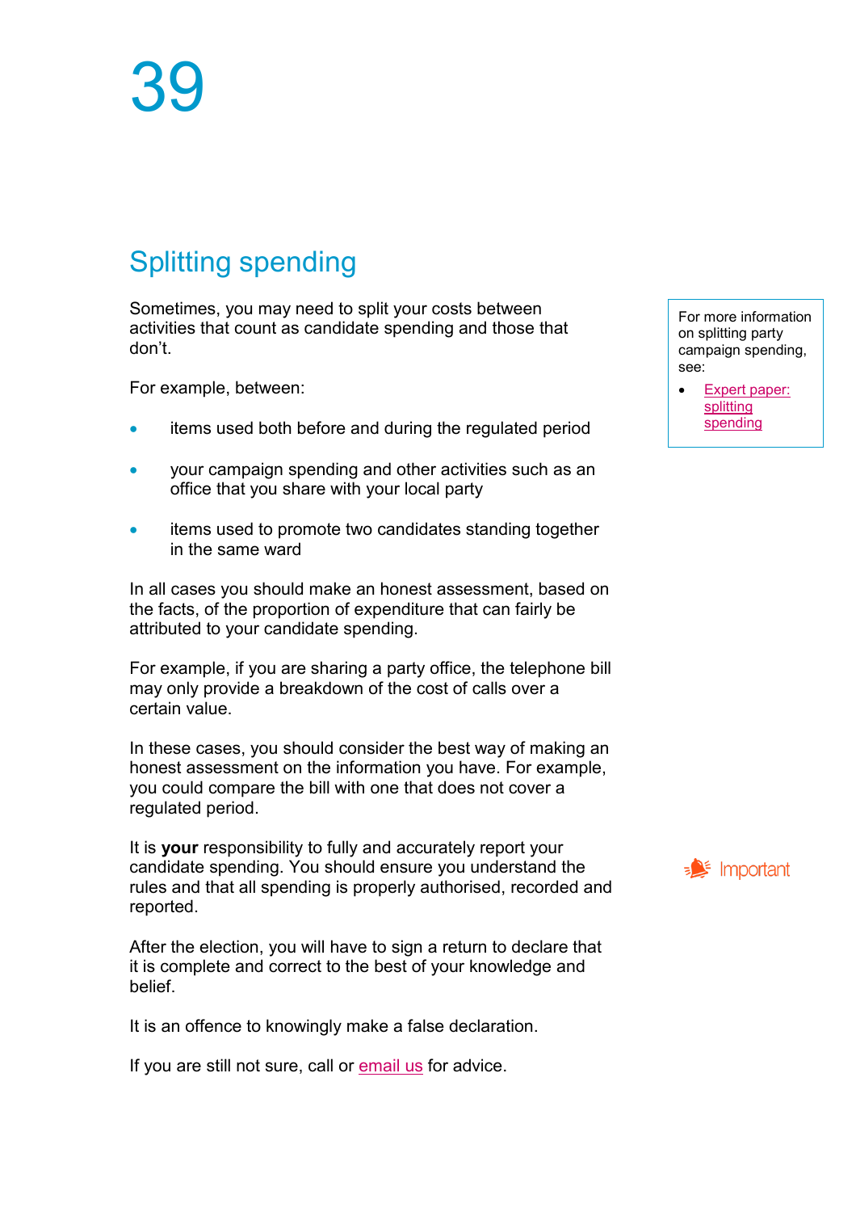# 39

## Splitting spending

Sometimes, you may need to split your costs between activities that count as candidate spending and those that don't.

For example, between:

- items used both before and during the regulated period
- your campaign spending and other activities such as an office that you share with your local party
- items used to promote two candidates standing together in the same ward

In all cases you should make an honest assessment, based on the facts, of the proportion of expenditure that can fairly be attributed to your candidate spending.

For example, if you are sharing a party office, the telephone bill may only provide a breakdown of the cost of calls over a certain value.

In these cases, you should consider the best way of making an honest assessment on the information you have. For example, you could compare the bill with one that does not cover a regulated period.

For more information on splitting party campaign spending, see:

- Expert paper: splitting spending

Important

It is **your** responsibility to fully and accurately report your candidate spending. You should ensure you understand the rules and that all spending is properly authorised, recorded and reported.

After the election, you will have to sign a return to declare that it is complete and correct to the best of your knowledge and belief.

It is an offence to knowingly make a false declaration.

If you are still not sure, call or email us for advice.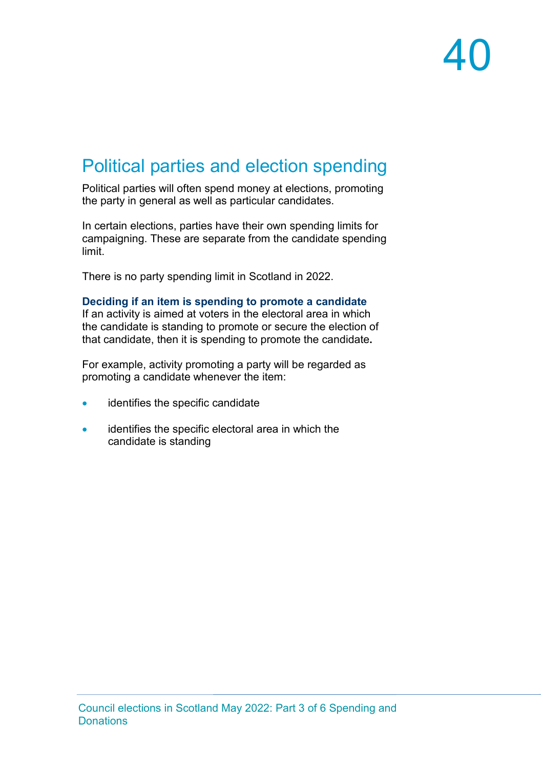## Political parties and election spending

Political parties will often spend money at elections, promoting the party in general as well as particular candidates.

In certain elections, parties have their own spending limits for campaigning. These are separate from the candidate spending limit.

There is no party spending limit in Scotland in 2022.

### Deciding if an item is spending to promote a candidate

If an activity is aimed at voters in the electoral area in which the candidate is standing to promote or secure the election of that candidate, then it is spending to promote the candidate.

For example, activity promoting a party will be regarded as promoting a candidate whenever the item:

- identifies the specific candidate
- identifies the specific electoral area in which the candidate is standing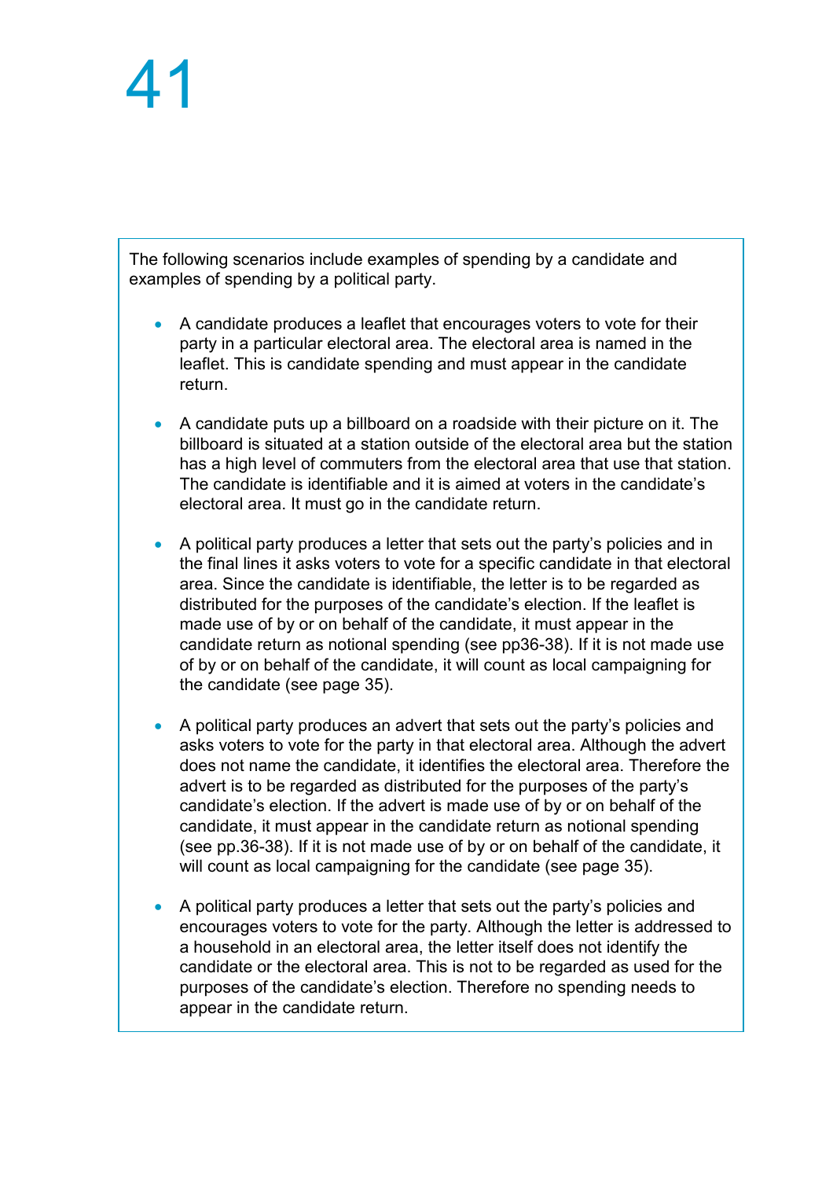The following scenarios include examples of spending by a candidate and examples of spending by a political party.

- A candidate produces a leaflet that encourages voters to vote for their party in a particular electoral area. The electoral area is named in the leaflet. This is candidate spending and must appear in the candidate return.

- A candidate puts up a billboard on a roadside with their picture on it. The billboard is situated at a station outside of the electoral area but the station has a high level of commuters from the electoral area that use that station. The candidate is identifiable and it is aimed at voters in the candidate's electoral area. It must go in the candidate return.

- A political party produces a letter that sets out the party's policies and in the final lines it asks voters to vote for a specific candidate in that electoral area. Since the candidate is identifiable, the letter is to be regarded as distributed for the purposes of the candidate's election. If the leaflet is made use of by or on behalf of the candidate, it must appear in the candidate return as notional spending (see pp36-38). If it is not made use of by or on behalf of the candidate, it will count as local campaigning for the candidate (see page 35).

- A political party produces an advert that sets out the party's policies and asks voters to vote for the party in that electoral area. Although the advert does not name the candidate, it identifies the electoral area. Therefore the advert is to be regarded as distributed for the purposes of the party's candidate's election. If the advert is made use of by or on behalf of the candidate, it must appear in the candidate return as notional spending (see pp.36-38). If it is not made use of by or on behalf of the candidate, it will count as local campaigning for the candidate (see page 35).

- A political party produces a letter that sets out the party's policies and encourages voters to vote for the party. Although the letter is addressed to a household in an electoral area, the letter itself does not identify the candidate or the electoral area. This is not to be regarded as used for the purposes of the candidate's election. Therefore no spending needs to appear in the candidate return.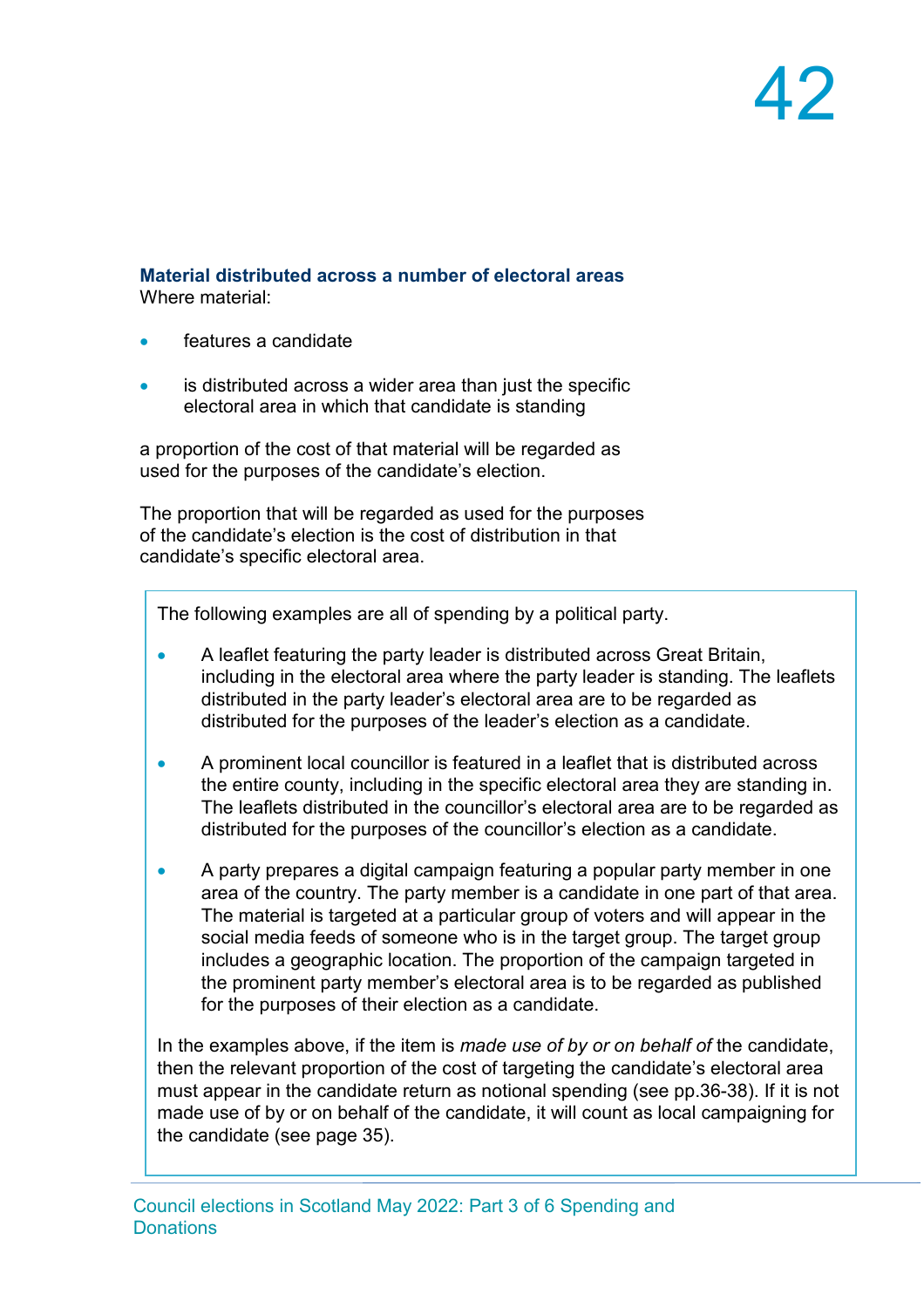### Material distributed across a number of electoral areas

Where material:

- features a candidate
- is distributed across a wider area than just the specific electoral area in which that candidate is standing

a proportion of the cost of that material will be regarded as used for the purposes of the candidate's election.

The proportion that will be regarded as used for the purposes of the candidate's election is the cost of distribution in that candidate's specific electoral area.

> The following examples are all of spending by a political party.
>
> - A leaflet featuring the party leader is distributed across Great Britain, including in the electoral area where the party leader is standing. The leaflets distributed in the party leader's electoral area are to be regarded as distributed for the purposes of the leader's election as a candidate.
> - A prominent local councillor is featured in a leaflet that is distributed across the entire county, including in the specific electoral area they are standing in. The leaflets distributed in the councillor's electoral area are to be regarded as distributed for the purposes of the councillor's election as a candidate.
> - A party prepares a digital campaign featuring a popular party member in one area of the country. The party member is a candidate in one part of that area. The material is targeted at a particular group of voters and will appear in the social media feeds of someone who is in the target group. The target group includes a geographic location. The proportion of the campaign targeted in the prominent party member's electoral area is to be regarded as published for the purposes of their election as a candidate.
>
> In the examples above, if the item is *made use of by or on behalf of* the candidate, then the relevant proportion of the cost of targeting the candidate's electoral area must appear in the candidate return as notional spending (see pp.36-38). If it is not made use of by or on behalf of the candidate, it will count as local campaigning for the candidate (see page 35).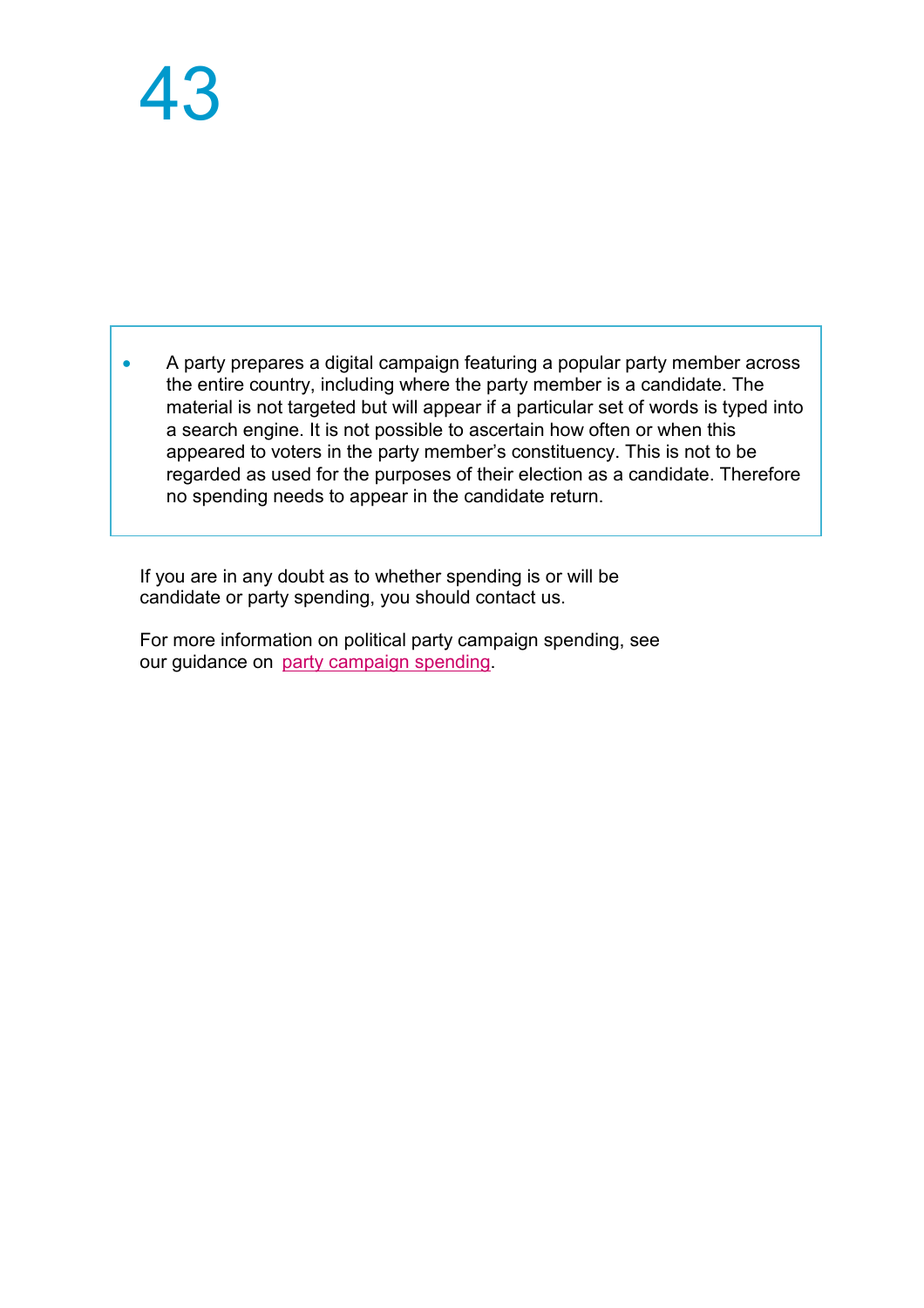- A party prepares a digital campaign featuring a popular party member across the entire country, including where the party member is a candidate. The material is not targeted but will appear if a particular set of words is typed into a search engine. It is not possible to ascertain how often or when this appeared to voters in the party member's constituency. This is not to be regarded as used for the purposes of their election as a candidate. Therefore no spending needs to appear in the candidate return.

If you are in any doubt as to whether spending is or will be candidate or party spending, you should contact us.

For more information on political party campaign spending, see our guidance on party campaign spending.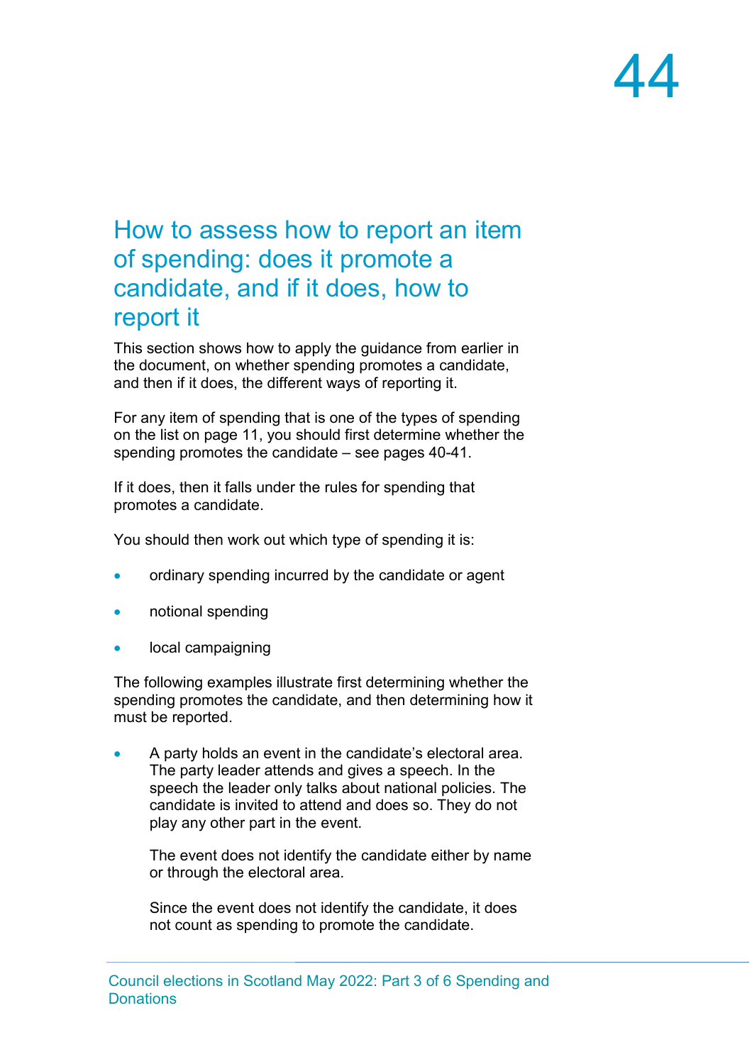## How to assess how to report an item of spending: does it promote a candidate, and if it does, how to report it

This section shows how to apply the guidance from earlier in the document, on whether spending promotes a candidate, and then if it does, the different ways of reporting it.

For any item of spending that is one of the types of spending on the list on page 11, you should first determine whether the spending promotes the candidate – see pages 40-41.

If it does, then it falls under the rules for spending that promotes a candidate.

You should then work out which type of spending it is:

- ordinary spending incurred by the candidate or agent
- notional spending
- local campaigning

The following examples illustrate first determining whether the spending promotes the candidate, and then determining how it must be reported.

- A party holds an event in the candidate's electoral area. The party leader attends and gives a speech. In the speech the leader only talks about national policies. The candidate is invited to attend and does so. They do not play any other part in the event.

  The event does not identify the candidate either by name or through the electoral area.

  Since the event does not identify the candidate, it does not count as spending to promote the candidate.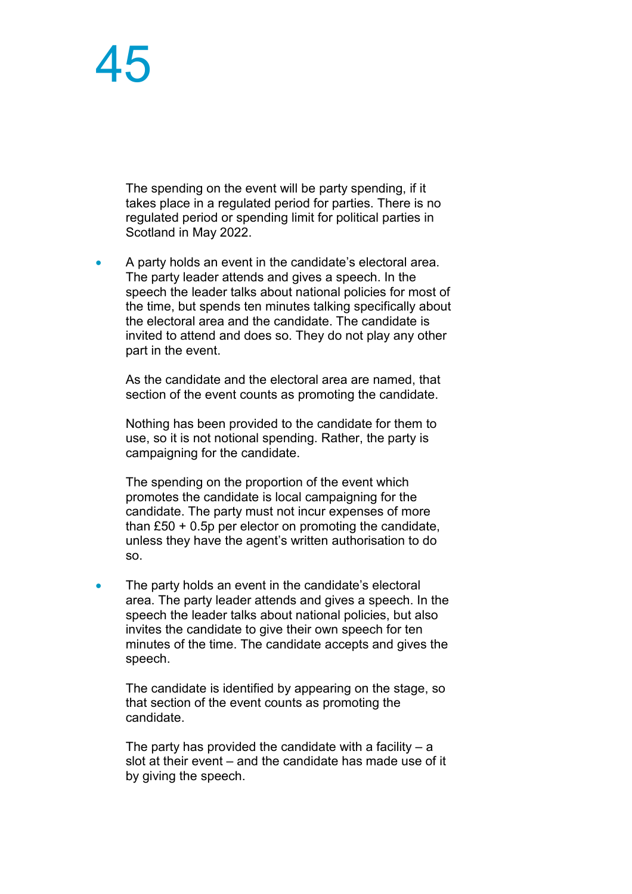The spending on the event will be party spending, if it takes place in a regulated period for parties. There is no regulated period or spending limit for political parties in Scotland in May 2022.

- A party holds an event in the candidate's electoral area. The party leader attends and gives a speech. In the speech the leader talks about national policies for most of the time, but spends ten minutes talking specifically about the electoral area and the candidate. The candidate is invited to attend and does so. They do not play any other part in the event.

  As the candidate and the electoral area are named, that section of the event counts as promoting the candidate.

  Nothing has been provided to the candidate for them to use, so it is not notional spending. Rather, the party is campaigning for the candidate.

  The spending on the proportion of the event which promotes the candidate is local campaigning for the candidate. The party must not incur expenses of more than £50 + 0.5p per elector on promoting the candidate, unless they have the agent's written authorisation to do so.

- The party holds an event in the candidate's electoral area. The party leader attends and gives a speech. In the speech the leader talks about national policies, but also invites the candidate to give their own speech for ten minutes of the time. The candidate accepts and gives the speech.

  The candidate is identified by appearing on the stage, so that section of the event counts as promoting the candidate.

  The party has provided the candidate with a facility – a slot at their event – and the candidate has made use of it by giving the speech.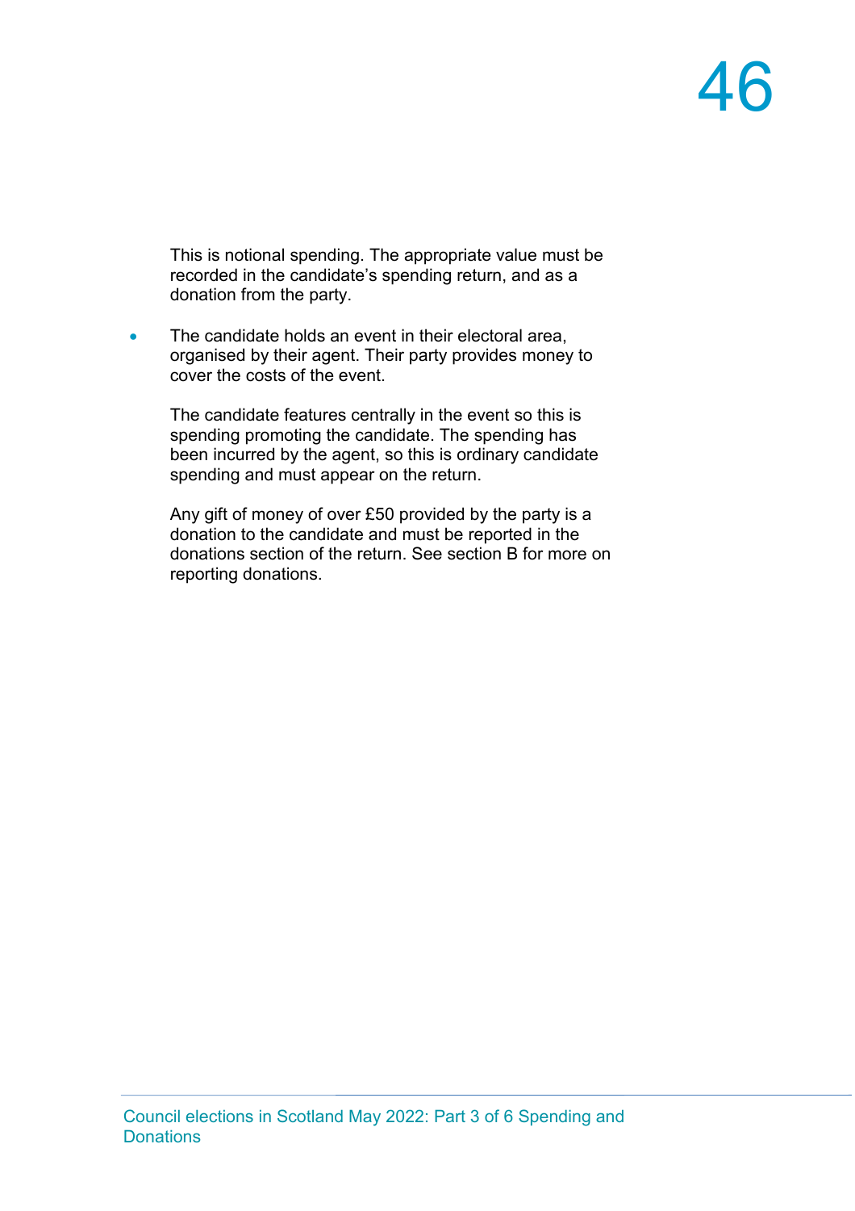This is notional spending. The appropriate value must be recorded in the candidate's spending return, and as a donation from the party.

- The candidate holds an event in their electoral area, organised by their agent. Their party provides money to cover the costs of the event.

  The candidate features centrally in the event so this is spending promoting the candidate. The spending has been incurred by the agent, so this is ordinary candidate spending and must appear on the return.

  Any gift of money of over £50 provided by the party is a donation to the candidate and must be reported in the donations section of the return. See section B for more on reporting donations.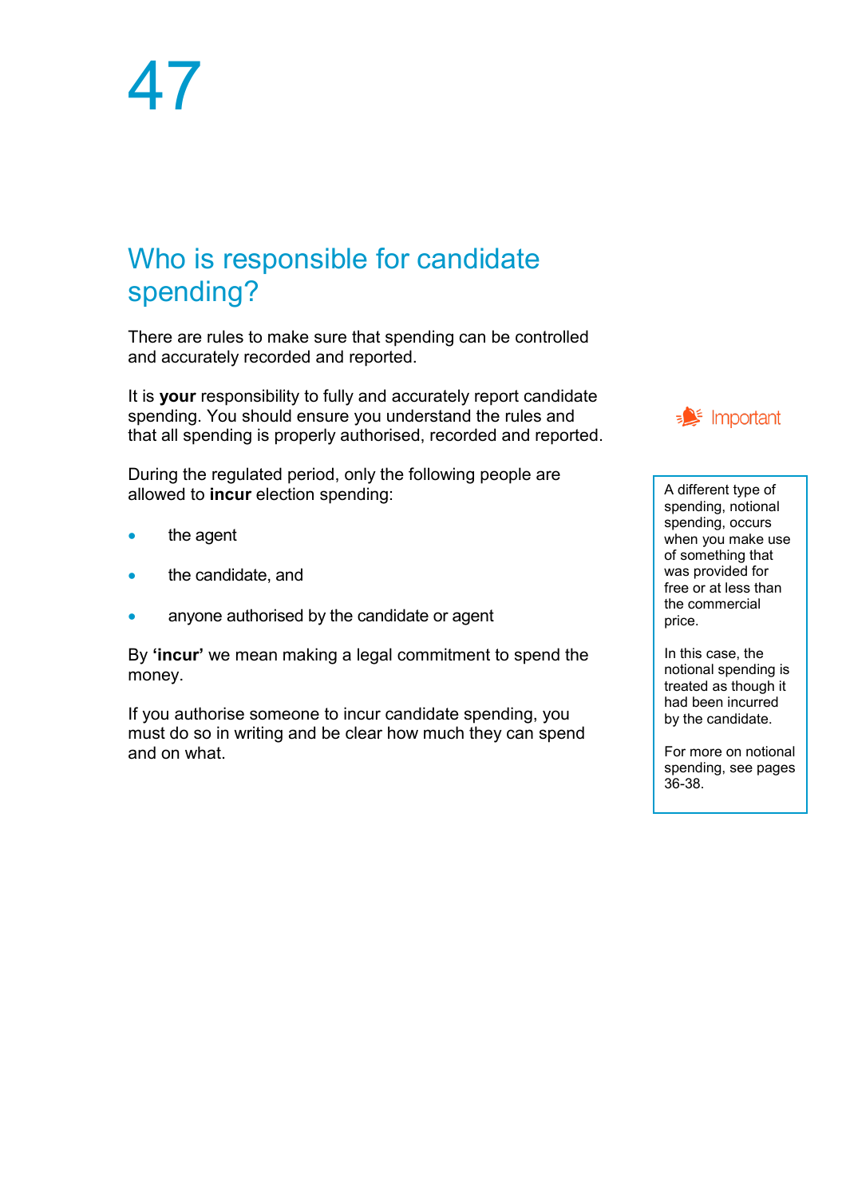# 47

## Who is responsible for candidate spending?

There are rules to make sure that spending can be controlled and accurately recorded and reported.

It is **your** responsibility to fully and accurately report candidate spending. You should ensure you understand the rules and that all spending is properly authorised, recorded and reported.

During the regulated period, only the following people are allowed to **incur** election spending:

- the agent
- the candidate, and
- anyone authorised by the candidate or agent

By **'incur'** we mean making a legal commitment to spend the money.

If you authorise someone to incur candidate spending, you must do so in writing and be clear how much they can spend and on what.

Important

A different type of spending, notional spending, occurs when you make use of something that was provided for free or at less than the commercial price.

In this case, the notional spending is treated as though it had been incurred by the candidate.

For more on notional spending, see pages 36-38.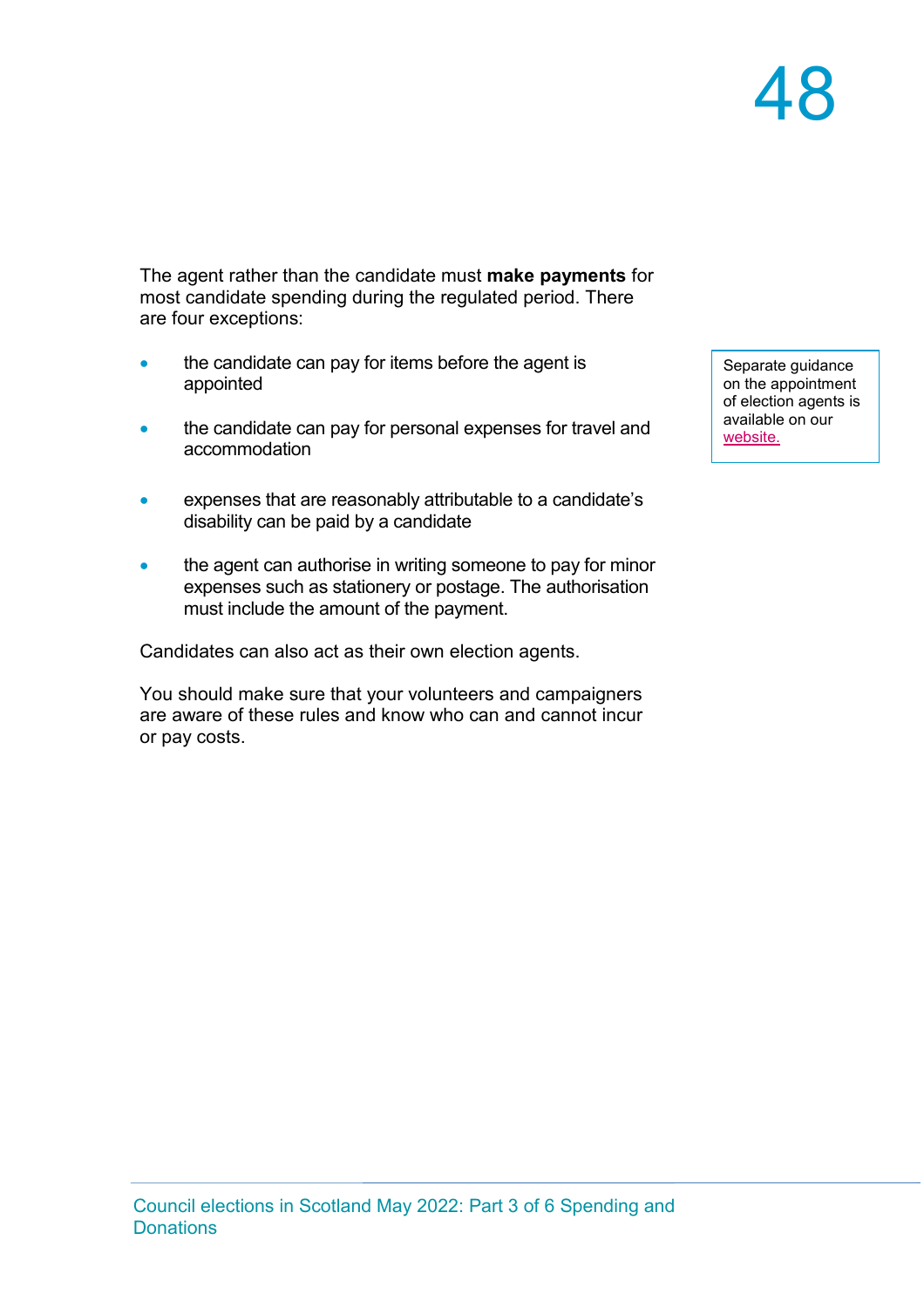The agent rather than the candidate must **make payments** for most candidate spending during the regulated period. There are four exceptions:

- the candidate can pay for items before the agent is appointed
- the candidate can pay for personal expenses for travel and accommodation
- expenses that are reasonably attributable to a candidate's disability can be paid by a candidate
- the agent can authorise in writing someone to pay for minor expenses such as stationery or postage. The authorisation must include the amount of the payment.

Candidates can also act as their own election agents.

You should make sure that your volunteers and campaigners are aware of these rules and know who can and cannot incur or pay costs.

Separate guidance on the appointment of election agents is available on our website.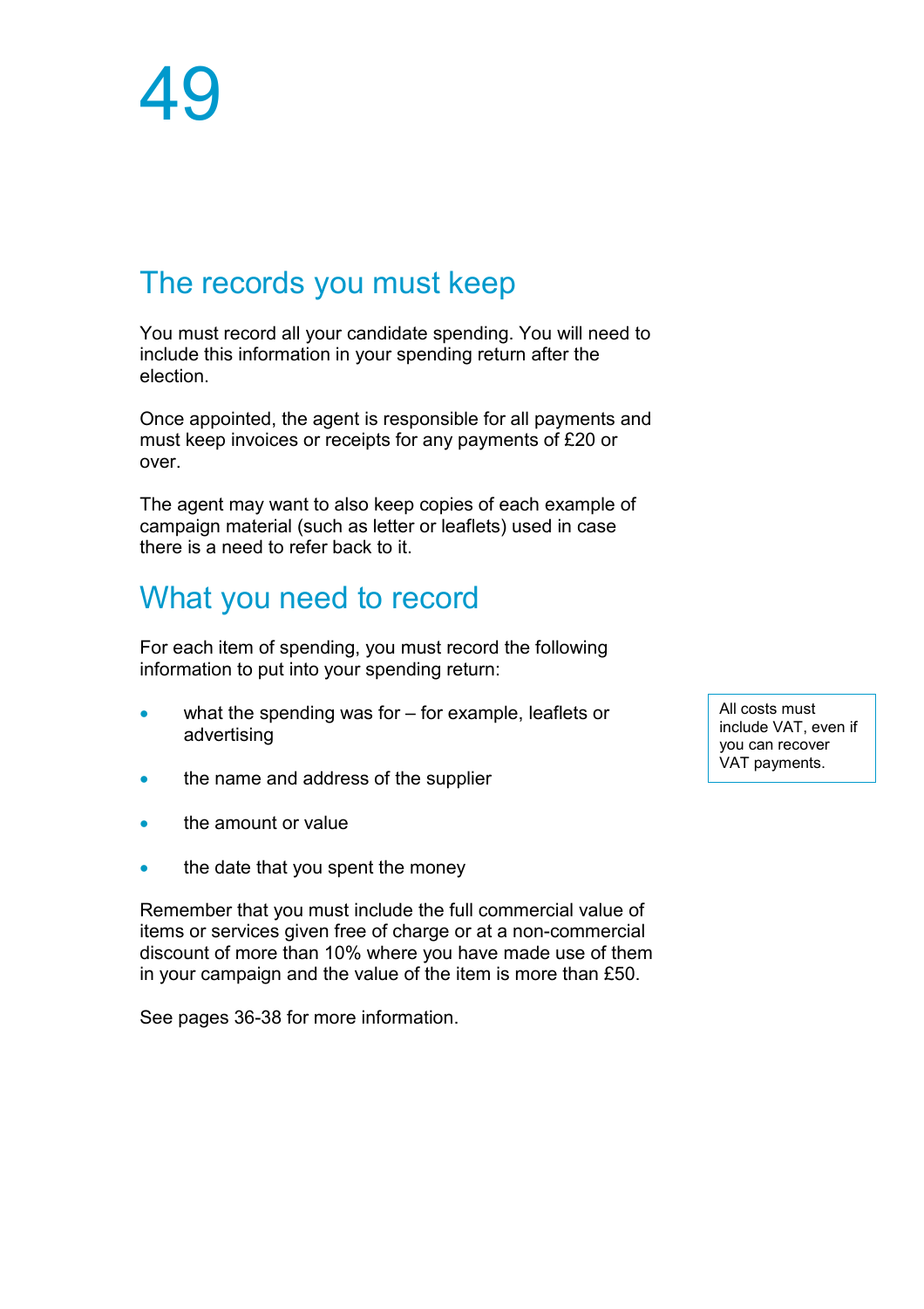## The records you must keep

You must record all your candidate spending. You will need to include this information in your spending return after the election.

Once appointed, the agent is responsible for all payments and must keep invoices or receipts for any payments of £20 or over.

The agent may want to also keep copies of each example of campaign material (such as letter or leaflets) used in case there is a need to refer back to it.

## What you need to record

For each item of spending, you must record the following information to put into your spending return:

- what the spending was for – for example, leaflets or advertising
- the name and address of the supplier
- the amount or value
- the date that you spent the money

> All costs must include VAT, even if you can recover VAT payments.

Remember that you must include the full commercial value of items or services given free of charge or at a non-commercial discount of more than 10% where you have made use of them in your campaign and the value of the item is more than £50.

See pages 36-38 for more information.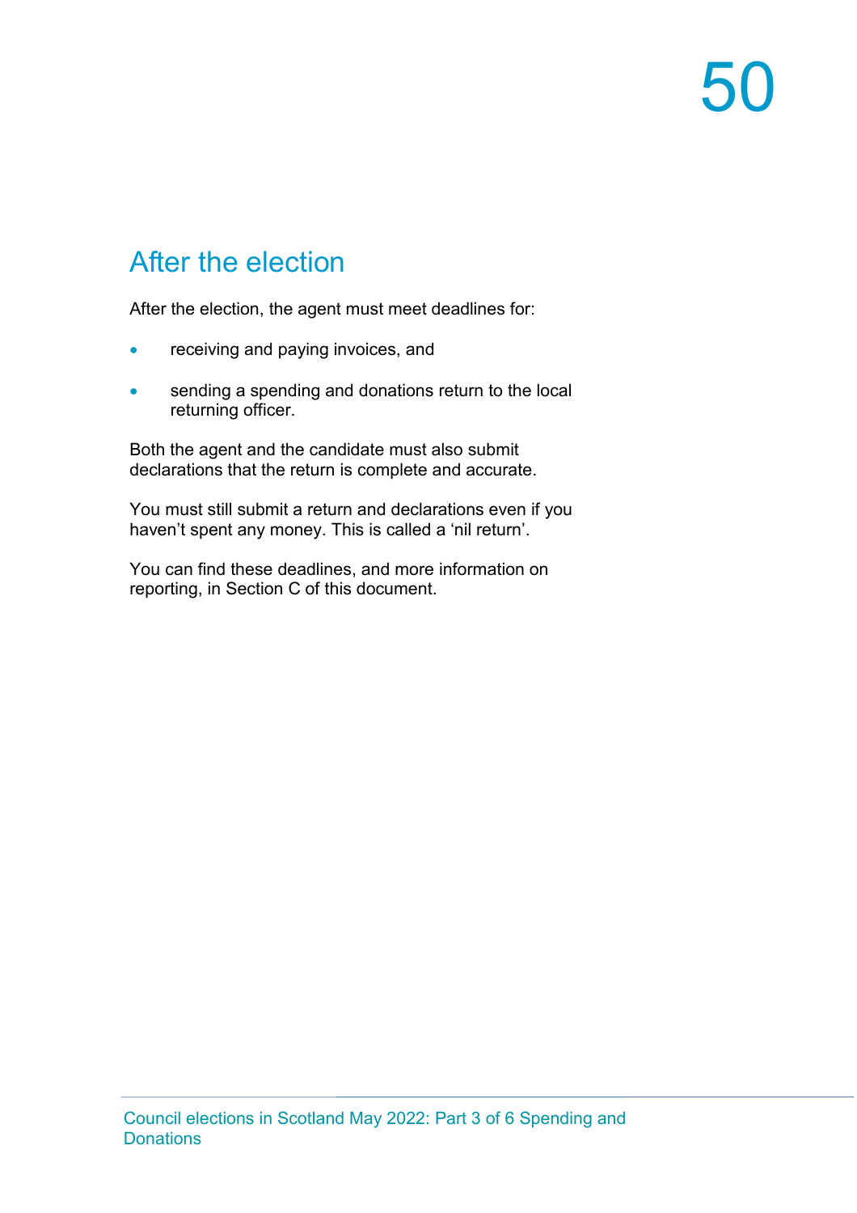## After the election

After the election, the agent must meet deadlines for:

- receiving and paying invoices, and
- sending a spending and donations return to the local returning officer.

Both the agent and the candidate must also submit declarations that the return is complete and accurate.

You must still submit a return and declarations even if you haven't spent any money. This is called a 'nil return'.

You can find these deadlines, and more information on reporting, in Section C of this document.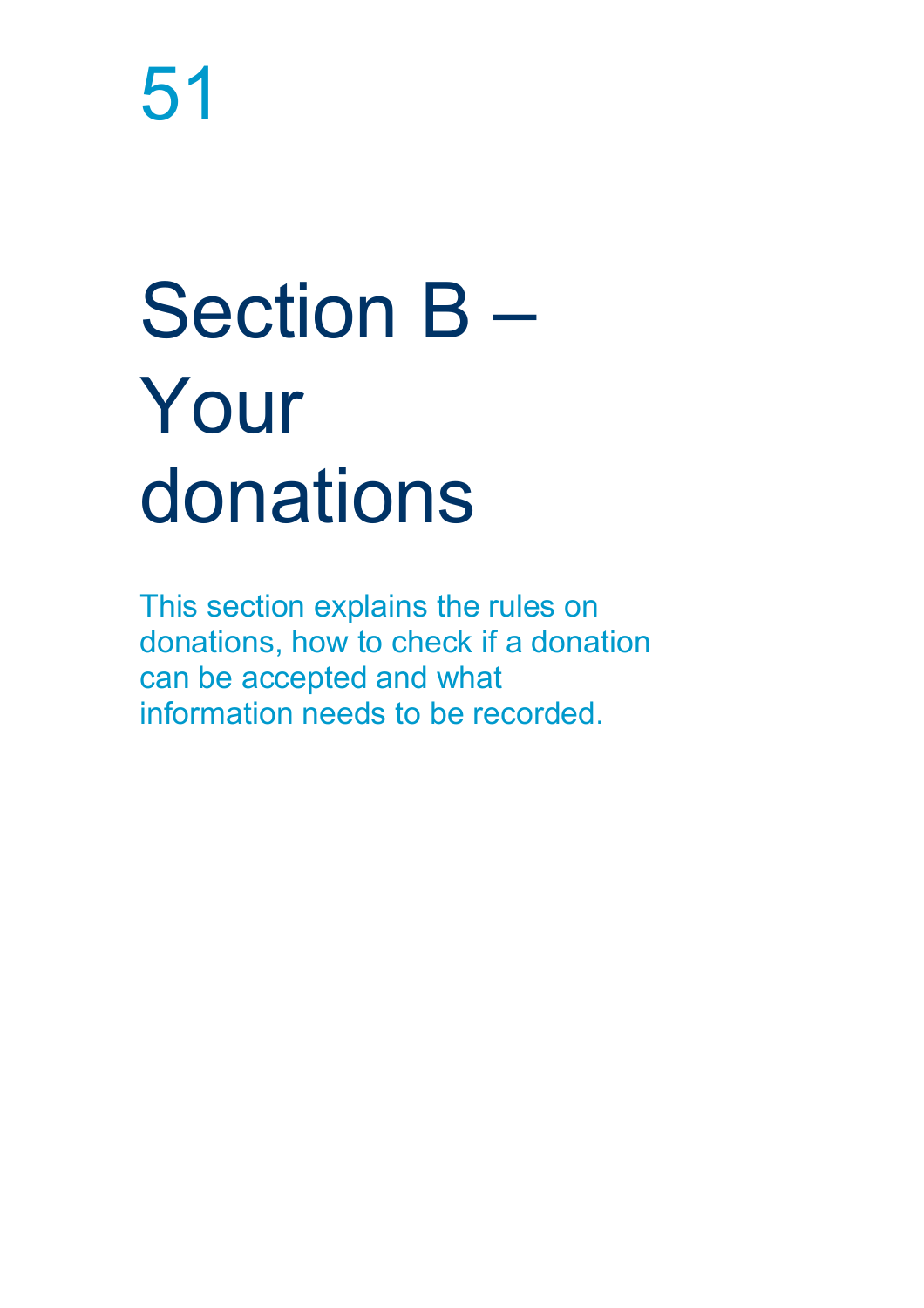# Section B – Your donations

This section explains the rules on donations, how to check if a donation can be accepted and what information needs to be recorded.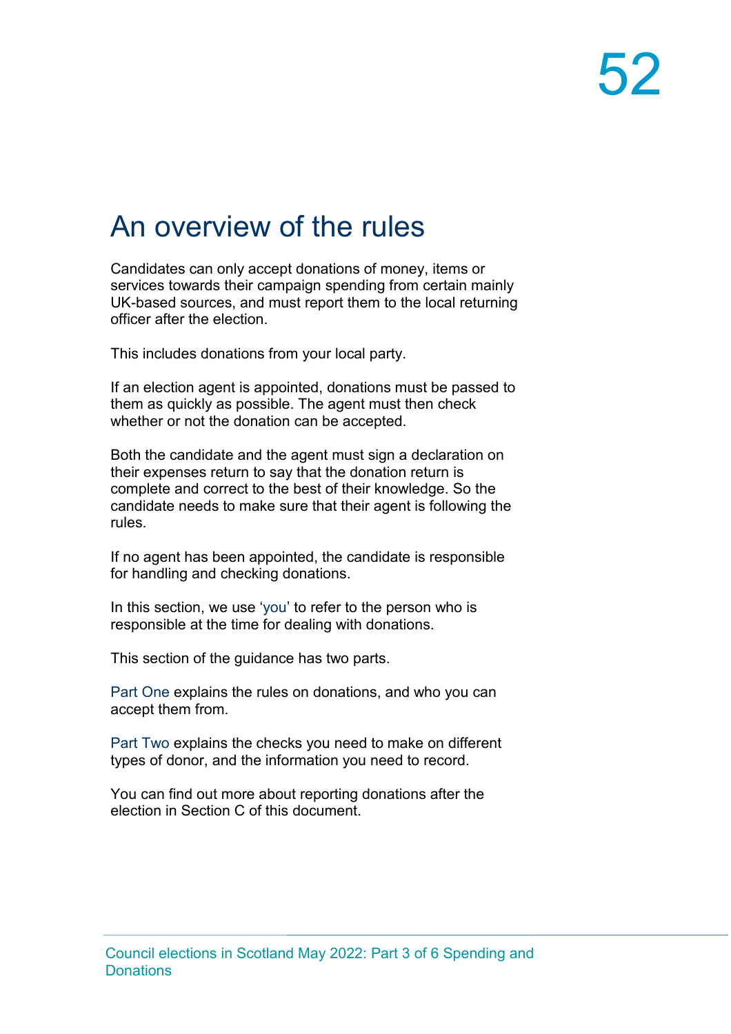# An overview of the rules

Candidates can only accept donations of money, items or services towards their campaign spending from certain mainly UK-based sources, and must report them to the local returning officer after the election.

This includes donations from your local party.

If an election agent is appointed, donations must be passed to them as quickly as possible. The agent must then check whether or not the donation can be accepted.

Both the candidate and the agent must sign a declaration on their expenses return to say that the donation return is complete and correct to the best of their knowledge. So the candidate needs to make sure that their agent is following the rules.

If no agent has been appointed, the candidate is responsible for handling and checking donations.

In this section, we use 'you' to refer to the person who is responsible at the time for dealing with donations.

This section of the guidance has two parts.

Part One explains the rules on donations, and who you can accept them from.

Part Two explains the checks you need to make on different types of donor, and the information you need to record.

You can find out more about reporting donations after the election in Section C of this document.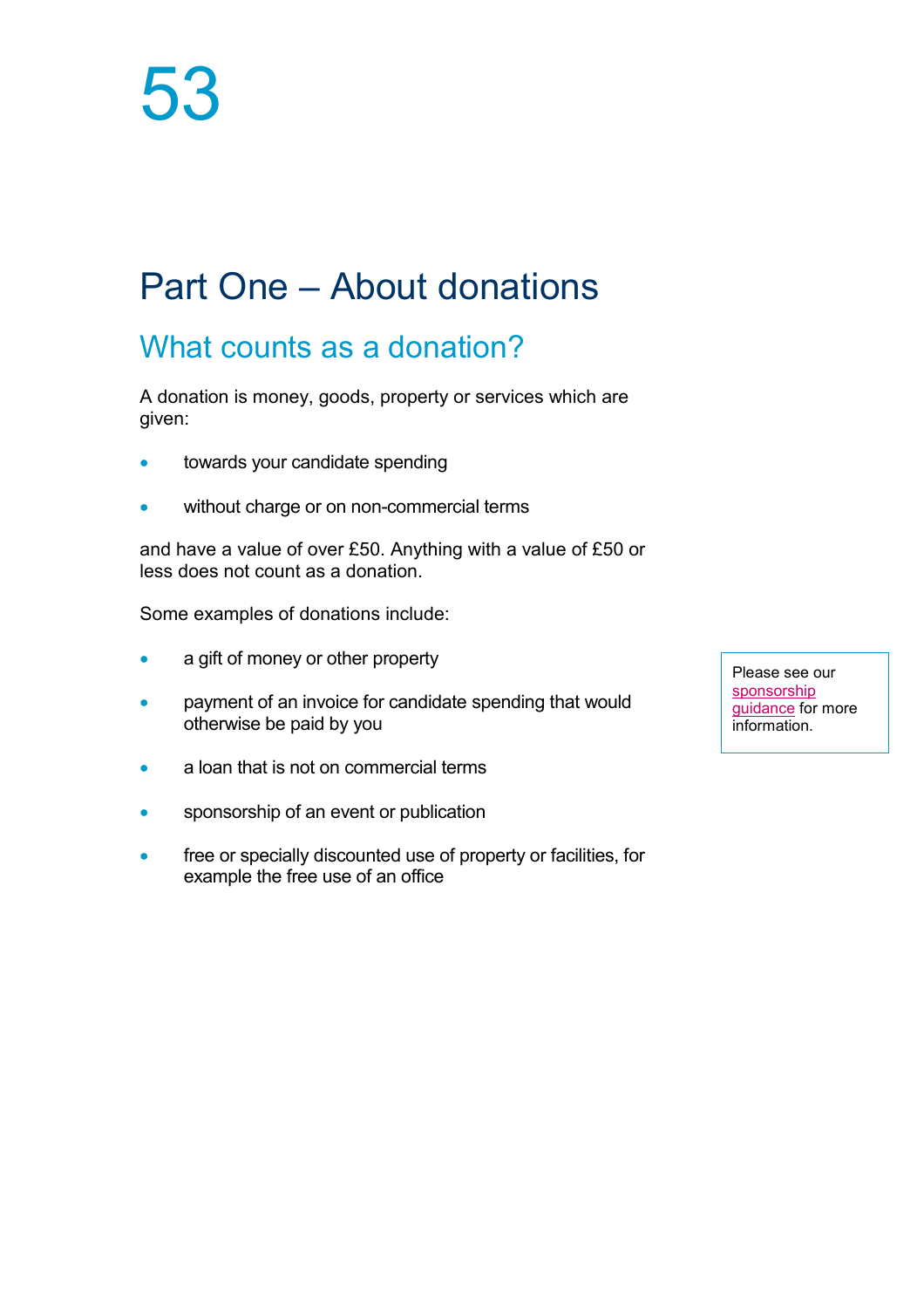# Part One – About donations

## What counts as a donation?

A donation is money, goods, property or services which are given:

- towards your candidate spending
- without charge or on non-commercial terms

and have a value of over £50. Anything with a value of £50 or less does not count as a donation.

Some examples of donations include:

- a gift of money or other property
- payment of an invoice for candidate spending that would otherwise be paid by you
- a loan that is not on commercial terms
- sponsorship of an event or publication
- free or specially discounted use of property or facilities, for example the free use of an office

> Please see our sponsorship guidance for more information.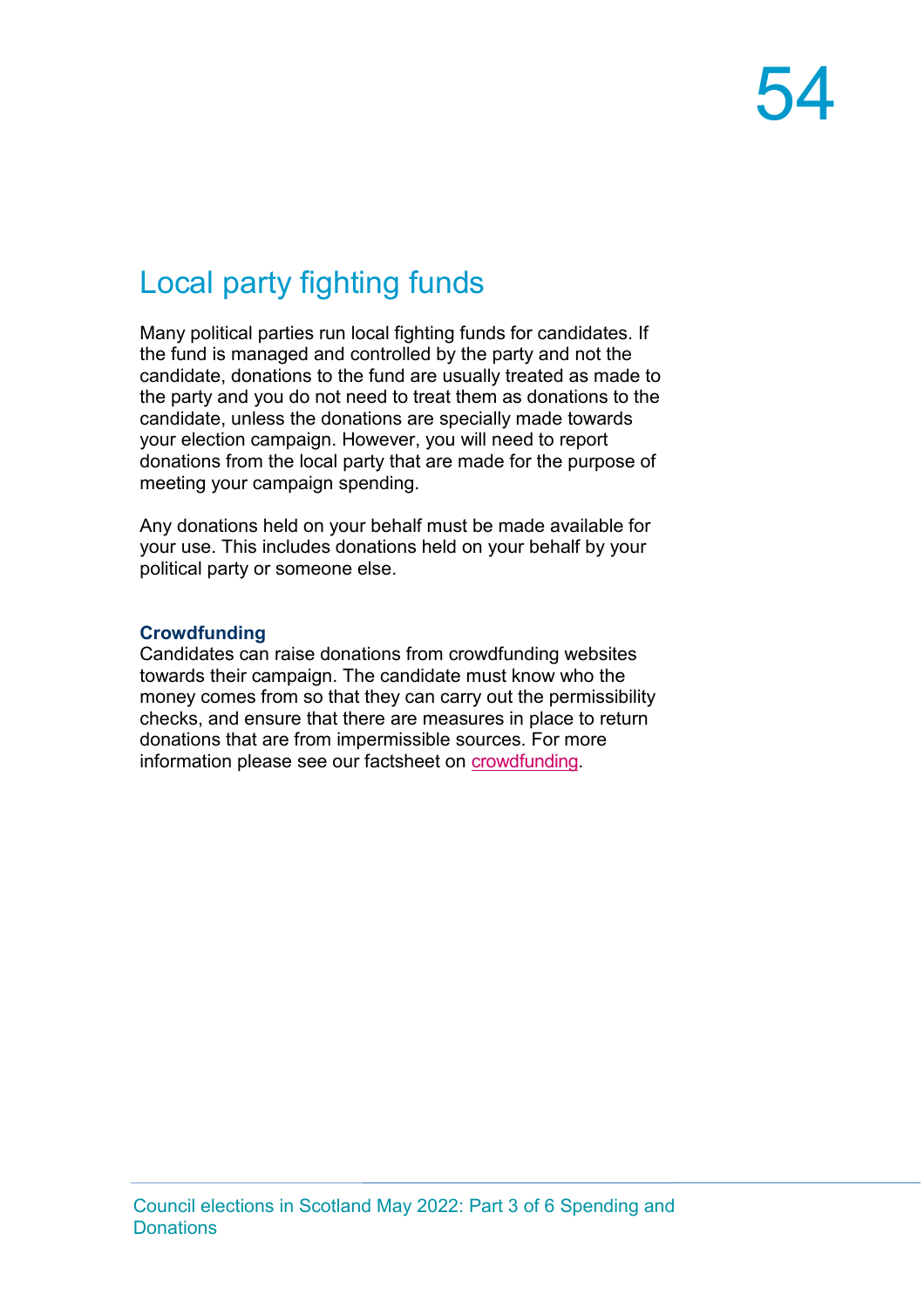## Local party fighting funds

Many political parties run local fighting funds for candidates. If the fund is managed and controlled by the party and not the candidate, donations to the fund are usually treated as made to the party and you do not need to treat them as donations to the candidate, unless the donations are specially made towards your election campaign. However, you will need to report donations from the local party that are made for the purpose of meeting your campaign spending.

Any donations held on your behalf must be made available for your use. This includes donations held on your behalf by your political party or someone else.

### Crowdfunding

Candidates can raise donations from crowdfunding websites towards their campaign. The candidate must know who the money comes from so that they can carry out the permissibility checks, and ensure that there are measures in place to return donations that are from impermissible sources. For more information please see our factsheet on crowdfunding.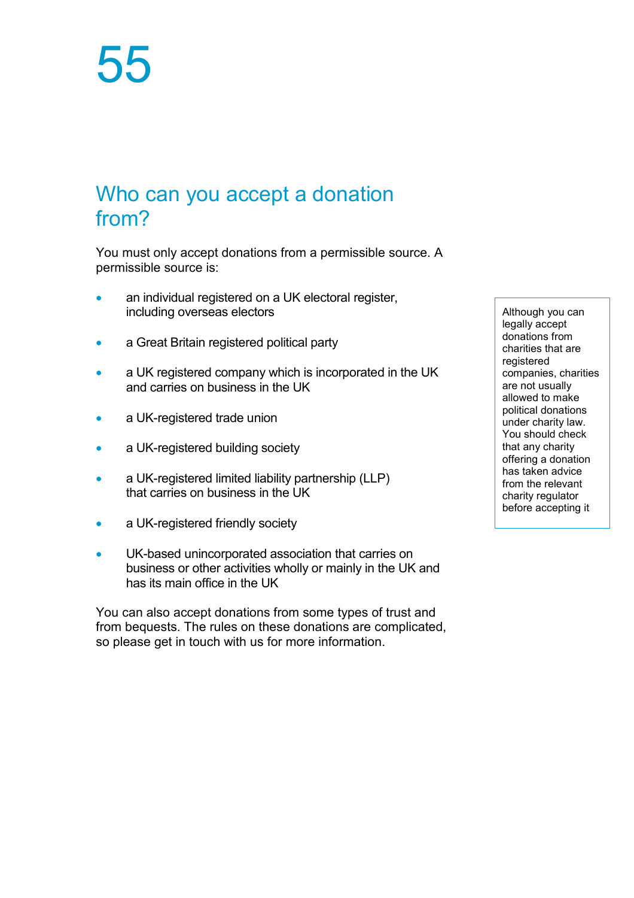## Who can you accept a donation from?

You must only accept donations from a permissible source. A permissible source is:

- an individual registered on a UK electoral register, including overseas electors
- a Great Britain registered political party
- a UK registered company which is incorporated in the UK and carries on business in the UK
- a UK-registered trade union
- a UK-registered building society
- a UK-registered limited liability partnership (LLP) that carries on business in the UK
- a UK-registered friendly society
- UK-based unincorporated association that carries on business or other activities wholly or mainly in the UK and has its main office in the UK

> Although you can legally accept donations from charities that are registered companies, charities are not usually allowed to make political donations under charity law. You should check that any charity offering a donation has taken advice from the relevant charity regulator before accepting it

You can also accept donations from some types of trust and from bequests. The rules on these donations are complicated, so please get in touch with us for more information.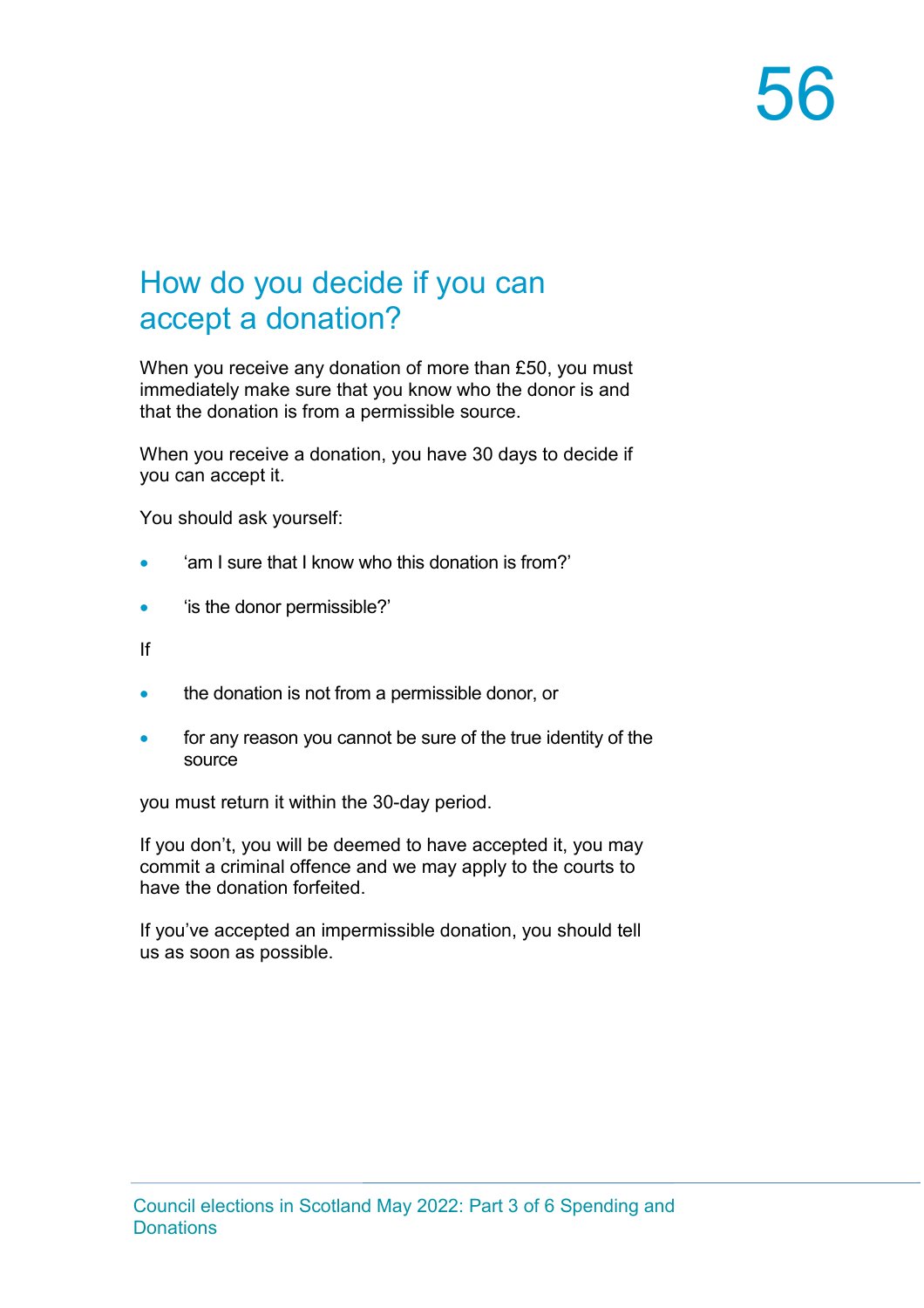## How do you decide if you can accept a donation?

When you receive any donation of more than £50, you must immediately make sure that you know who the donor is and that the donation is from a permissible source.

When you receive a donation, you have 30 days to decide if you can accept it.

You should ask yourself:

- 'am I sure that I know who this donation is from?'
- 'is the donor permissible?'

If

- the donation is not from a permissible donor, or
- for any reason you cannot be sure of the true identity of the source

you must return it within the 30-day period.

If you don't, you will be deemed to have accepted it, you may commit a criminal offence and we may apply to the courts to have the donation forfeited.

If you've accepted an impermissible donation, you should tell us as soon as possible.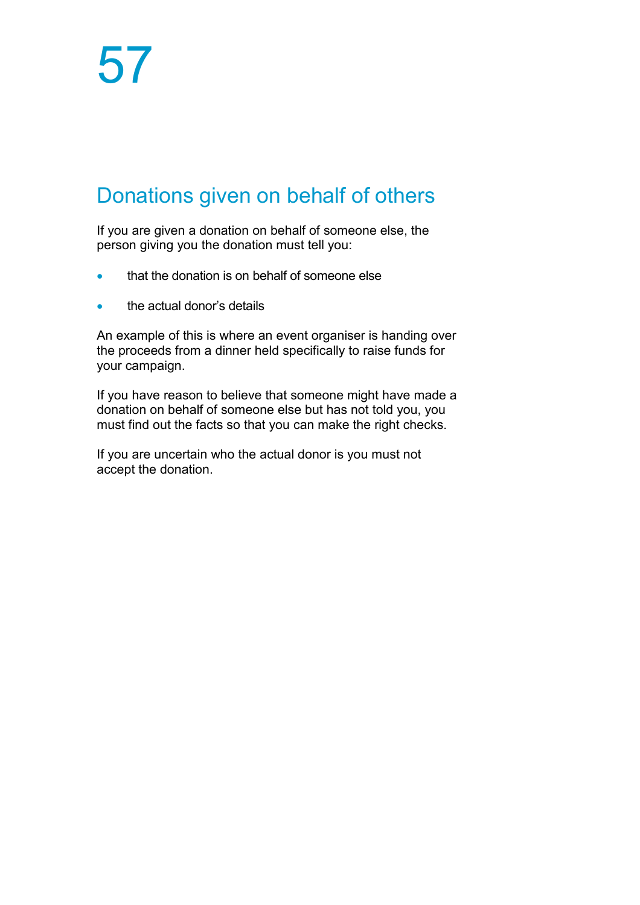## Donations given on behalf of others

If you are given a donation on behalf of someone else, the person giving you the donation must tell you:

- that the donation is on behalf of someone else
- the actual donor's details

An example of this is where an event organiser is handing over the proceeds from a dinner held specifically to raise funds for your campaign.

If you have reason to believe that someone might have made a donation on behalf of someone else but has not told you, you must find out the facts so that you can make the right checks.

If you are uncertain who the actual donor is you must not accept the donation.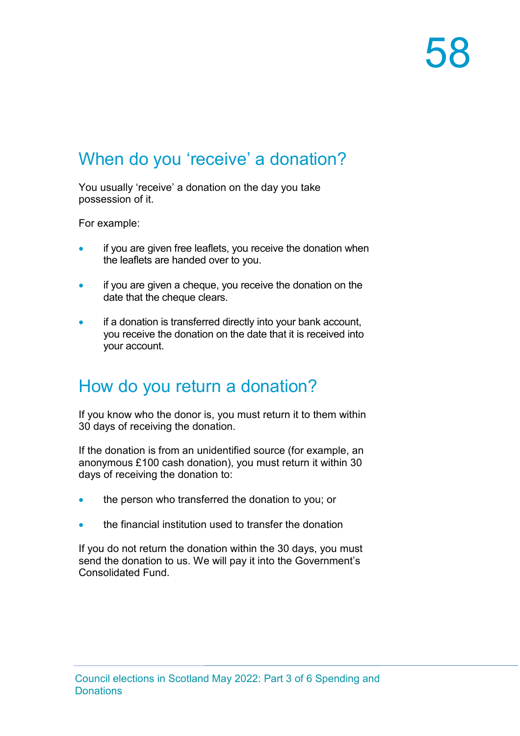## When do you 'receive' a donation?

You usually 'receive' a donation on the day you take possession of it.

For example:

- if you are given free leaflets, you receive the donation when the leaflets are handed over to you.
- if you are given a cheque, you receive the donation on the date that the cheque clears.
- if a donation is transferred directly into your bank account, you receive the donation on the date that it is received into your account.

## How do you return a donation?

If you know who the donor is, you must return it to them within 30 days of receiving the donation.

If the donation is from an unidentified source (for example, an anonymous £100 cash donation), you must return it within 30 days of receiving the donation to:

- the person who transferred the donation to you; or
- the financial institution used to transfer the donation

If you do not return the donation within the 30 days, you must send the donation to us. We will pay it into the Government's Consolidated Fund.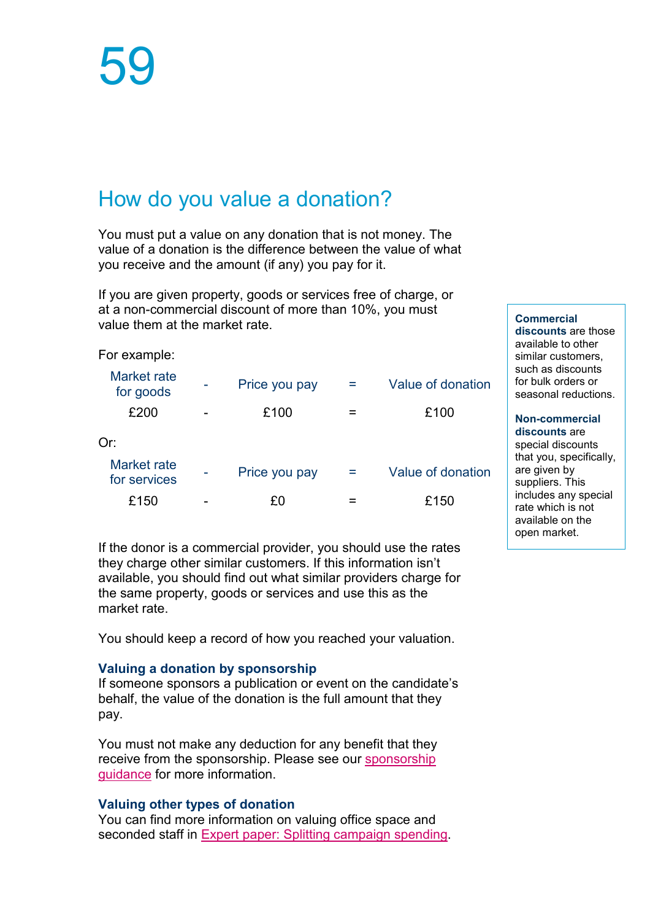# 59

## How do you value a donation?

You must put a value on any donation that is not money. The value of a donation is the difference between the value of what you receive and the amount (if any) you pay for it.

If you are given property, goods or services free of charge, or at a non-commercial discount of more than 10%, you must value them at the market rate.

For example:

| Market rate for goods | - | Price you pay | = | Value of donation |
|---|---|---|---|---|
| £200 | - | £100 | = | £100 |

Or:

| Market rate for services | - | Price you pay | = | Value of donation |
|---|---|---|---|---|
| £150 | - | £0 | = | £150 |

**Commercial discounts** are those available to other similar customers, such as discounts for bulk orders or seasonal reductions.

**Non-commercial discounts** are special discounts that you, specifically, are given by suppliers. This includes any special rate which is not available on the open market.

If the donor is a commercial provider, you should use the rates they charge other similar customers. If this information isn't available, you should find out what similar providers charge for the same property, goods or services and use this as the market rate.

You should keep a record of how you reached your valuation.

### Valuing a donation by sponsorship

If someone sponsors a publication or event on the candidate's behalf, the value of the donation is the full amount that they pay.

You must not make any deduction for any benefit that they receive from the sponsorship. Please see our sponsorship guidance for more information.

### Valuing other types of donation

You can find more information on valuing office space and seconded staff in Expert paper: Splitting campaign spending.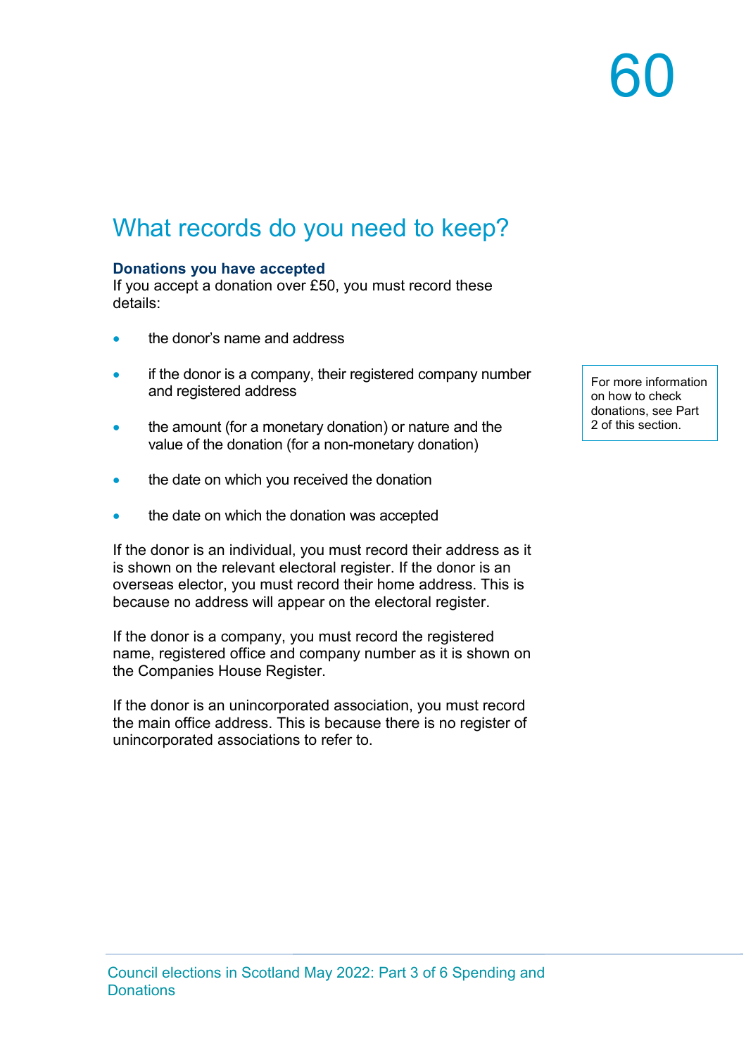## What records do you need to keep?

### Donations you have accepted

If you accept a donation over £50, you must record these details:

- the donor's name and address
- if the donor is a company, their registered company number and registered address
- the amount (for a monetary donation) or nature and the value of the donation (for a non-monetary donation)
- the date on which you received the donation
- the date on which the donation was accepted

For more information on how to check donations, see Part 2 of this section.

If the donor is an individual, you must record their address as it is shown on the relevant electoral register. If the donor is an overseas elector, you must record their home address. This is because no address will appear on the electoral register.

If the donor is a company, you must record the registered name, registered office and company number as it is shown on the Companies House Register.

If the donor is an unincorporated association, you must record the main office address. This is because there is no register of unincorporated associations to refer to.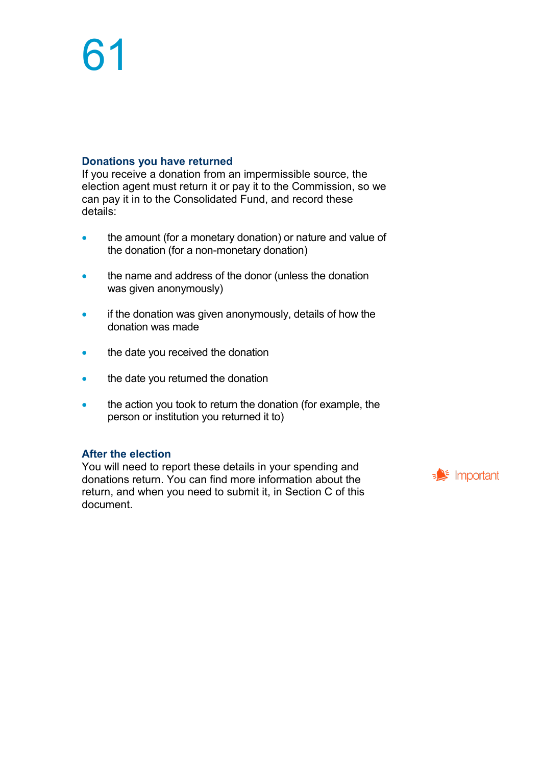### Donations you have returned

If you receive a donation from an impermissible source, the election agent must return it or pay it to the Commission, so we can pay it in to the Consolidated Fund, and record these details:

- the amount (for a monetary donation) or nature and value of the donation (for a non-monetary donation)
- the name and address of the donor (unless the donation was given anonymously)
- if the donation was given anonymously, details of how the donation was made
- the date you received the donation
- the date you returned the donation
- the action you took to return the donation (for example, the person or institution you returned it to)

### After the election

You will need to report these details in your spending and donations return. You can find more information about the return, and when you need to submit it, in Section C of this document.

Important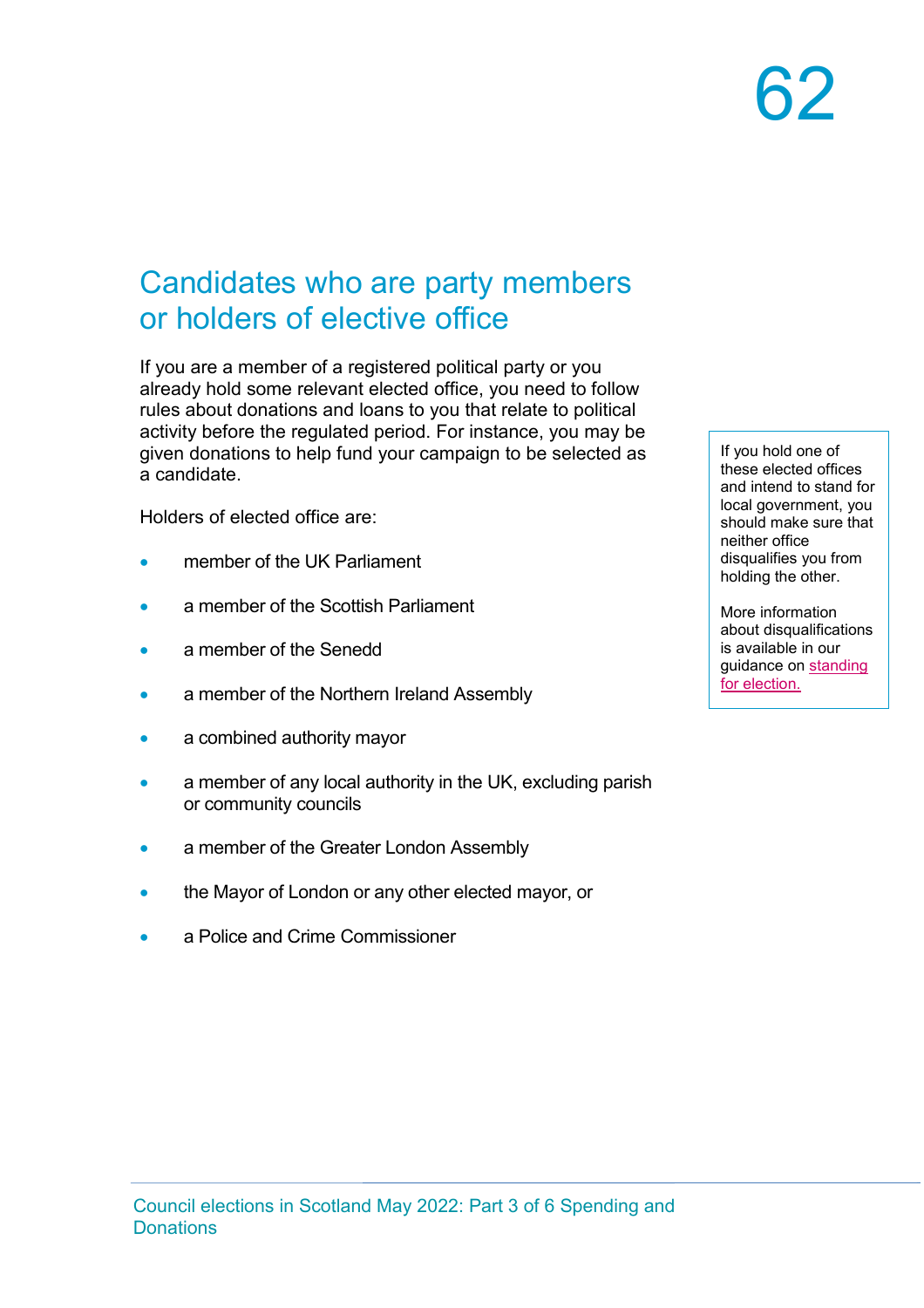## Candidates who are party members or holders of elective office

If you are a member of a registered political party or you already hold some relevant elected office, you need to follow rules about donations and loans to you that relate to political activity before the regulated period. For instance, you may be given donations to help fund your campaign to be selected as a candidate.

Holders of elected office are:

- member of the UK Parliament
- a member of the Scottish Parliament
- a member of the Senedd
- a member of the Northern Ireland Assembly
- a combined authority mayor
- a member of any local authority in the UK, excluding parish or community councils
- a member of the Greater London Assembly
- the Mayor of London or any other elected mayor, or
- a Police and Crime Commissioner

> If you hold one of these elected offices and intend to stand for local government, you should make sure that neither office disqualifies you from holding the other.
>
> More information about disqualifications is available in our guidance on standing for election.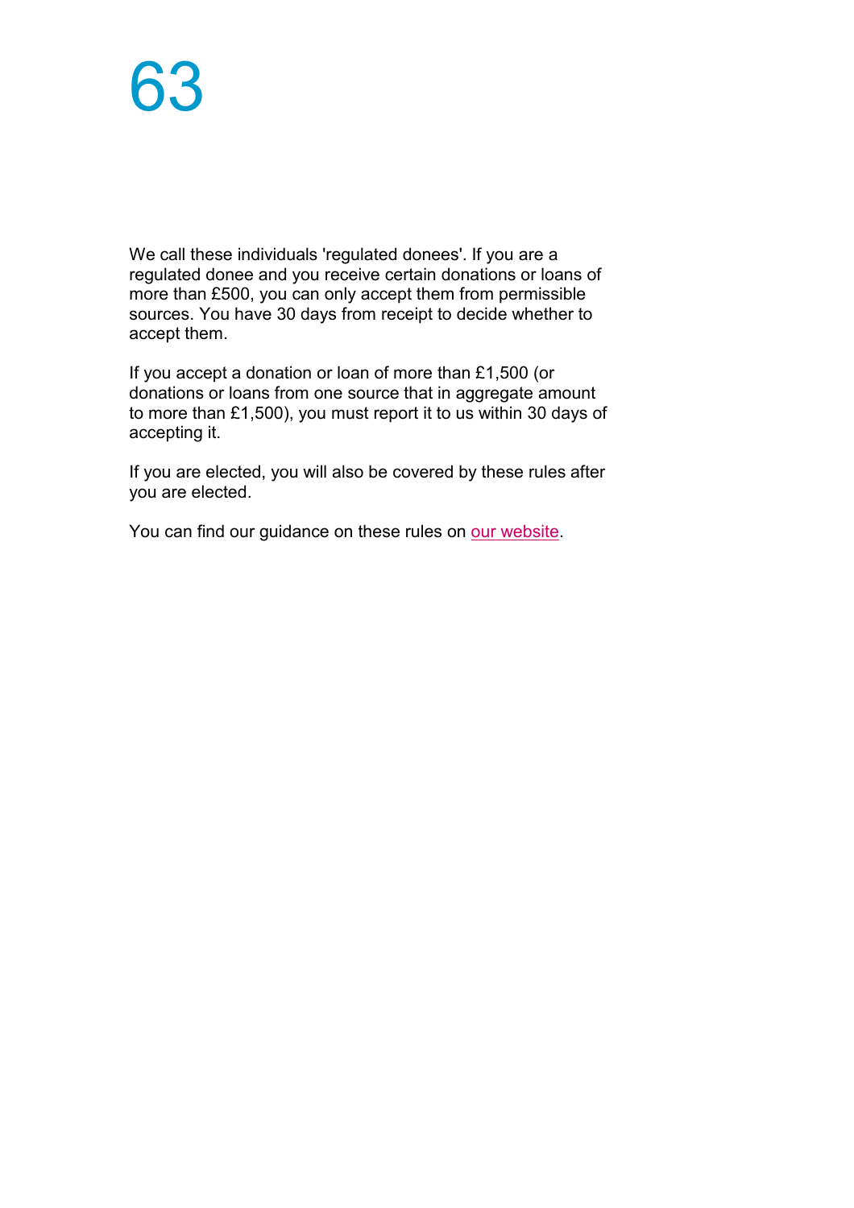We call these individuals 'regulated donees'. If you are a regulated donee and you receive certain donations or loans of more than £500, you can only accept them from permissible sources. You have 30 days from receipt to decide whether to accept them.

If you accept a donation or loan of more than £1,500 (or donations or loans from one source that in aggregate amount to more than £1,500), you must report it to us within 30 days of accepting it.

If you are elected, you will also be covered by these rules after you are elected.

You can find our guidance on these rules on our website.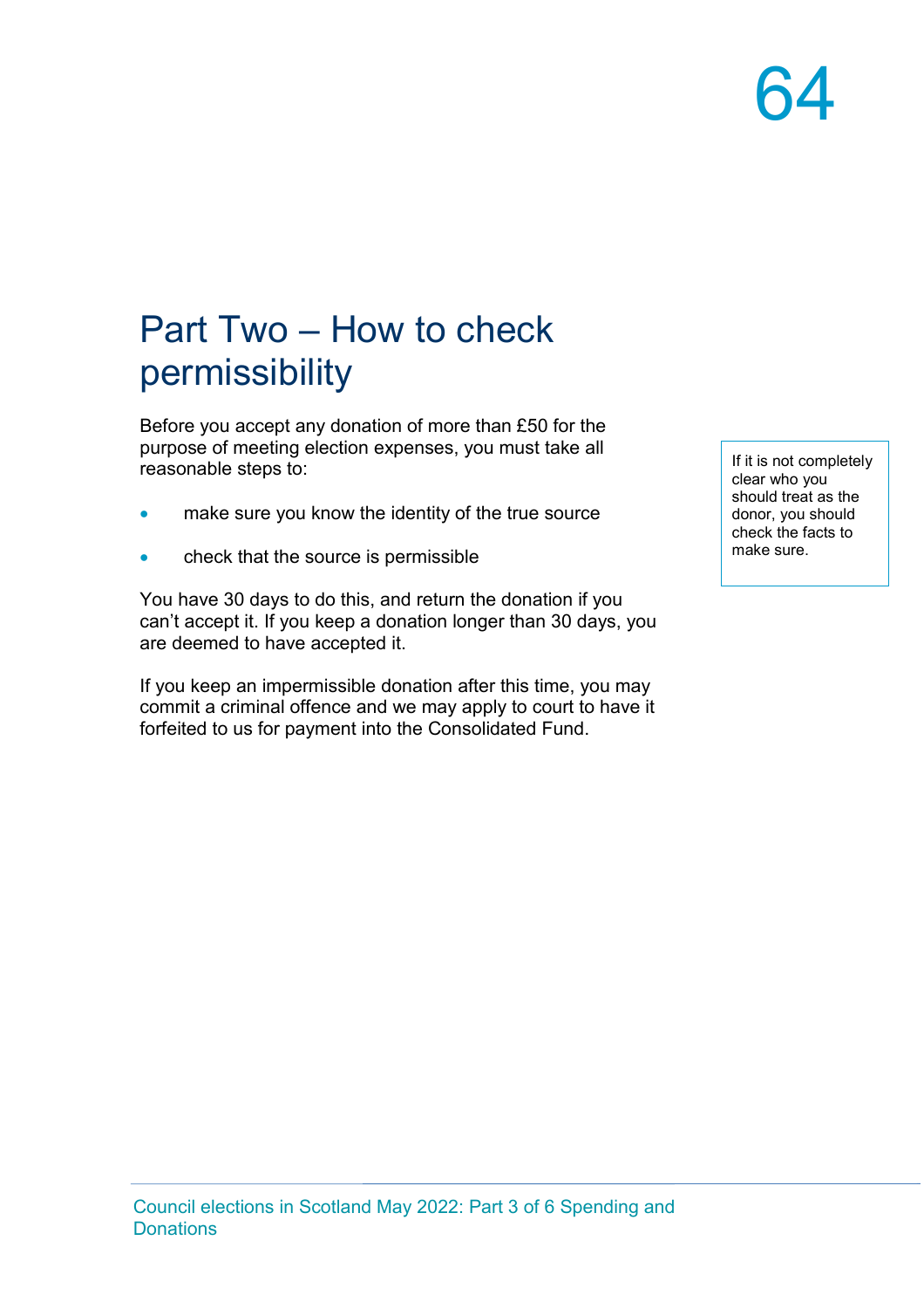# Part Two – How to check permissibility

Before you accept any donation of more than £50 for the purpose of meeting election expenses, you must take all reasonable steps to:

- make sure you know the identity of the true source
- check that the source is permissible

If it is not completely clear who you should treat as the donor, you should check the facts to make sure.

You have 30 days to do this, and return the donation if you can't accept it. If you keep a donation longer than 30 days, you are deemed to have accepted it.

If you keep an impermissible donation after this time, you may commit a criminal offence and we may apply to court to have it forfeited to us for payment into the Consolidated Fund.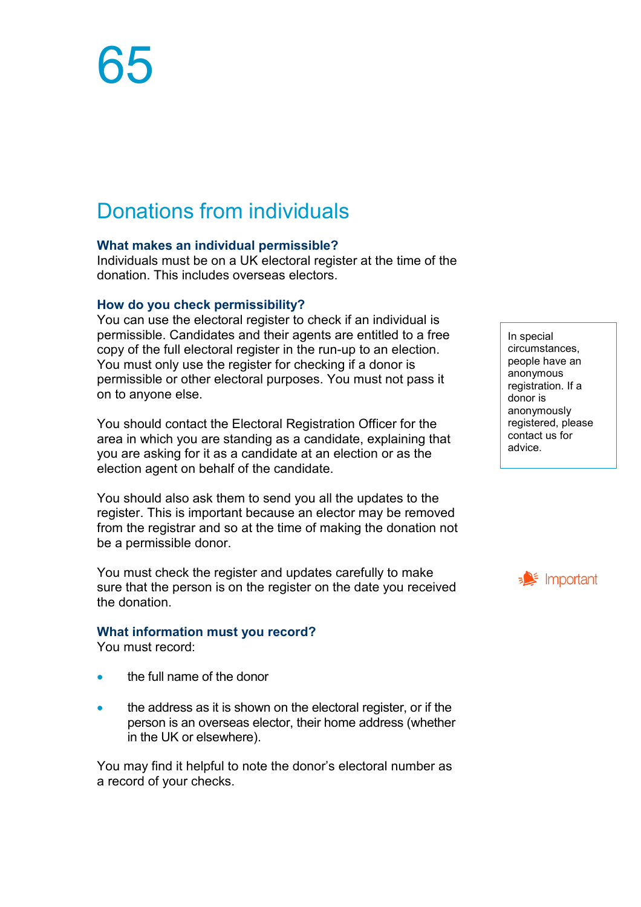# 65

## Donations from individuals

### What makes an individual permissible?

Individuals must be on a UK electoral register at the time of the donation. This includes overseas electors.

### How do you check permissibility?

You can use the electoral register to check if an individual is permissible. Candidates and their agents are entitled to a free copy of the full electoral register in the run-up to an election. You must only use the register for checking if a donor is permissible or other electoral purposes. You must not pass it on to anyone else.

> In special circumstances, people have an anonymous registration. If a donor is anonymously registered, please contact us for advice.

You should contact the Electoral Registration Officer for the area in which you are standing as a candidate, explaining that you are asking for it as a candidate at an election or as the election agent on behalf of the candidate.

You should also ask them to send you all the updates to the register. This is important because an elector may be removed from the registrar and so at the time of making the donation not be a permissible donor.

**Important**

You must check the register and updates carefully to make sure that the person is on the register on the date you received the donation.

### What information must you record?

You must record:

- the full name of the donor
- the address as it is shown on the electoral register, or if the person is an overseas elector, their home address (whether in the UK or elsewhere).

You may find it helpful to note the donor's electoral number as a record of your checks.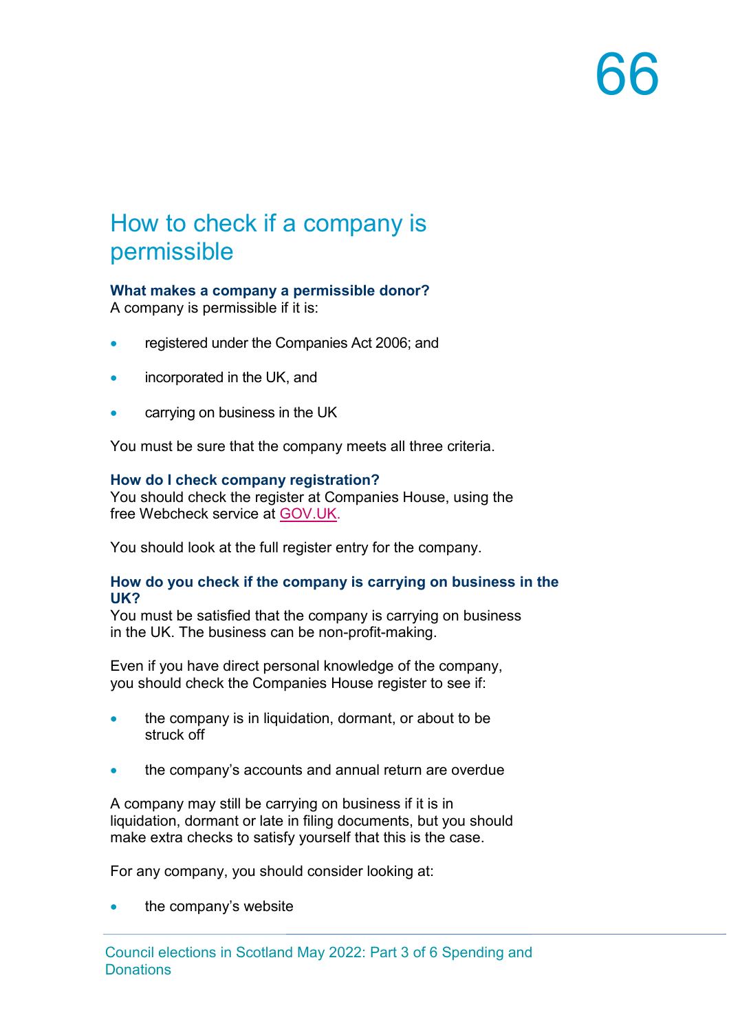# How to check if a company is permissible

### What makes a company a permissible donor?

A company is permissible if it is:

- registered under the Companies Act 2006; and
- incorporated in the UK, and
- carrying on business in the UK

You must be sure that the company meets all three criteria.

### How do I check company registration?

You should check the register at Companies House, using the free Webcheck service at GOV.UK.

You should look at the full register entry for the company.

### How do you check if the company is carrying on business in the UK?

You must be satisfied that the company is carrying on business in the UK. The business can be non-profit-making.

Even if you have direct personal knowledge of the company, you should check the Companies House register to see if:

- the company is in liquidation, dormant, or about to be struck off
- the company's accounts and annual return are overdue

A company may still be carrying on business if it is in liquidation, dormant or late in filing documents, but you should make extra checks to satisfy yourself that this is the case.

For any company, you should consider looking at:

- the company's website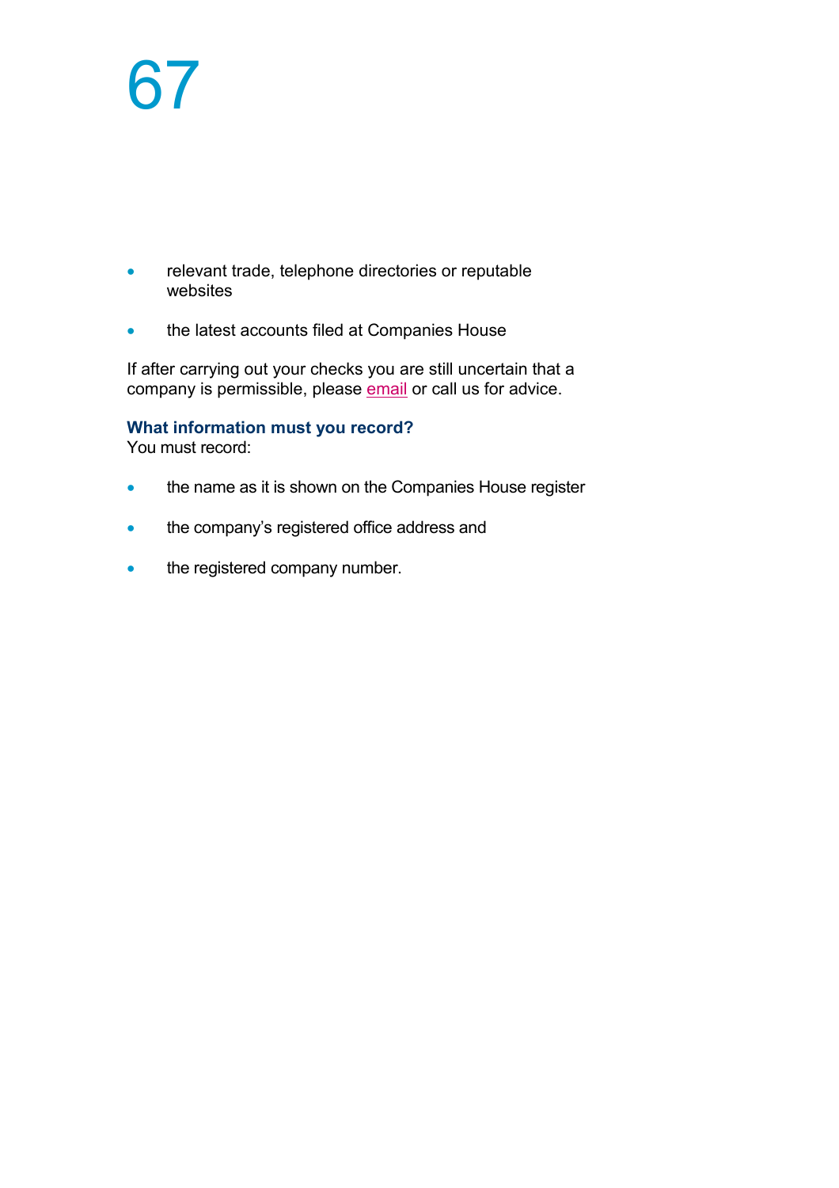- relevant trade, telephone directories or reputable websites
- the latest accounts filed at Companies House

If after carrying out your checks you are still uncertain that a company is permissible, please email or call us for advice.

### What information must you record?

You must record:

- the name as it is shown on the Companies House register
- the company's registered office address and
- the registered company number.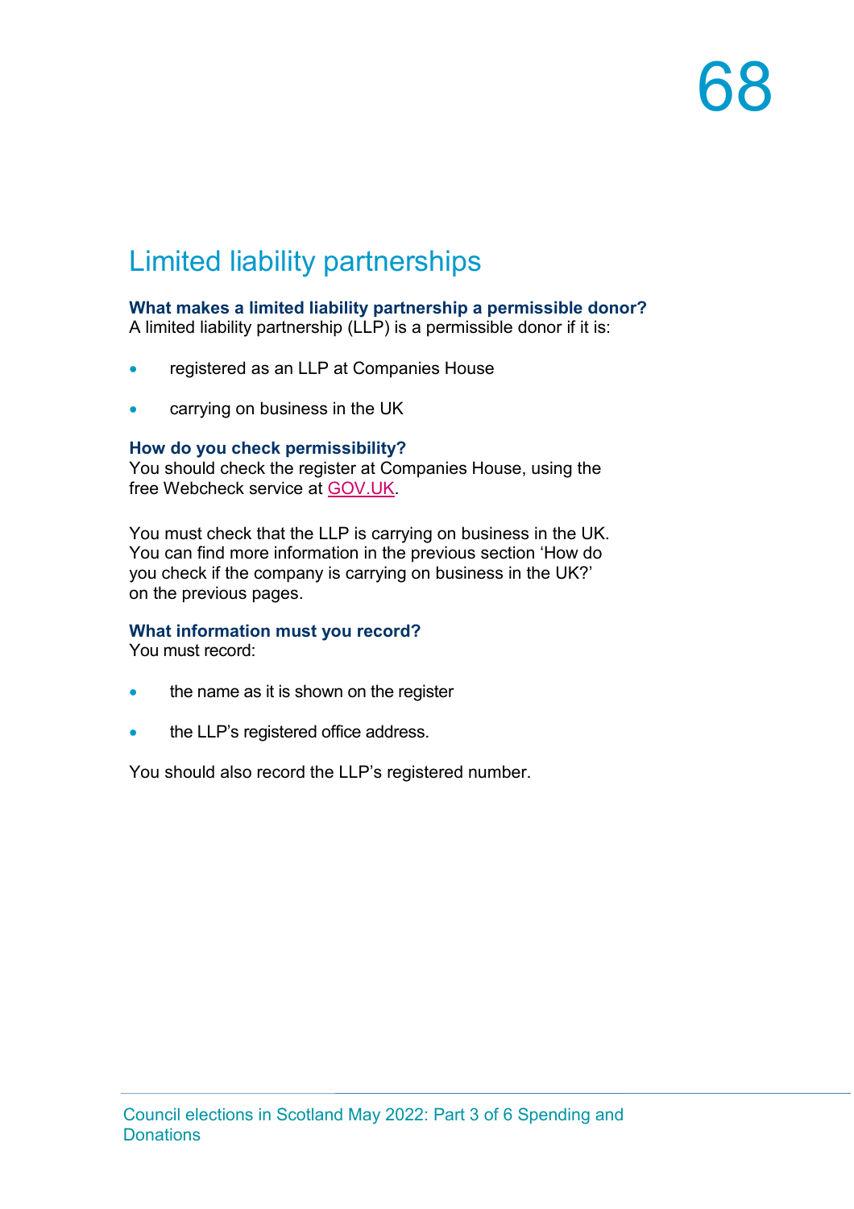## Limited liability partnerships

**What makes a limited liability partnership a permissible donor?**
A limited liability partnership (LLP) is a permissible donor if it is:

- registered as an LLP at Companies House
- carrying on business in the UK

**How do you check permissibility?**
You should check the register at Companies House, using the free Webcheck service at GOV.UK.

You must check that the LLP is carrying on business in the UK. You can find more information in the previous section 'How do you check if the company is carrying on business in the UK?' on the previous pages.

**What information must you record?**
You must record:

- the name as it is shown on the register
- the LLP's registered office address.

You should also record the LLP's registered number.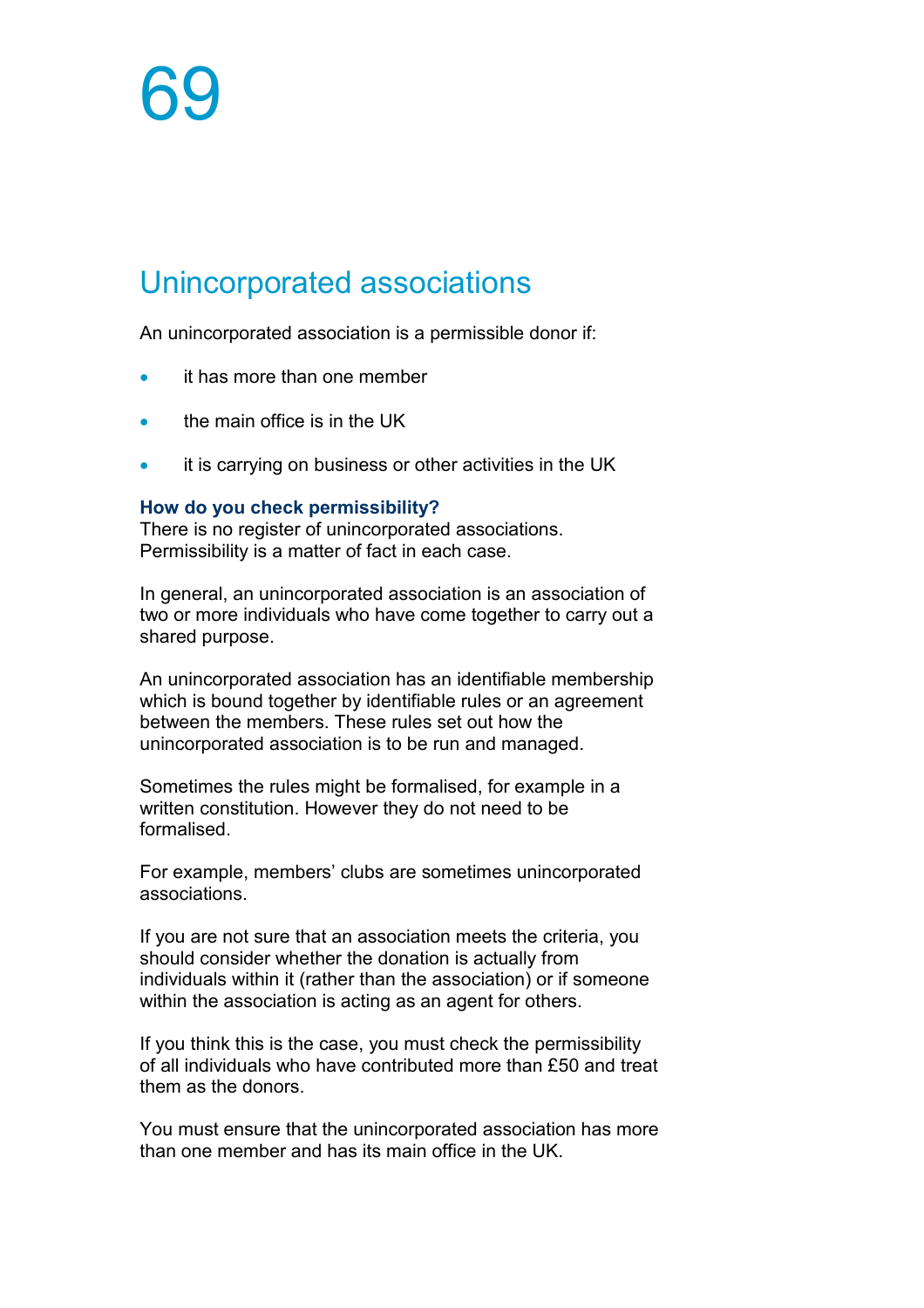## Unincorporated associations

An unincorporated association is a permissible donor if:

- it has more than one member
- the main office is in the UK
- it is carrying on business or other activities in the UK

**How do you check permissibility?**
There is no register of unincorporated associations. Permissibility is a matter of fact in each case.

In general, an unincorporated association is an association of two or more individuals who have come together to carry out a shared purpose.

An unincorporated association has an identifiable membership which is bound together by identifiable rules or an agreement between the members. These rules set out how the unincorporated association is to be run and managed.

Sometimes the rules might be formalised, for example in a written constitution. However they do not need to be formalised.

For example, members' clubs are sometimes unincorporated associations.

If you are not sure that an association meets the criteria, you should consider whether the donation is actually from individuals within it (rather than the association) or if someone within the association is acting as an agent for others.

If you think this is the case, you must check the permissibility of all individuals who have contributed more than £50 and treat them as the donors.

You must ensure that the unincorporated association has more than one member and has its main office in the UK.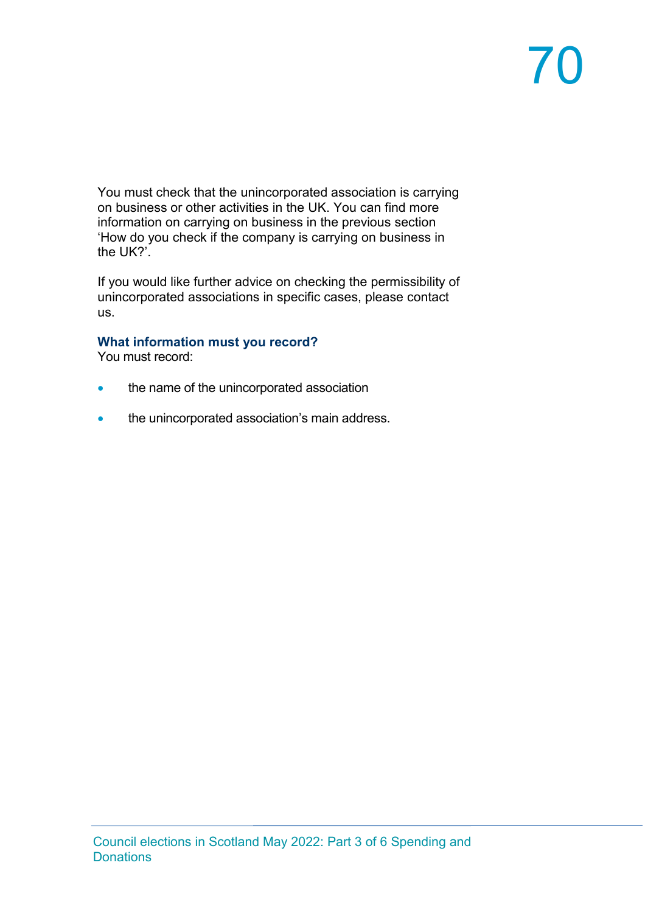You must check that the unincorporated association is carrying on business or other activities in the UK. You can find more information on carrying on business in the previous section 'How do you check if the company is carrying on business in the UK?'.

If you would like further advice on checking the permissibility of unincorporated associations in specific cases, please contact us.

### What information must you record?

You must record:

- the name of the unincorporated association
- the unincorporated association's main address.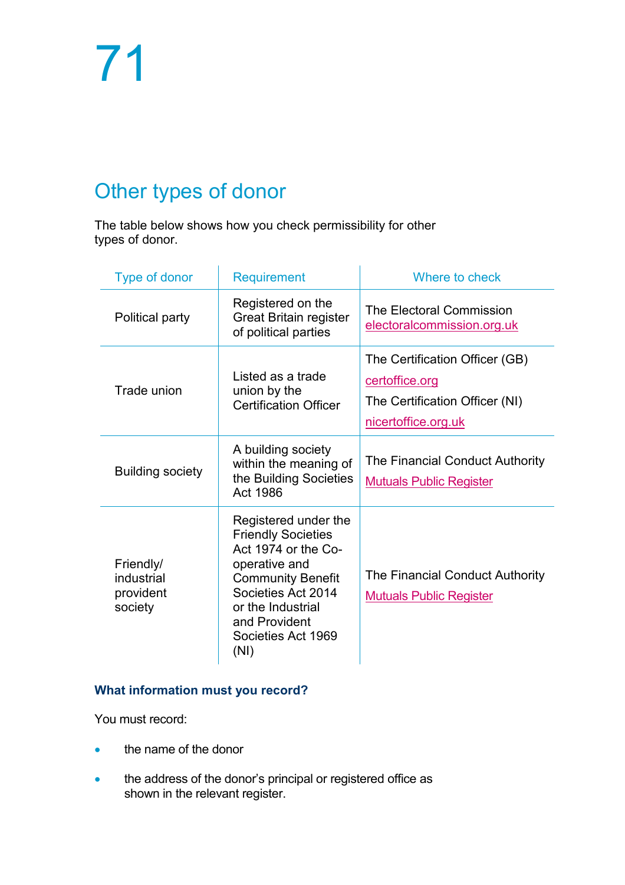# 71

## Other types of donor

The table below shows how you check permissibility for other types of donor.

| Type of donor | Requirement | Where to check |
|---|---|---|
| Political party | Registered on the Great Britain register of political parties | The Electoral Commission electoralcommission.org.uk |
| Trade union | Listed as a trade union by the Certification Officer | The Certification Officer (GB) certoffice.org The Certification Officer (NI) nicertoffice.org.uk |
| Building society | A building society within the meaning of the Building Societies Act 1986 | The Financial Conduct Authority Mutuals Public Register |
| Friendly/ industrial provident society | Registered under the Friendly Societies Act 1974 or the Co-operative and Community Benefit Societies Act 2014 or the Industrial and Provident Societies Act 1969 (NI) | The Financial Conduct Authority Mutuals Public Register |

### What information must you record?

You must record:

- the name of the donor
- the address of the donor's principal or registered office as shown in the relevant register.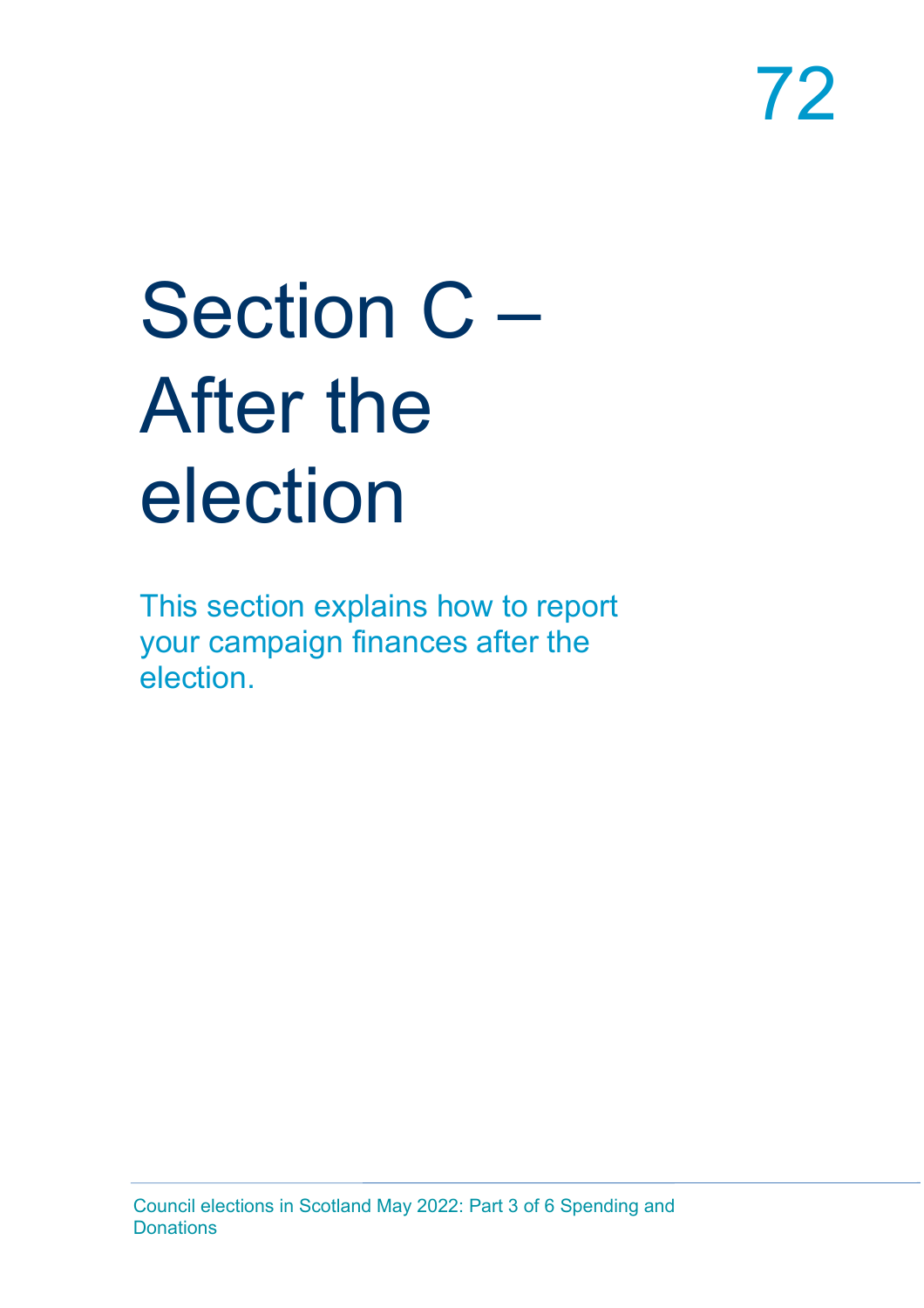# Section C – After the election

This section explains how to report your campaign finances after the election.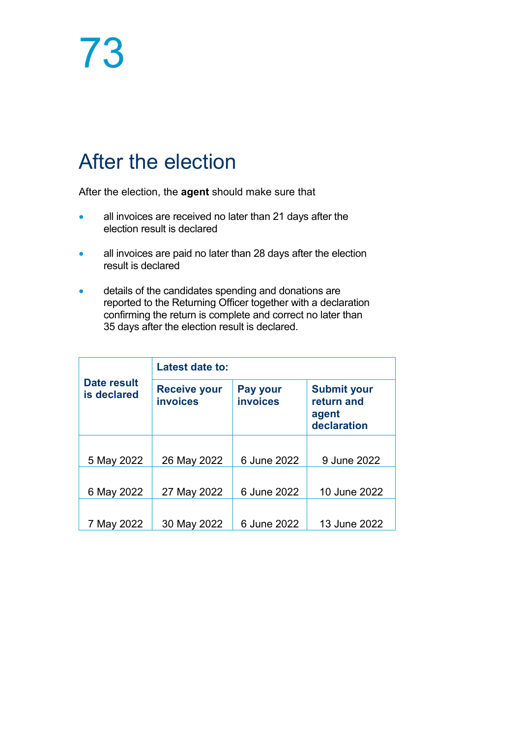# After the election

After the election, the **agent** should make sure that

- all invoices are received no later than 21 days after the election result is declared
- all invoices are paid no later than 28 days after the election result is declared
- details of the candidates spending and donations are reported to the Returning Officer together with a declaration confirming the return is complete and correct no later than 35 days after the election result is declared.

| Date result is declared | Latest date to: | | |
|---|---|---|---|
| | Receive your invoices | Pay your invoices | Submit your return and agent declaration |
| 5 May 2022 | 26 May 2022 | 6 June 2022 | 9 June 2022 |
| 6 May 2022 | 27 May 2022 | 6 June 2022 | 10 June 2022 |
| 7 May 2022 | 30 May 2022 | 6 June 2022 | 13 June 2022 |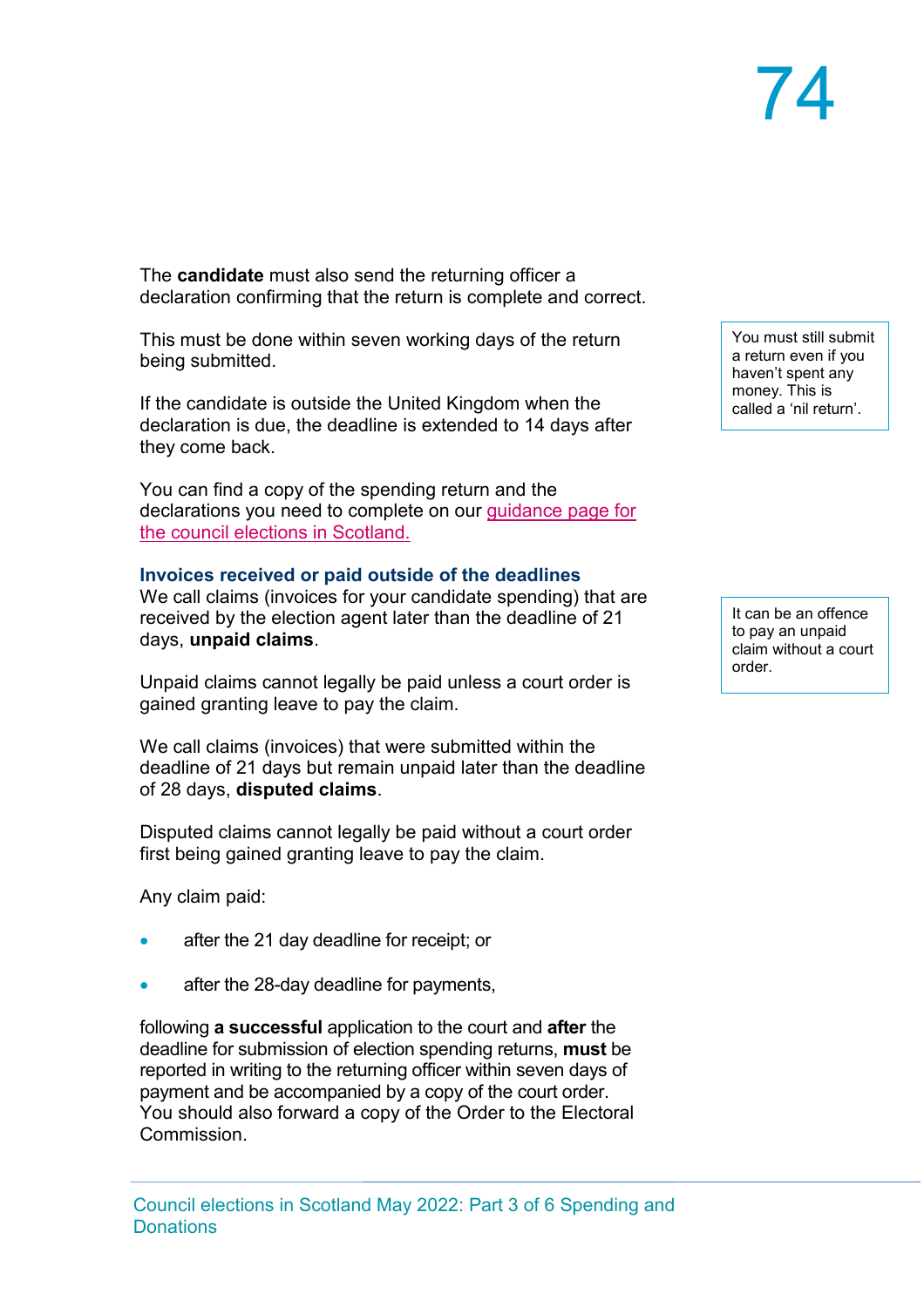The **candidate** must also send the returning officer a declaration confirming that the return is complete and correct.

This must be done within seven working days of the return being submitted.

> You must still submit a return even if you haven't spent any money. This is called a 'nil return'.

If the candidate is outside the United Kingdom when the declaration is due, the deadline is extended to 14 days after they come back.

You can find a copy of the spending return and the declarations you need to complete on our [guidance page for the council elections in Scotland.]()

### Invoices received or paid outside of the deadlines

We call claims (invoices for your candidate spending) that are received by the election agent later than the deadline of 21 days, **unpaid claims**.

> It can be an offence to pay an unpaid claim without a court order.

Unpaid claims cannot legally be paid unless a court order is gained granting leave to pay the claim.

We call claims (invoices) that were submitted within the deadline of 21 days but remain unpaid later than the deadline of 28 days, **disputed claims**.

Disputed claims cannot legally be paid without a court order first being gained granting leave to pay the claim.

Any claim paid:

- after the 21 day deadline for receipt; or
- after the 28-day deadline for payments,

following **a successful** application to the court and **after** the deadline for submission of election spending returns, **must** be reported in writing to the returning officer within seven days of payment and be accompanied by a copy of the court order. You should also forward a copy of the Order to the Electoral Commission.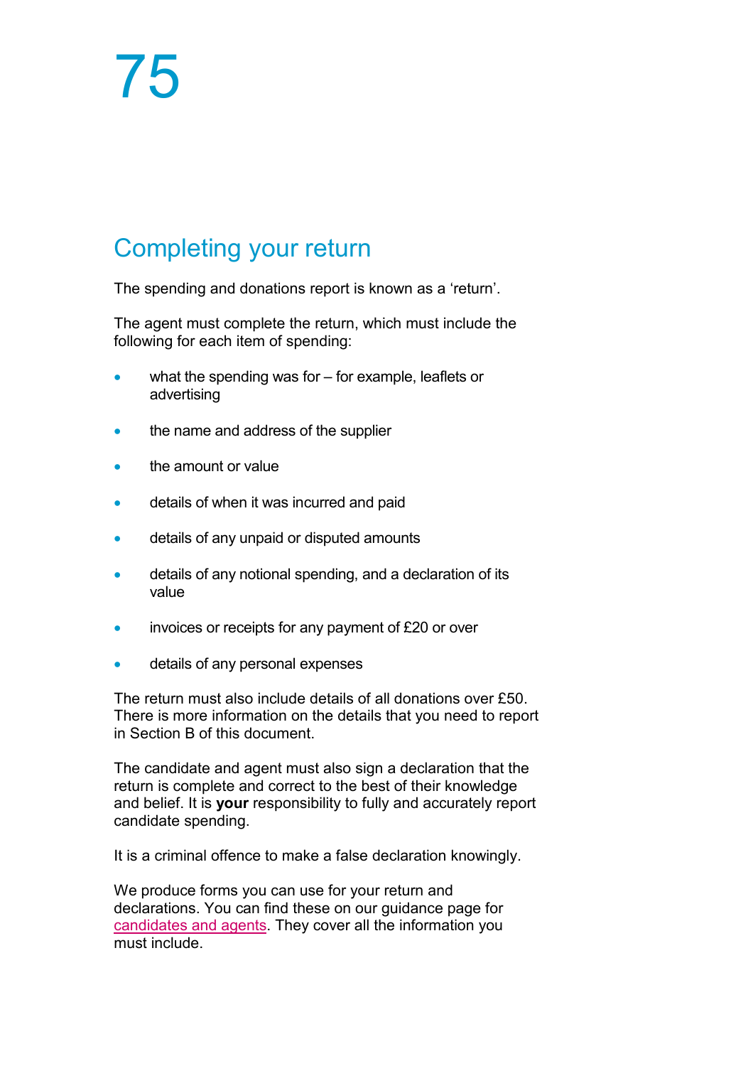## Completing your return

The spending and donations report is known as a 'return'.

The agent must complete the return, which must include the following for each item of spending:

- what the spending was for – for example, leaflets or advertising
- the name and address of the supplier
- the amount or value
- details of when it was incurred and paid
- details of any unpaid or disputed amounts
- details of any notional spending, and a declaration of its value
- invoices or receipts for any payment of £20 or over
- details of any personal expenses

The return must also include details of all donations over £50. There is more information on the details that you need to report in Section B of this document.

The candidate and agent must also sign a declaration that the return is complete and correct to the best of their knowledge and belief. It is **your** responsibility to fully and accurately report candidate spending.

It is a criminal offence to make a false declaration knowingly.

We produce forms you can use for your return and declarations. You can find these on our guidance page for candidates and agents. They cover all the information you must include.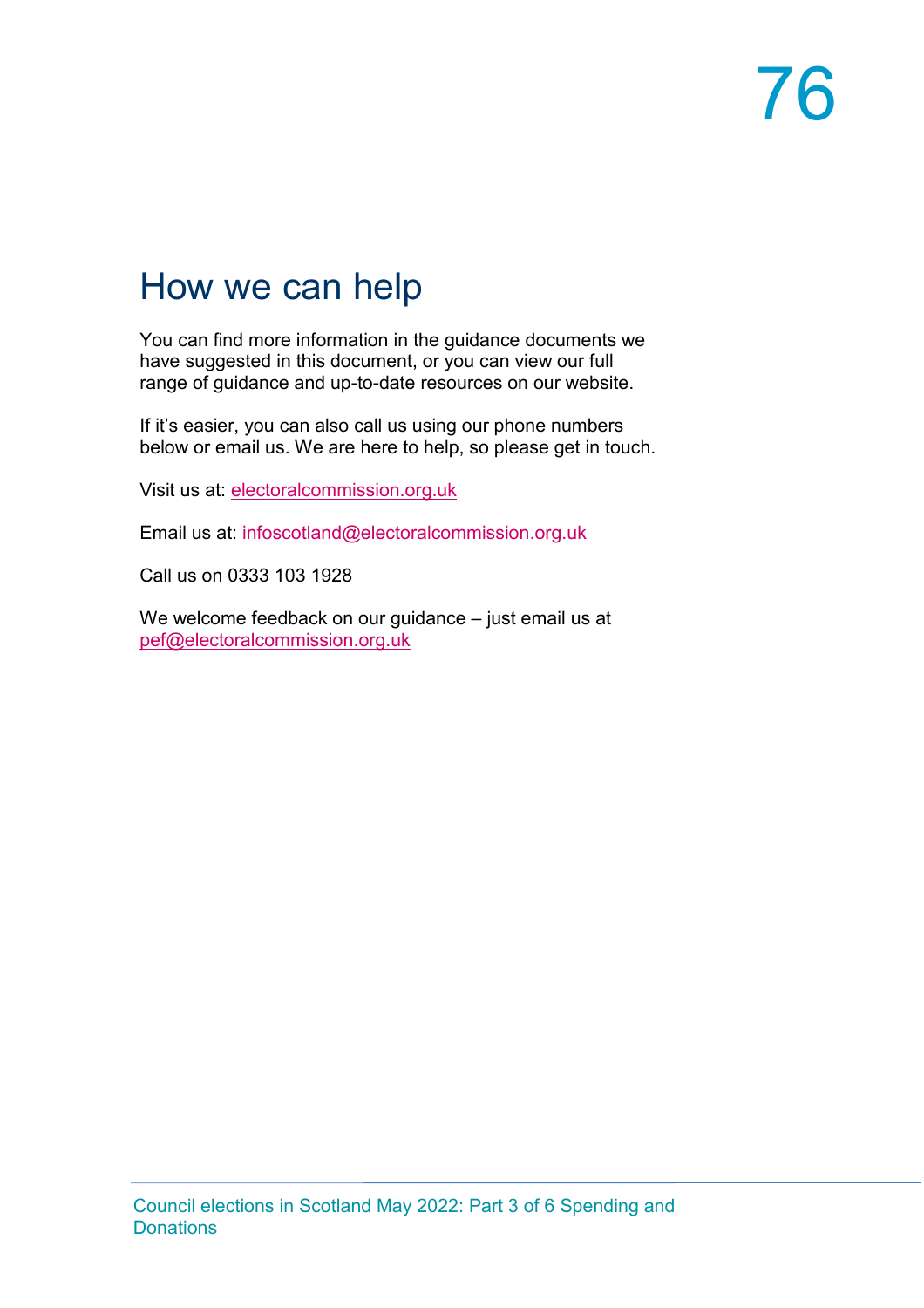# How we can help

You can find more information in the guidance documents we have suggested in this document, or you can view our full range of guidance and up-to-date resources on our website.

If it's easier, you can also call us using our phone numbers below or email us. We are here to help, so please get in touch.

Visit us at: electoralcommission.org.uk

Email us at: infoscotland@electoralcommission.org.uk

Call us on 0333 103 1928

We welcome feedback on our guidance – just email us at pef@electoralcommission.org.uk